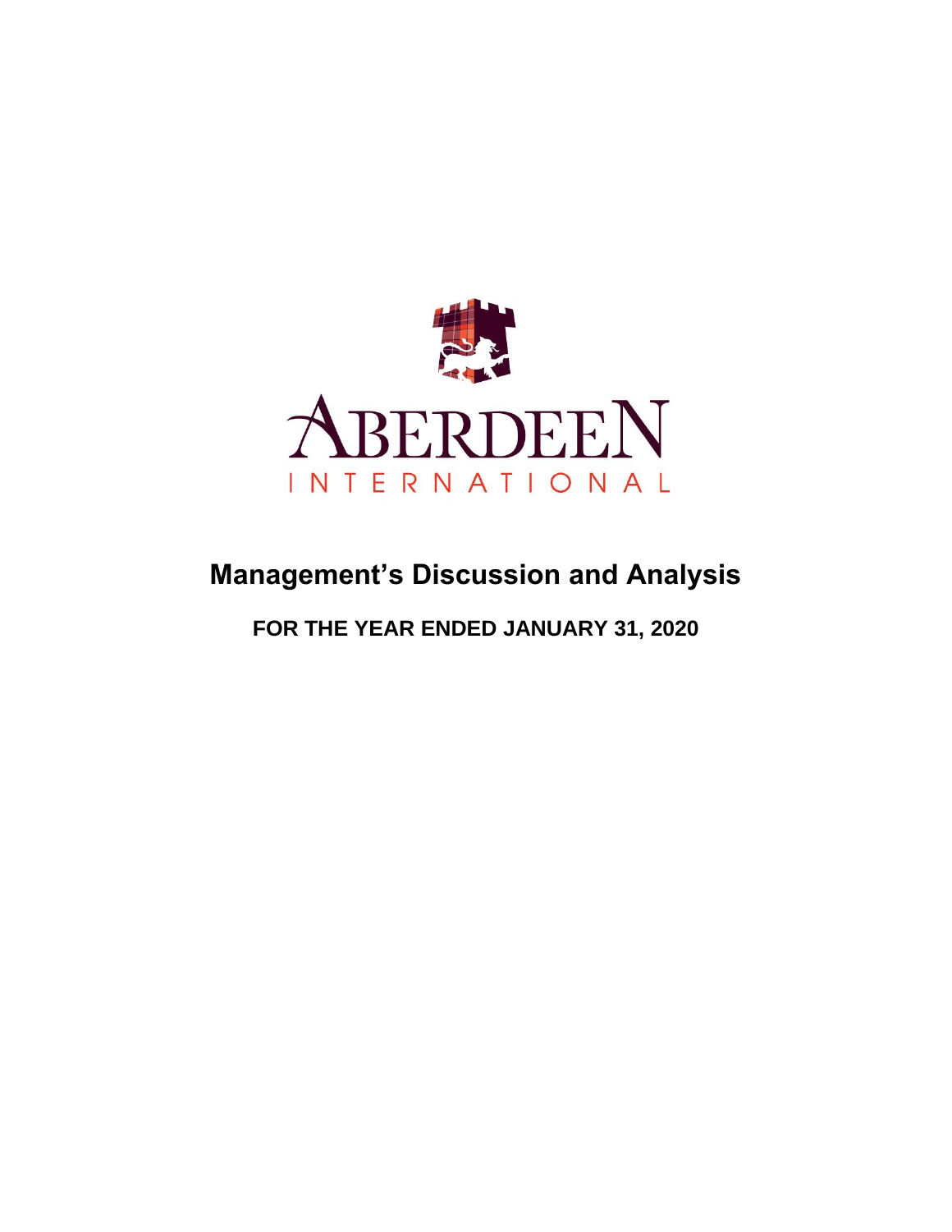ABERDEEN

INTERNATIONAL

# Management's Discussion and Analysis

## FOR THE YEAR ENDED JANUARY 31, 2020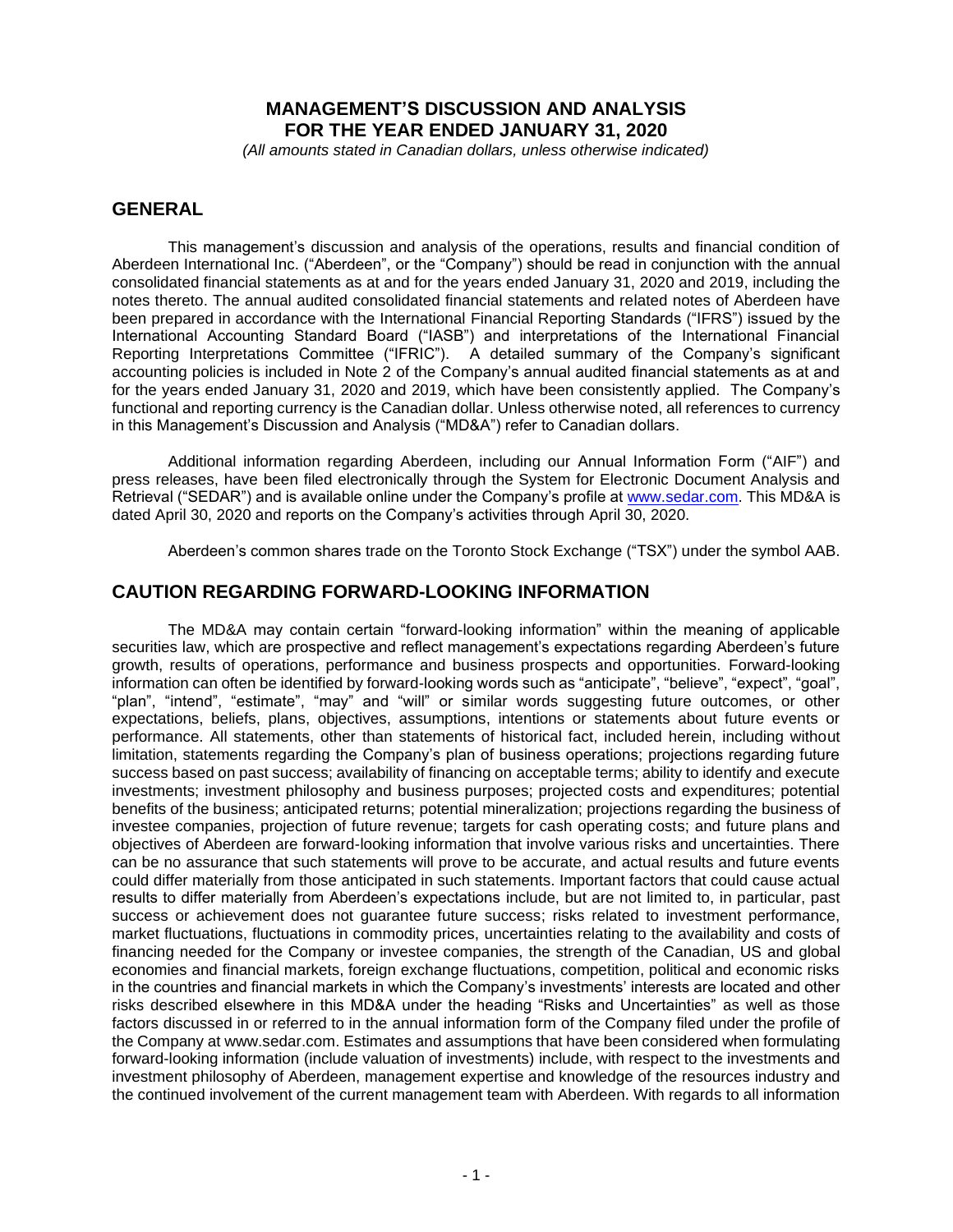# MANAGEMENT'S DISCUSSION AND ANALYSIS
# FOR THE YEAR ENDED JANUARY 31, 2020

*(All amounts stated in Canadian dollars, unless otherwise indicated)*

## GENERAL

This management's discussion and analysis of the operations, results and financial condition of Aberdeen International Inc. ("Aberdeen", or the "Company") should be read in conjunction with the annual consolidated financial statements as at and for the years ended January 31, 2020 and 2019, including the notes thereto. The annual audited consolidated financial statements and related notes of Aberdeen have been prepared in accordance with the International Financial Reporting Standards ("IFRS") issued by the International Accounting Standard Board ("IASB") and interpretations of the International Financial Reporting Interpretations Committee ("IFRIC"). A detailed summary of the Company's significant accounting policies is included in Note 2 of the Company's annual audited financial statements as at and for the years ended January 31, 2020 and 2019, which have been consistently applied. The Company's functional and reporting currency is the Canadian dollar. Unless otherwise noted, all references to currency in this Management's Discussion and Analysis ("MD&A") refer to Canadian dollars.

Additional information regarding Aberdeen, including our Annual Information Form ("AIF") and press releases, have been filed electronically through the System for Electronic Document Analysis and Retrieval ("SEDAR") and is available online under the Company's profile at www.sedar.com. This MD&A is dated April 30, 2020 and reports on the Company's activities through April 30, 2020.

Aberdeen's common shares trade on the Toronto Stock Exchange ("TSX") under the symbol AAB.

## CAUTION REGARDING FORWARD-LOOKING INFORMATION

The MD&A may contain certain "forward-looking information" within the meaning of applicable securities law, which are prospective and reflect management's expectations regarding Aberdeen's future growth, results of operations, performance and business prospects and opportunities. Forward-looking information can often be identified by forward-looking words such as "anticipate", "believe", "expect", "goal", "plan", "intend", "estimate", "may" and "will" or similar words suggesting future outcomes, or other expectations, beliefs, plans, objectives, assumptions, intentions or statements about future events or performance. All statements, other than statements of historical fact, included herein, including without limitation, statements regarding the Company's plan of business operations; projections regarding future success based on past success; availability of financing on acceptable terms; ability to identify and execute investments; investment philosophy and business purposes; projected costs and expenditures; potential benefits of the business; anticipated returns; potential mineralization; projections regarding the business of investee companies, projection of future revenue; targets for cash operating costs; and future plans and objectives of Aberdeen are forward-looking information that involve various risks and uncertainties. There can be no assurance that such statements will prove to be accurate, and actual results and future events could differ materially from those anticipated in such statements. Important factors that could cause actual results to differ materially from Aberdeen's expectations include, but are not limited to, in particular, past success or achievement does not guarantee future success; risks related to investment performance, market fluctuations, fluctuations in commodity prices, uncertainties relating to the availability and costs of financing needed for the Company or investee companies, the strength of the Canadian, US and global economies and financial markets, foreign exchange fluctuations, competition, political and economic risks in the countries and financial markets in which the Company's investments' interests are located and other risks described elsewhere in this MD&A under the heading "Risks and Uncertainties" as well as those factors discussed in or referred to in the annual information form of the Company filed under the profile of the Company at www.sedar.com. Estimates and assumptions that have been considered when formulating forward-looking information (include valuation of investments) include, with respect to the investments and investment philosophy of Aberdeen, management expertise and knowledge of the resources industry and the continued involvement of the current management team with Aberdeen. With regards to all information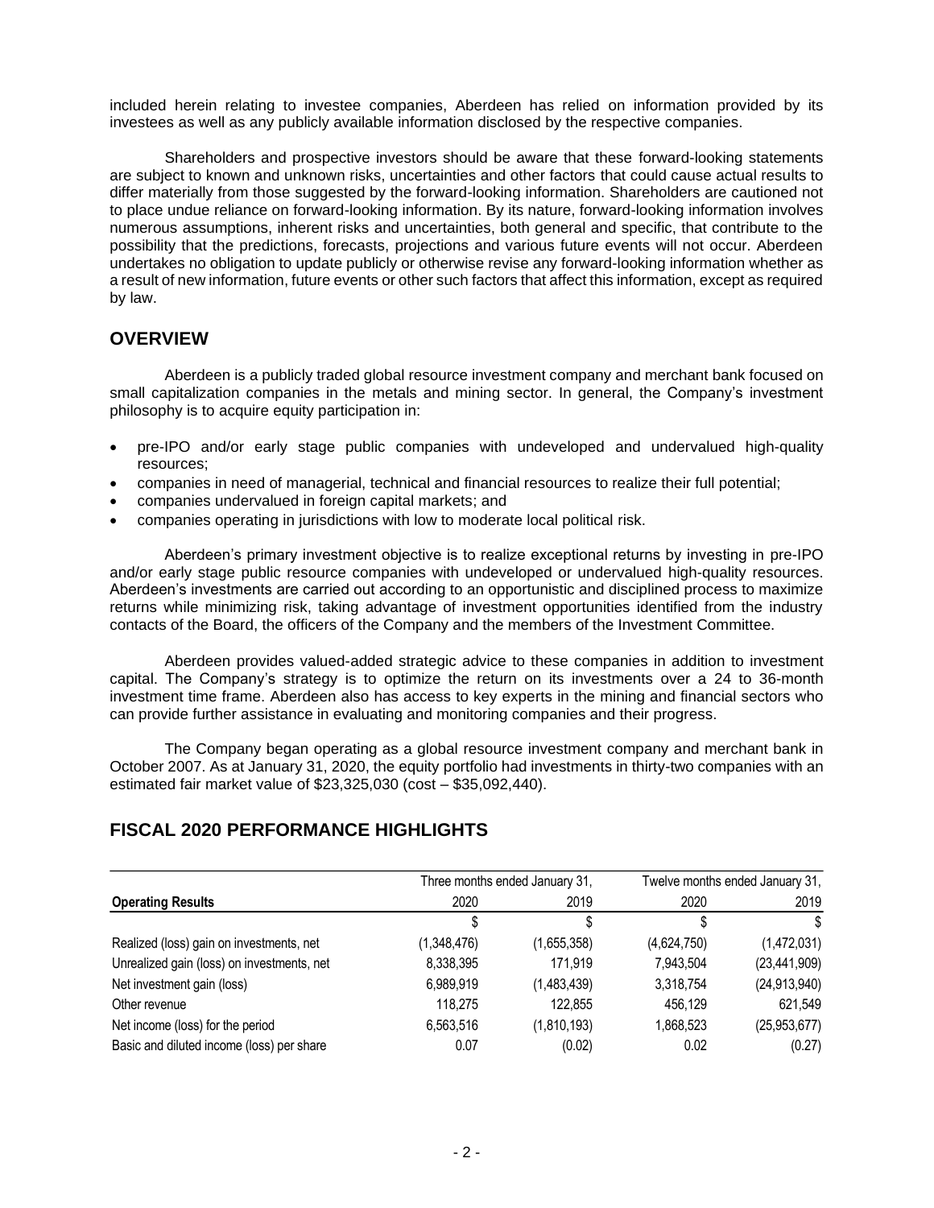included herein relating to investee companies, Aberdeen has relied on information provided by its investees as well as any publicly available information disclosed by the respective companies.

Shareholders and prospective investors should be aware that these forward-looking statements are subject to known and unknown risks, uncertainties and other factors that could cause actual results to differ materially from those suggested by the forward-looking information. Shareholders are cautioned not to place undue reliance on forward-looking information. By its nature, forward-looking information involves numerous assumptions, inherent risks and uncertainties, both general and specific, that contribute to the possibility that the predictions, forecasts, projections and various future events will not occur. Aberdeen undertakes no obligation to update publicly or otherwise revise any forward-looking information whether as a result of new information, future events or other such factors that affect this information, except as required by law.

## OVERVIEW

Aberdeen is a publicly traded global resource investment company and merchant bank focused on small capitalization companies in the metals and mining sector. In general, the Company's investment philosophy is to acquire equity participation in:

- pre-IPO and/or early stage public companies with undeveloped and undervalued high-quality resources;
- companies in need of managerial, technical and financial resources to realize their full potential;
- companies undervalued in foreign capital markets; and
- companies operating in jurisdictions with low to moderate local political risk.

Aberdeen's primary investment objective is to realize exceptional returns by investing in pre-IPO and/or early stage public resource companies with undeveloped or undervalued high-quality resources. Aberdeen's investments are carried out according to an opportunistic and disciplined process to maximize returns while minimizing risk, taking advantage of investment opportunities identified from the industry contacts of the Board, the officers of the Company and the members of the Investment Committee.

Aberdeen provides valued-added strategic advice to these companies in addition to investment capital. The Company's strategy is to optimize the return on its investments over a 24 to 36-month investment time frame. Aberdeen also has access to key experts in the mining and financial sectors who can provide further assistance in evaluating and monitoring companies and their progress.

The Company began operating as a global resource investment company and merchant bank in October 2007. As at January 31, 2020, the equity portfolio had investments in thirty-two companies with an estimated fair market value of $23,325,030 (cost – $35,092,440).

## FISCAL 2020 PERFORMANCE HIGHLIGHTS

| | Three months ended January 31, | | Twelve months ended January 31, | |
|---|---|---|---|---|
| **Operating Results** | 2020 | 2019 | 2020 | 2019 |
| | $ | $ | $ | $ |
| Realized (loss) gain on investments, net | (1,348,476) | (1,655,358) | (4,624,750) | (1,472,031) |
| Unrealized gain (loss) on investments, net | 8,338,395 | 171,919 | 7,943,504 | (23,441,909) |
| Net investment gain (loss) | 6,989,919 | (1,483,439) | 3,318,754 | (24,913,940) |
| Other revenue | 118,275 | 122,855 | 456,129 | 621,549 |
| Net income (loss) for the period | 6,563,516 | (1,810,193) | 1,868,523 | (25,953,677) |
| Basic and diluted income (loss) per share | 0.07 | (0.02) | 0.02 | (0.27) |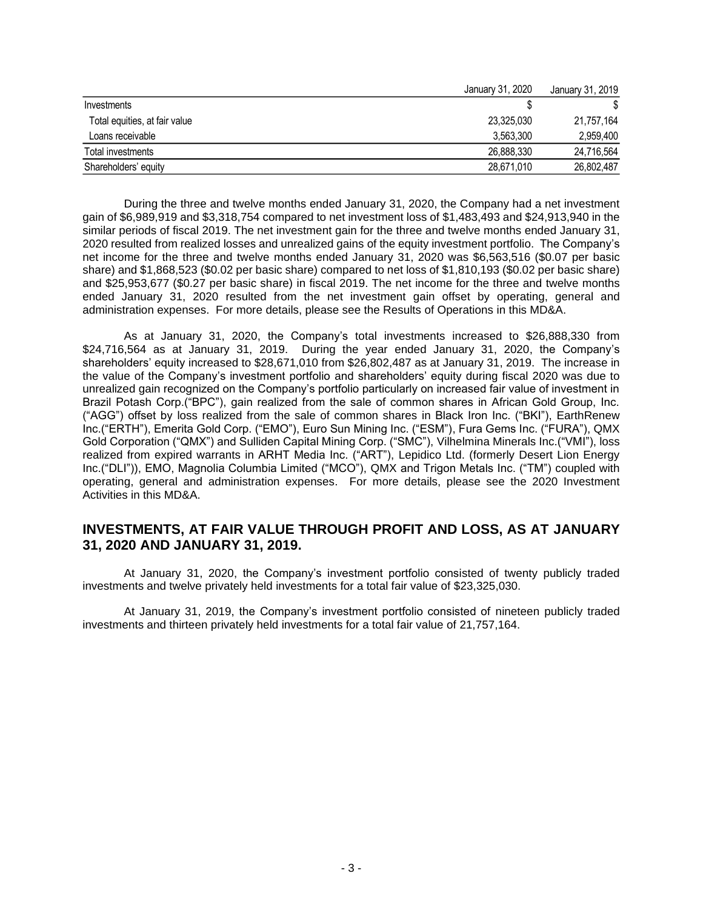| | January 31, 2020 | January 31, 2019 |
|---|---|---|
| Investments | $ | $ |
| Total equities, at fair value | 23,325,030 | 21,757,164 |
| Loans receivable | 3,563,300 | 2,959,400 |
| Total investments | 26,888,330 | 24,716,564 |
| Shareholders' equity | 28,671,010 | 26,802,487 |

During the three and twelve months ended January 31, 2020, the Company had a net investment gain of $6,989,919 and $3,318,754 compared to net investment loss of $1,483,493 and $24,913,940 in the similar periods of fiscal 2019. The net investment gain for the three and twelve months ended January 31, 2020 resulted from realized losses and unrealized gains of the equity investment portfolio. The Company's net income for the three and twelve months ended January 31, 2020 was $6,563,516 ($0.07 per basic share) and $1,868,523 ($0.02 per basic share) compared to net loss of $1,810,193 ($0.02 per basic share) and $25,953,677 ($0.27 per basic share) in fiscal 2019. The net income for the three and twelve months ended January 31, 2020 resulted from the net investment gain offset by operating, general and administration expenses. For more details, please see the Results of Operations in this MD&A.

As at January 31, 2020, the Company's total investments increased to $26,888,330 from $24,716,564 as at January 31, 2019. During the year ended January 31, 2020, the Company's shareholders' equity increased to $28,671,010 from $26,802,487 as at January 31, 2019. The increase in the value of the Company's investment portfolio and shareholders' equity during fiscal 2020 was due to unrealized gain recognized on the Company's portfolio particularly on increased fair value of investment in Brazil Potash Corp.("BPC"), gain realized from the sale of common shares in African Gold Group, Inc. ("AGG") offset by loss realized from the sale of common shares in Black Iron Inc. ("BKI"), EarthRenew Inc.("ERTH"), Emerita Gold Corp. ("EMO"), Euro Sun Mining Inc. ("ESM"), Fura Gems Inc. ("FURA"), QMX Gold Corporation ("QMX") and Sulliden Capital Mining Corp. ("SMC"), Vilhelmina Minerals Inc.("VMI"), loss realized from expired warrants in ARHT Media Inc. ("ART"), Lepidico Ltd. (formerly Desert Lion Energy Inc.("DLI")), EMO, Magnolia Columbia Limited ("MCO"), QMX and Trigon Metals Inc. ("TM") coupled with operating, general and administration expenses. For more details, please see the 2020 Investment Activities in this MD&A.

## INVESTMENTS, AT FAIR VALUE THROUGH PROFIT AND LOSS, AS AT JANUARY 31, 2020 AND JANUARY 31, 2019.

At January 31, 2020, the Company's investment portfolio consisted of twenty publicly traded investments and twelve privately held investments for a total fair value of $23,325,030.

At January 31, 2019, the Company's investment portfolio consisted of nineteen publicly traded investments and thirteen privately held investments for a total fair value of 21,757,164.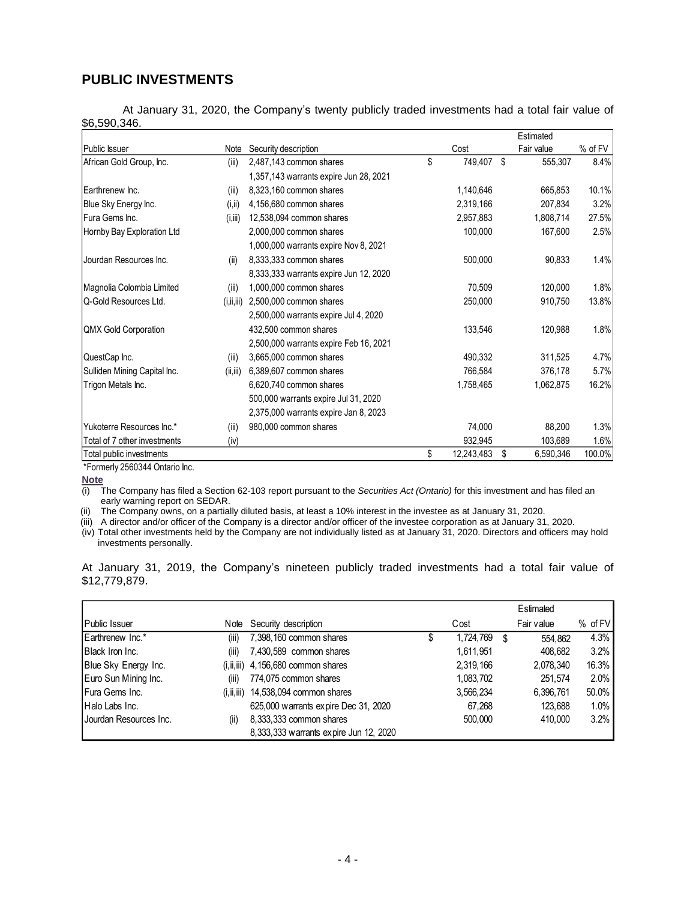## PUBLIC INVESTMENTS

At January 31, 2020, the Company's twenty publicly traded investments had a total fair value of $6,590,346.

| Public Issuer | Note | Security description | Cost | Estimated Fair value | % of FV |
|---|---|---|---|---|---|
| African Gold Group, Inc. | (iii) | 2,487,143 common shares | $ 749,407 | $ 555,307 | 8.4% |
| | | 1,357,143 warrants expire Jun 28, 2021 | | | |
| Earthrenew Inc. | (iii) | 8,323,160 common shares | 1,140,646 | 665,853 | 10.1% |
| Blue Sky Energy Inc. | (i,ii) | 4,156,680 common shares | 2,319,166 | 207,834 | 3.2% |
| Fura Gems Inc. | (i,iii) | 12,538,094 common shares | 2,957,883 | 1,808,714 | 27.5% |
| Hornby Bay Exploration Ltd | | 2,000,000 common shares | 100,000 | 167,600 | 2.5% |
| | | 1,000,000 warrants expire Nov 8, 2021 | | | |
| Jourdan Resources Inc. | (ii) | 8,333,333 common shares | 500,000 | 90,833 | 1.4% |
| | | 8,333,333 warrants expire Jun 12, 2020 | | | |
| Magnolia Colombia Limited | (iii) | 1,000,000 common shares | 70,509 | 120,000 | 1.8% |
| Q-Gold Resources Ltd. | (i,ii,iii) | 2,500,000 common shares | 250,000 | 910,750 | 13.8% |
| | | 2,500,000 warrants expire Jul 4, 2020 | | | |
| QMX Gold Corporation | | 432,500 common shares | 133,546 | 120,988 | 1.8% |
| | | 2,500,000 warrants expire Feb 16, 2021 | | | |
| QuestCap Inc. | (iii) | 3,665,000 common shares | 490,332 | 311,525 | 4.7% |
| Sulliden Mining Capital Inc. | (ii,iii) | 6,389,607 common shares | 766,584 | 376,178 | 5.7% |
| Trigon Metals Inc. | | 6,620,740 common shares | 1,758,465 | 1,062,875 | 16.2% |
| | | 500,000 warrants expire Jul 31, 2020 | | | |
| | | 2,375,000 warrants expire Jan 8, 2023 | | | |
| Yukoterre Resources Inc.* | (iii) | 980,000 common shares | 74,000 | 88,200 | 1.3% |
| Total of 7 other investments | (iv) | | 932,945 | 103,689 | 1.6% |
| Total public investments | | | $ 12,243,483 | $ 6,590,346 | 100.0% |

*Formerly 2560344 Ontario Inc.

**Note**

(i) The Company has filed a Section 62-103 report pursuant to the *Securities Act (Ontario)* for this investment and has filed an early warning report on SEDAR.
(ii) The Company owns, on a partially diluted basis, at least a 10% interest in the investee as at January 31, 2020.
(iii) A director and/or officer of the Company is a director and/or officer of the investee corporation as at January 31, 2020.
(iv) Total other investments held by the Company are not individually listed as at January 31, 2020. Directors and officers may hold investments personally.

At January 31, 2019, the Company's nineteen publicly traded investments had a total fair value of $12,779,879.

| Public Issuer | Note | Security description | Cost | Estimated Fair value | % of FV |
|---|---|---|---|---|---|
| Earthrenew Inc.* | (iii) | 7,398,160 common shares | $ 1,724,769 | $ 554,862 | 4.3% |
| Black Iron Inc. | (iii) | 7,430,589 common shares | 1,611,951 | 408,682 | 3.2% |
| Blue Sky Energy Inc. | (i,ii,iii) | 4,156,680 common shares | 2,319,166 | 2,078,340 | 16.3% |
| Euro Sun Mining Inc. | (iii) | 774,075 common shares | 1,083,702 | 251,574 | 2.0% |
| Fura Gems Inc. | (i,ii,iii) | 14,538,094 common shares | 3,566,234 | 6,396,761 | 50.0% |
| Halo Labs Inc. | | 625,000 warrants expire Dec 31, 2020 | 67,268 | 123,688 | 1.0% |
| Jourdan Resources Inc. | (ii) | 8,333,333 common shares | 500,000 | 410,000 | 3.2% |
| | | 8,333,333 warrants expire Jun 12, 2020 | | | |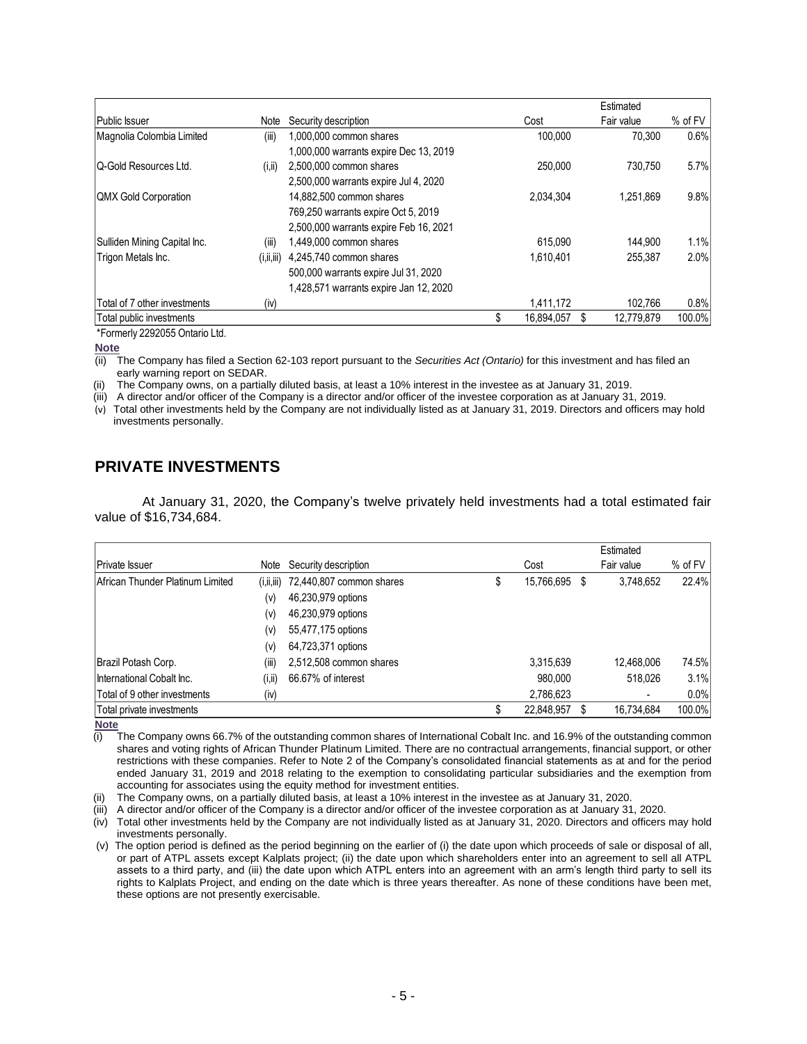| Public Issuer | Note | Security description | Cost | Estimated Fair value | % of FV |
|---|---|---|---|---|---|
| Magnolia Colombia Limited | (iii) | 1,000,000 common shares | 100,000 | 70,300 | 0.6% |
| | | 1,000,000 warrants expire Dec 13, 2019 | | | |
| Q-Gold Resources Ltd. | (i,ii) | 2,500,000 common shares | 250,000 | 730,750 | 5.7% |
| | | 2,500,000 warrants expire Jul 4, 2020 | | | |
| QMX Gold Corporation | | 14,882,500 common shares | 2,034,304 | 1,251,869 | 9.8% |
| | | 769,250 warrants expire Oct 5, 2019 | | | |
| | | 2,500,000 warrants expire Feb 16, 2021 | | | |
| Sulliden Mining Capital Inc. | (iii) | 1,449,000 common shares | 615,090 | 144,900 | 1.1% |
| Trigon Metals Inc. | (i,ii,iii) | 4,245,740 common shares | 1,610,401 | 255,387 | 2.0% |
| | | 500,000 warrants expire Jul 31, 2020 | | | |
| | | 1,428,571 warrants expire Jan 12, 2020 | | | |
| Total of 7 other investments | (iv) | | 1,411,172 | 102,766 | 0.8% |
| Total public investments | | | $ 16,894,057 | $ 12,779,879 | 100.0% |

*Formerly 2292055 Ontario Ltd.

**Note**

(ii) The Company has filed a Section 62-103 report pursuant to the *Securities Act (Ontario)* for this investment and has filed an early warning report on SEDAR.

(ii) The Company owns, on a partially diluted basis, at least a 10% interest in the investee as at January 31, 2019.

(iii) A director and/or officer of the Company is a director and/or officer of the investee corporation as at January 31, 2019.

(v) Total other investments held by the Company are not individually listed as at January 31, 2019. Directors and officers may hold investments personally.

## PRIVATE INVESTMENTS

At January 31, 2020, the Company's twelve privately held investments had a total estimated fair value of $16,734,684.

| Private Issuer | Note | Security description | Cost | Estimated Fair value | % of FV |
|---|---|---|---|---|---|
| African Thunder Platinum Limited | (i,ii,iii) | 72,440,807 common shares | $ 15,766,695 | $ 3,748,652 | 22.4% |
| | (v) | 46,230,979 options | | | |
| | (v) | 46,230,979 options | | | |
| | (v) | 55,477,175 options | | | |
| | (v) | 64,723,371 options | | | |
| Brazil Potash Corp. | (iii) | 2,512,508 common shares | 3,315,639 | 12,468,006 | 74.5% |
| International Cobalt Inc. | (i,ii) | 66.67% of interest | 980,000 | 518,026 | 3.1% |
| Total of 9 other investments | (iv) | | 2,786,623 | - | 0.0% |
| Total private investments | | | $ 22,848,957 | $ 16,734,684 | 100.0% |

**Note**

(i) The Company owns 66.7% of the outstanding common shares of International Cobalt Inc. and 16.9% of the outstanding common shares and voting rights of African Thunder Platinum Limited. There are no contractual arrangements, financial support, or other restrictions with these companies. Refer to Note 2 of the Company's consolidated financial statements as at and for the period ended January 31, 2019 and 2018 relating to the exemption to consolidating particular subsidiaries and the exemption from accounting for associates using the equity method for investment entities.

(ii) The Company owns, on a partially diluted basis, at least a 10% interest in the investee as at January 31, 2020.

(iii) A director and/or officer of the Company is a director and/or officer of the investee corporation as at January 31, 2020.

(iv) Total other investments held by the Company are not individually listed as at January 31, 2020. Directors and officers may hold investments personally.

(v) The option period is defined as the period beginning on the earlier of (i) the date upon which proceeds of sale or disposal of all, or part of ATPL assets except Kalplats project; (ii) the date upon which shareholders enter into an agreement to sell all ATPL assets to a third party, and (iii) the date upon which ATPL enters into an agreement with an arm's length third party to sell its rights to Kalplats Project, and ending on the date which is three years thereafter. As none of these conditions have been met, these options are not presently exercisable.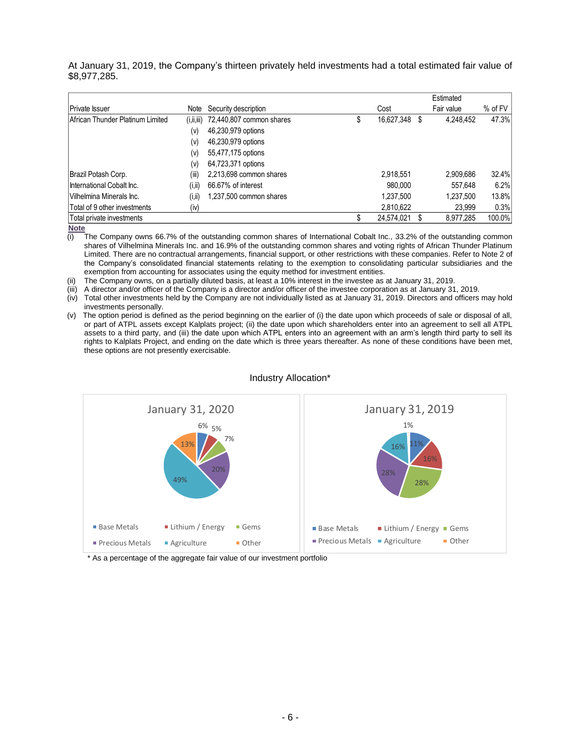At January 31, 2019, the Company's thirteen privately held investments had a total estimated fair value of $8,977,285.

| Private Issuer | Note | Security description | Cost | Estimated Fair value | % of FV |
|---|---|---|---|---|---|
| African Thunder Platinum Limited | (i,ii,iii) | 72,440,807 common shares | $ 16,627,348 | $ 4,248,452 | 47.3% |
| | (v) | 46,230,979 options | | | |
| | (v) | 46,230,979 options | | | |
| | (v) | 55,477,175 options | | | |
| | (v) | 64,723,371 options | | | |
| Brazil Potash Corp. | (iii) | 2,213,698 common shares | 2,918,551 | 2,909,686 | 32.4% |
| International Cobalt Inc. | (i,ii) | 66.67% of interest | 980,000 | 557,648 | 6.2% |
| Vilhelmina Minerals Inc. | (i,ii) | 1,237,500 common shares | 1,237,500 | 1,237,500 | 13.8% |
| Total of 9 other investments | (iv) | | 2,810,622 | 23,999 | 0.3% |
| Total private investments | | | $ 24,574,021 | $ 8,977,285 | 100.0% |

**Note**

(i) The Company owns 66.7% of the outstanding common shares of International Cobalt Inc., 33.2% of the outstanding common shares of Vilhelmina Minerals Inc. and 16.9% of the outstanding common shares and voting rights of African Thunder Platinum Limited. There are no contractual arrangements, financial support, or other restrictions with these companies. Refer to Note 2 of the Company's consolidated financial statements relating to the exemption to consolidating particular subsidiaries and the exemption from accounting for associates using the equity method for investment entities.

(ii) The Company owns, on a partially diluted basis, at least a 10% interest in the investee as at January 31, 2019.

(iii) A director and/or officer of the Company is a director and/or officer of the investee corporation as at January 31, 2019.

(iv) Total other investments held by the Company are not individually listed as at January 31, 2019. Directors and officers may hold investments personally.

(v) The option period is defined as the period beginning on the earlier of (i) the date upon which proceeds of sale or disposal of all, or part of ATPL assets except Kalplats project; (ii) the date upon which shareholders enter into an agreement to sell all ATPL assets to a third party, and (iii) the date upon which ATPL enters into an agreement with an arm's length third party to sell its rights to Kalplats Project, and ending on the date which is three years thereafter. As none of these conditions have been met, these options are not presently exercisable.

Industry Allocation*

| Industry | January 31, 2020 | January 31, 2019 |
|---|---|---|
| Base Metals | 6% | 11% |
| Lithium / Energy | 5% | 16% |
| Gems | 7% | 28% |
| Precious Metals | 20% | 28% |
| Agriculture | 49% | 16% |
| Other | 13% | 1% |

\* As a percentage of the aggregate fair value of our investment portfolio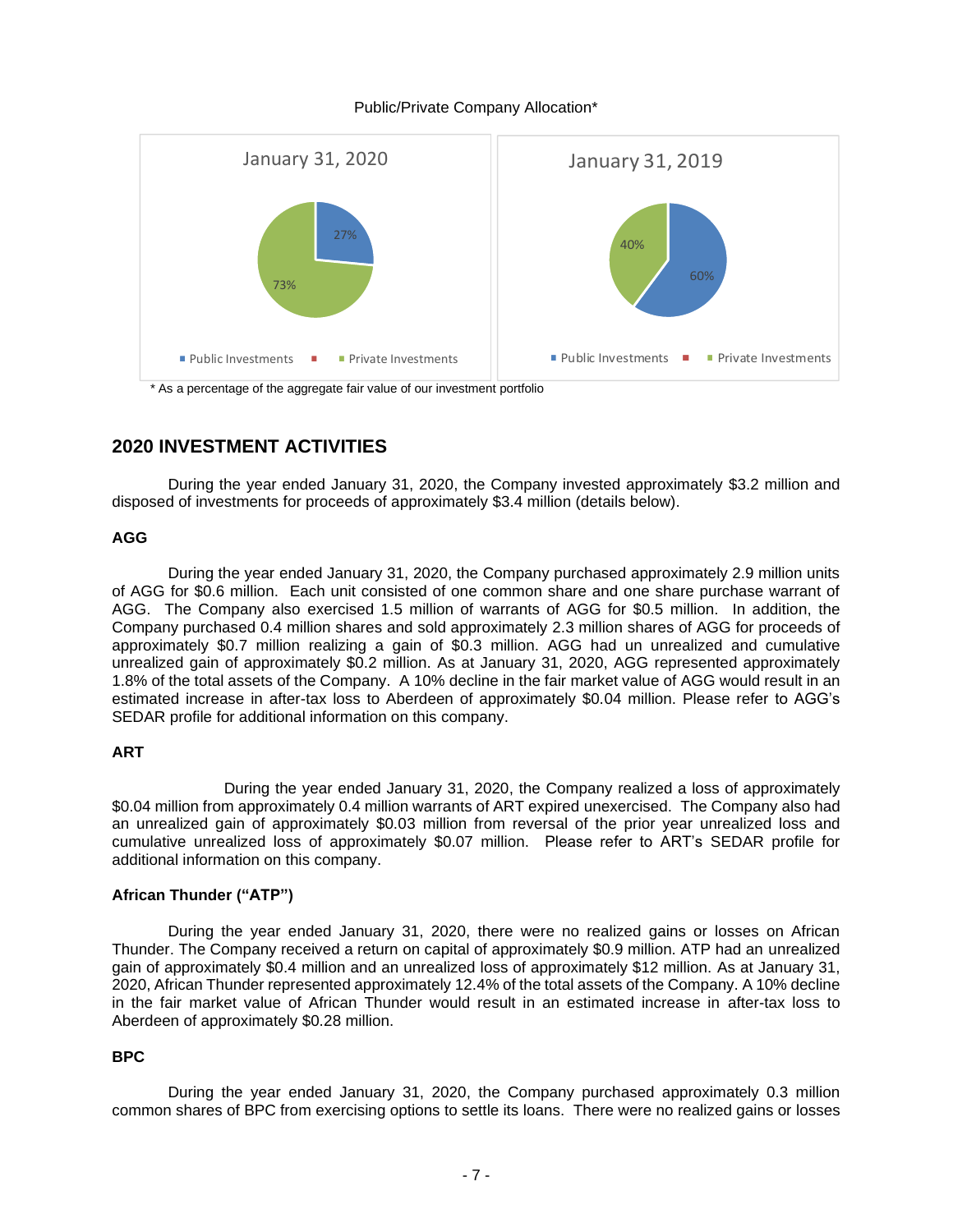Public/Private Company Allocation*

| | January 31, 2020 | January 31, 2019 |
|---|---|---|
| Public Investments | 27% | 60% |
| Private Investments | 73% | 40% |

\* As a percentage of the aggregate fair value of our investment portfolio

## 2020 INVESTMENT ACTIVITIES

During the year ended January 31, 2020, the Company invested approximately $3.2 million and disposed of investments for proceeds of approximately $3.4 million (details below).

### AGG

During the year ended January 31, 2020, the Company purchased approximately 2.9 million units of AGG for $0.6 million. Each unit consisted of one common share and one share purchase warrant of AGG. The Company also exercised 1.5 million of warrants of AGG for $0.5 million. In addition, the Company purchased 0.4 million shares and sold approximately 2.3 million shares of AGG for proceeds of approximately $0.7 million realizing a gain of $0.3 million. AGG had un unrealized and cumulative unrealized gain of approximately $0.2 million. As at January 31, 2020, AGG represented approximately 1.8% of the total assets of the Company. A 10% decline in the fair market value of AGG would result in an estimated increase in after-tax loss to Aberdeen of approximately $0.04 million. Please refer to AGG's SEDAR profile for additional information on this company.

### ART

During the year ended January 31, 2020, the Company realized a loss of approximately $0.04 million from approximately 0.4 million warrants of ART expired unexercised. The Company also had an unrealized gain of approximately $0.03 million from reversal of the prior year unrealized loss and cumulative unrealized loss of approximately $0.07 million. Please refer to ART's SEDAR profile for additional information on this company.

### African Thunder ("ATP")

During the year ended January 31, 2020, there were no realized gains or losses on African Thunder. The Company received a return on capital of approximately $0.9 million. ATP had an unrealized gain of approximately $0.4 million and an unrealized loss of approximately $12 million. As at January 31, 2020, African Thunder represented approximately 12.4% of the total assets of the Company. A 10% decline in the fair market value of African Thunder would result in an estimated increase in after-tax loss to Aberdeen of approximately $0.28 million.

### BPC

During the year ended January 31, 2020, the Company purchased approximately 0.3 million common shares of BPC from exercising options to settle its loans. There were no realized gains or losses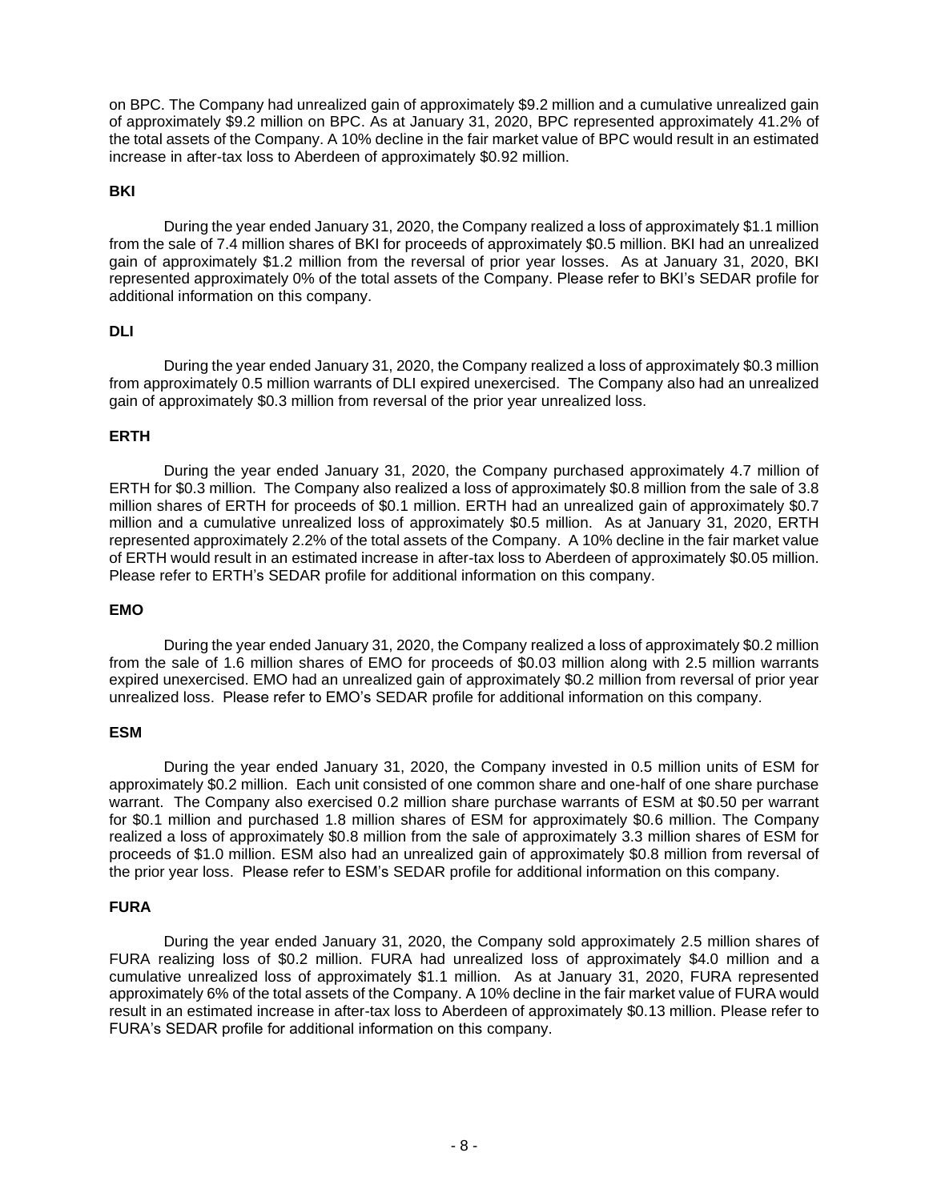on BPC. The Company had unrealized gain of approximately $9.2 million and a cumulative unrealized gain of approximately $9.2 million on BPC. As at January 31, 2020, BPC represented approximately 41.2% of the total assets of the Company. A 10% decline in the fair market value of BPC would result in an estimated increase in after-tax loss to Aberdeen of approximately $0.92 million.

**BKI**

During the year ended January 31, 2020, the Company realized a loss of approximately $1.1 million from the sale of 7.4 million shares of BKI for proceeds of approximately $0.5 million. BKI had an unrealized gain of approximately $1.2 million from the reversal of prior year losses. As at January 31, 2020, BKI represented approximately 0% of the total assets of the Company. Please refer to BKI's SEDAR profile for additional information on this company.

**DLI**

During the year ended January 31, 2020, the Company realized a loss of approximately $0.3 million from approximately 0.5 million warrants of DLI expired unexercised. The Company also had an unrealized gain of approximately $0.3 million from reversal of the prior year unrealized loss.

**ERTH**

During the year ended January 31, 2020, the Company purchased approximately 4.7 million of ERTH for $0.3 million. The Company also realized a loss of approximately $0.8 million from the sale of 3.8 million shares of ERTH for proceeds of $0.1 million. ERTH had an unrealized gain of approximately $0.7 million and a cumulative unrealized loss of approximately $0.5 million. As at January 31, 2020, ERTH represented approximately 2.2% of the total assets of the Company. A 10% decline in the fair market value of ERTH would result in an estimated increase in after-tax loss to Aberdeen of approximately $0.05 million. Please refer to ERTH's SEDAR profile for additional information on this company.

**EMO**

During the year ended January 31, 2020, the Company realized a loss of approximately $0.2 million from the sale of 1.6 million shares of EMO for proceeds of $0.03 million along with 2.5 million warrants expired unexercised. EMO had an unrealized gain of approximately $0.2 million from reversal of prior year unrealized loss. Please refer to EMO's SEDAR profile for additional information on this company.

**ESM**

During the year ended January 31, 2020, the Company invested in 0.5 million units of ESM for approximately $0.2 million. Each unit consisted of one common share and one-half of one share purchase warrant. The Company also exercised 0.2 million share purchase warrants of ESM at $0.50 per warrant for $0.1 million and purchased 1.8 million shares of ESM for approximately $0.6 million. The Company realized a loss of approximately $0.8 million from the sale of approximately 3.3 million shares of ESM for proceeds of $1.0 million. ESM also had an unrealized gain of approximately $0.8 million from reversal of the prior year loss. Please refer to ESM's SEDAR profile for additional information on this company.

**FURA**

During the year ended January 31, 2020, the Company sold approximately 2.5 million shares of FURA realizing loss of $0.2 million. FURA had unrealized loss of approximately $4.0 million and a cumulative unrealized loss of approximately $1.1 million. As at January 31, 2020, FURA represented approximately 6% of the total assets of the Company. A 10% decline in the fair market value of FURA would result in an estimated increase in after-tax loss to Aberdeen of approximately $0.13 million. Please refer to FURA's SEDAR profile for additional information on this company.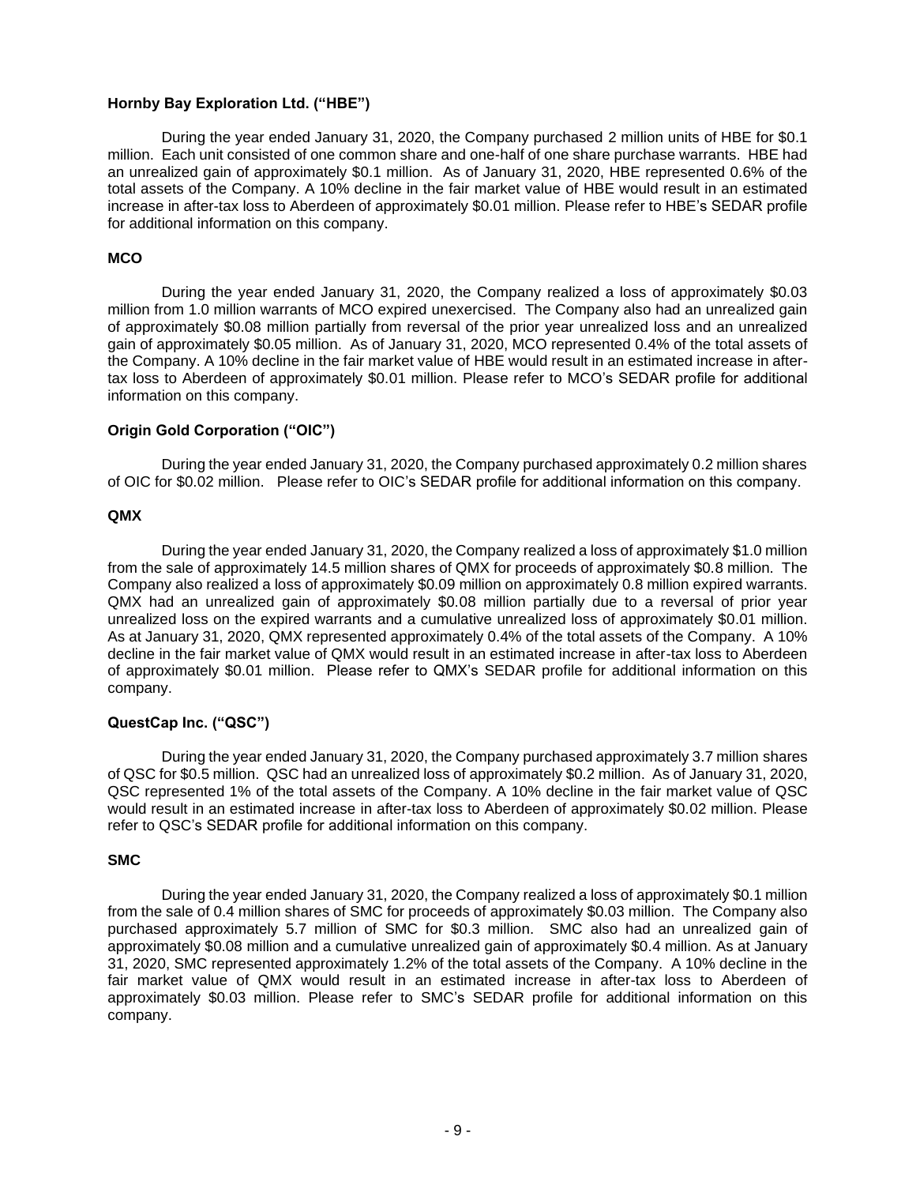**Hornby Bay Exploration Ltd. ("HBE")**

During the year ended January 31, 2020, the Company purchased 2 million units of HBE for $0.1 million. Each unit consisted of one common share and one-half of one share purchase warrants. HBE had an unrealized gain of approximately $0.1 million. As of January 31, 2020, HBE represented 0.6% of the total assets of the Company. A 10% decline in the fair market value of HBE would result in an estimated increase in after-tax loss to Aberdeen of approximately $0.01 million. Please refer to HBE's SEDAR profile for additional information on this company.

**MCO**

During the year ended January 31, 2020, the Company realized a loss of approximately $0.03 million from 1.0 million warrants of MCO expired unexercised. The Company also had an unrealized gain of approximately $0.08 million partially from reversal of the prior year unrealized loss and an unrealized gain of approximately $0.05 million. As of January 31, 2020, MCO represented 0.4% of the total assets of the Company. A 10% decline in the fair market value of HBE would result in an estimated increase in after-tax loss to Aberdeen of approximately $0.01 million. Please refer to MCO's SEDAR profile for additional information on this company.

**Origin Gold Corporation ("OIC")**

During the year ended January 31, 2020, the Company purchased approximately 0.2 million shares of OIC for $0.02 million. Please refer to OIC's SEDAR profile for additional information on this company.

**QMX**

During the year ended January 31, 2020, the Company realized a loss of approximately $1.0 million from the sale of approximately 14.5 million shares of QMX for proceeds of approximately $0.8 million. The Company also realized a loss of approximately $0.09 million on approximately 0.8 million expired warrants. QMX had an unrealized gain of approximately $0.08 million partially due to a reversal of prior year unrealized loss on the expired warrants and a cumulative unrealized loss of approximately $0.01 million. As at January 31, 2020, QMX represented approximately 0.4% of the total assets of the Company. A 10% decline in the fair market value of QMX would result in an estimated increase in after-tax loss to Aberdeen of approximately $0.01 million. Please refer to QMX's SEDAR profile for additional information on this company.

**QuestCap Inc. ("QSC")**

During the year ended January 31, 2020, the Company purchased approximately 3.7 million shares of QSC for $0.5 million. QSC had an unrealized loss of approximately $0.2 million. As of January 31, 2020, QSC represented 1% of the total assets of the Company. A 10% decline in the fair market value of QSC would result in an estimated increase in after-tax loss to Aberdeen of approximately $0.02 million. Please refer to QSC's SEDAR profile for additional information on this company.

**SMC**

During the year ended January 31, 2020, the Company realized a loss of approximately $0.1 million from the sale of 0.4 million shares of SMC for proceeds of approximately $0.03 million. The Company also purchased approximately 5.7 million of SMC for $0.3 million. SMC also had an unrealized gain of approximately $0.08 million and a cumulative unrealized gain of approximately $0.4 million. As at January 31, 2020, SMC represented approximately 1.2% of the total assets of the Company. A 10% decline in the fair market value of QMX would result in an estimated increase in after-tax loss to Aberdeen of approximately $0.03 million. Please refer to SMC's SEDAR profile for additional information on this company.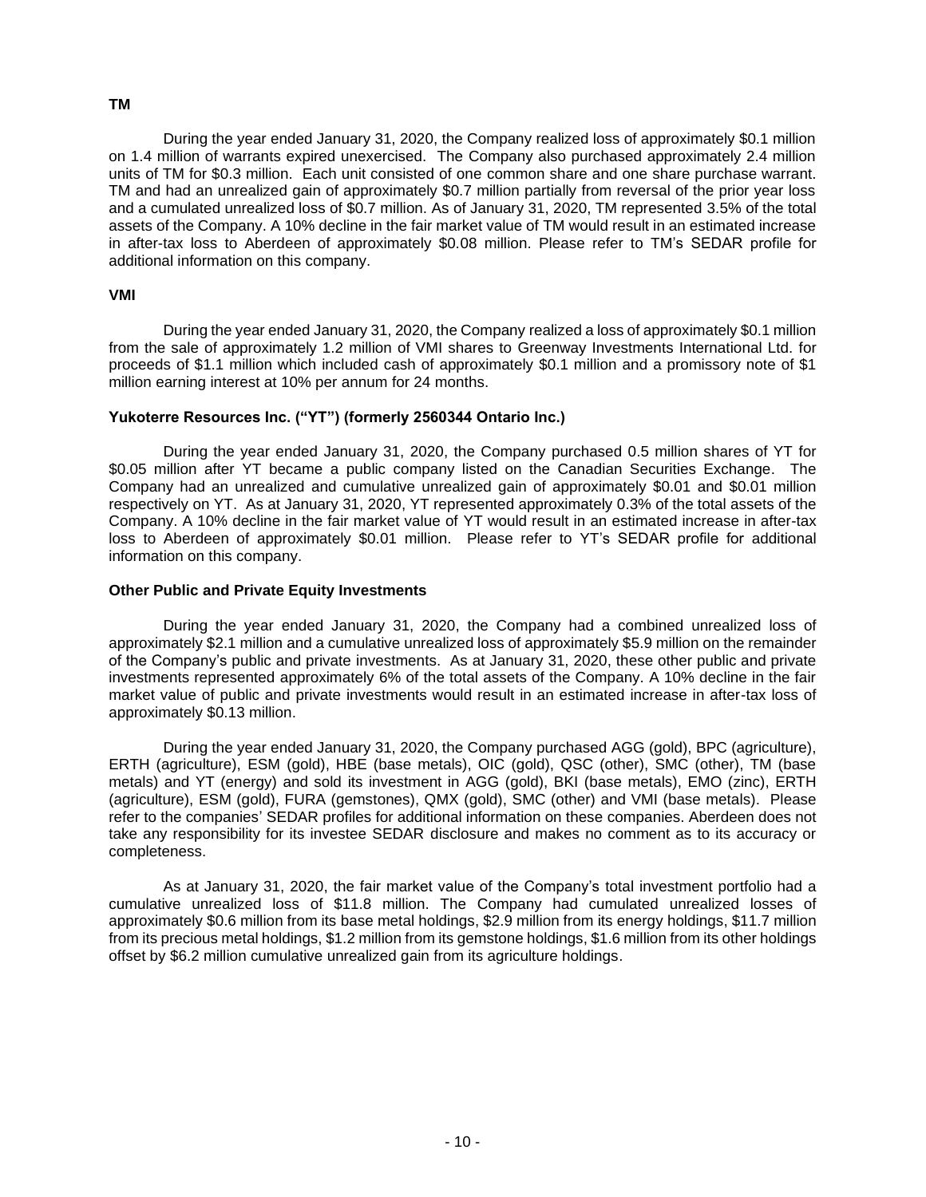**TM**

During the year ended January 31, 2020, the Company realized loss of approximately $0.1 million on 1.4 million of warrants expired unexercised. The Company also purchased approximately 2.4 million units of TM for $0.3 million. Each unit consisted of one common share and one share purchase warrant. TM and had an unrealized gain of approximately $0.7 million partially from reversal of the prior year loss and a cumulated unrealized loss of $0.7 million. As of January 31, 2020, TM represented 3.5% of the total assets of the Company. A 10% decline in the fair market value of TM would result in an estimated increase in after-tax loss to Aberdeen of approximately $0.08 million. Please refer to TM's SEDAR profile for additional information on this company.

**VMI**

During the year ended January 31, 2020, the Company realized a loss of approximately $0.1 million from the sale of approximately 1.2 million of VMI shares to Greenway Investments International Ltd. for proceeds of $1.1 million which included cash of approximately $0.1 million and a promissory note of $1 million earning interest at 10% per annum for 24 months.

**Yukoterre Resources Inc. ("YT") (formerly 2560344 Ontario Inc.)**

During the year ended January 31, 2020, the Company purchased 0.5 million shares of YT for $0.05 million after YT became a public company listed on the Canadian Securities Exchange. The Company had an unrealized and cumulative unrealized gain of approximately $0.01 and $0.01 million respectively on YT. As at January 31, 2020, YT represented approximately 0.3% of the total assets of the Company. A 10% decline in the fair market value of YT would result in an estimated increase in after-tax loss to Aberdeen of approximately $0.01 million. Please refer to YT's SEDAR profile for additional information on this company.

**Other Public and Private Equity Investments**

During the year ended January 31, 2020, the Company had a combined unrealized loss of approximately $2.1 million and a cumulative unrealized loss of approximately $5.9 million on the remainder of the Company's public and private investments. As at January 31, 2020, these other public and private investments represented approximately 6% of the total assets of the Company. A 10% decline in the fair market value of public and private investments would result in an estimated increase in after-tax loss of approximately $0.13 million.

During the year ended January 31, 2020, the Company purchased AGG (gold), BPC (agriculture), ERTH (agriculture), ESM (gold), HBE (base metals), OIC (gold), QSC (other), SMC (other), TM (base metals) and YT (energy) and sold its investment in AGG (gold), BKI (base metals), EMO (zinc), ERTH (agriculture), ESM (gold), FURA (gemstones), QMX (gold), SMC (other) and VMI (base metals). Please refer to the companies' SEDAR profiles for additional information on these companies. Aberdeen does not take any responsibility for its investee SEDAR disclosure and makes no comment as to its accuracy or completeness.

As at January 31, 2020, the fair market value of the Company's total investment portfolio had a cumulative unrealized loss of $11.8 million. The Company had cumulated unrealized losses of approximately $0.6 million from its base metal holdings, $2.9 million from its energy holdings, $11.7 million from its precious metal holdings, $1.2 million from its gemstone holdings, $1.6 million from its other holdings offset by $6.2 million cumulative unrealized gain from its agriculture holdings.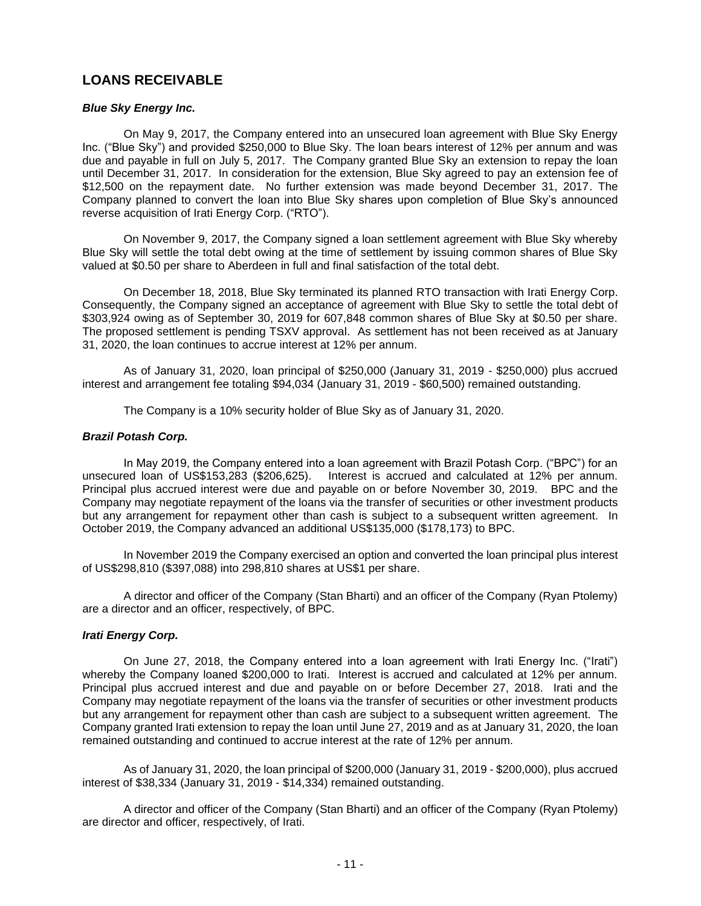## LOANS RECEIVABLE

### *Blue Sky Energy Inc.*

On May 9, 2017, the Company entered into an unsecured loan agreement with Blue Sky Energy Inc. ("Blue Sky") and provided $250,000 to Blue Sky. The loan bears interest of 12% per annum and was due and payable in full on July 5, 2017. The Company granted Blue Sky an extension to repay the loan until December 31, 2017. In consideration for the extension, Blue Sky agreed to pay an extension fee of $12,500 on the repayment date. No further extension was made beyond December 31, 2017. The Company planned to convert the loan into Blue Sky shares upon completion of Blue Sky's announced reverse acquisition of Irati Energy Corp. ("RTO").

On November 9, 2017, the Company signed a loan settlement agreement with Blue Sky whereby Blue Sky will settle the total debt owing at the time of settlement by issuing common shares of Blue Sky valued at $0.50 per share to Aberdeen in full and final satisfaction of the total debt.

On December 18, 2018, Blue Sky terminated its planned RTO transaction with Irati Energy Corp. Consequently, the Company signed an acceptance of agreement with Blue Sky to settle the total debt of $303,924 owing as of September 30, 2019 for 607,848 common shares of Blue Sky at $0.50 per share. The proposed settlement is pending TSXV approval. As settlement has not been received as at January 31, 2020, the loan continues to accrue interest at 12% per annum.

As of January 31, 2020, loan principal of $250,000 (January 31, 2019 - $250,000) plus accrued interest and arrangement fee totaling $94,034 (January 31, 2019 - $60,500) remained outstanding.

The Company is a 10% security holder of Blue Sky as of January 31, 2020.

### *Brazil Potash Corp.*

In May 2019, the Company entered into a loan agreement with Brazil Potash Corp. ("BPC") for an unsecured loan of US$153,283 ($206,625). Interest is accrued and calculated at 12% per annum. Principal plus accrued interest were due and payable on or before November 30, 2019. BPC and the Company may negotiate repayment of the loans via the transfer of securities or other investment products but any arrangement for repayment other than cash is subject to a subsequent written agreement. In October 2019, the Company advanced an additional US$135,000 ($178,173) to BPC.

In November 2019 the Company exercised an option and converted the loan principal plus interest of US$298,810 ($397,088) into 298,810 shares at US$1 per share.

A director and officer of the Company (Stan Bharti) and an officer of the Company (Ryan Ptolemy) are a director and an officer, respectively, of BPC.

### *Irati Energy Corp.*

On June 27, 2018, the Company entered into a loan agreement with Irati Energy Inc. ("Irati") whereby the Company loaned $200,000 to Irati. Interest is accrued and calculated at 12% per annum. Principal plus accrued interest and due and payable on or before December 27, 2018. Irati and the Company may negotiate repayment of the loans via the transfer of securities or other investment products but any arrangement for repayment other than cash are subject to a subsequent written agreement. The Company granted Irati extension to repay the loan until June 27, 2019 and as at January 31, 2020, the loan remained outstanding and continued to accrue interest at the rate of 12% per annum.

As of January 31, 2020, the loan principal of $200,000 (January 31, 2019 - $200,000), plus accrued interest of $38,334 (January 31, 2019 - $14,334) remained outstanding.

A director and officer of the Company (Stan Bharti) and an officer of the Company (Ryan Ptolemy) are director and officer, respectively, of Irati.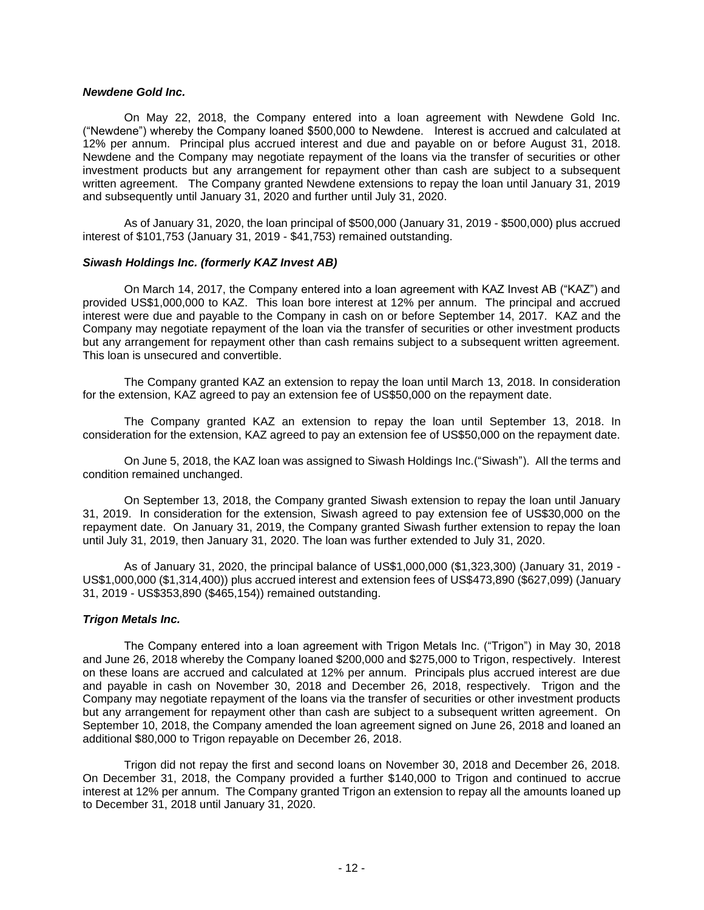***Newdene Gold Inc.***

On May 22, 2018, the Company entered into a loan agreement with Newdene Gold Inc. ("Newdene") whereby the Company loaned $500,000 to Newdene. Interest is accrued and calculated at 12% per annum. Principal plus accrued interest and due and payable on or before August 31, 2018. Newdene and the Company may negotiate repayment of the loans via the transfer of securities or other investment products but any arrangement for repayment other than cash are subject to a subsequent written agreement. The Company granted Newdene extensions to repay the loan until January 31, 2019 and subsequently until January 31, 2020 and further until July 31, 2020.

As of January 31, 2020, the loan principal of $500,000 (January 31, 2019 - $500,000) plus accrued interest of $101,753 (January 31, 2019 - $41,753) remained outstanding.

***Siwash Holdings Inc. (formerly KAZ Invest AB)***

On March 14, 2017, the Company entered into a loan agreement with KAZ Invest AB ("KAZ") and provided US$1,000,000 to KAZ. This loan bore interest at 12% per annum. The principal and accrued interest were due and payable to the Company in cash on or before September 14, 2017. KAZ and the Company may negotiate repayment of the loan via the transfer of securities or other investment products but any arrangement for repayment other than cash remains subject to a subsequent written agreement. This loan is unsecured and convertible.

The Company granted KAZ an extension to repay the loan until March 13, 2018. In consideration for the extension, KAZ agreed to pay an extension fee of US$50,000 on the repayment date.

The Company granted KAZ an extension to repay the loan until September 13, 2018. In consideration for the extension, KAZ agreed to pay an extension fee of US$50,000 on the repayment date.

On June 5, 2018, the KAZ loan was assigned to Siwash Holdings Inc.("Siwash"). All the terms and condition remained unchanged.

On September 13, 2018, the Company granted Siwash extension to repay the loan until January 31, 2019. In consideration for the extension, Siwash agreed to pay extension fee of US$30,000 on the repayment date. On January 31, 2019, the Company granted Siwash further extension to repay the loan until July 31, 2019, then January 31, 2020. The loan was further extended to July 31, 2020.

As of January 31, 2020, the principal balance of US$1,000,000 ($1,323,300) (January 31, 2019 - US$1,000,000 ($1,314,400)) plus accrued interest and extension fees of US$473,890 ($627,099) (January 31, 2019 - US$353,890 ($465,154)) remained outstanding.

***Trigon Metals Inc.***

The Company entered into a loan agreement with Trigon Metals Inc. ("Trigon") in May 30, 2018 and June 26, 2018 whereby the Company loaned $200,000 and $275,000 to Trigon, respectively. Interest on these loans are accrued and calculated at 12% per annum. Principals plus accrued interest are due and payable in cash on November 30, 2018 and December 26, 2018, respectively. Trigon and the Company may negotiate repayment of the loans via the transfer of securities or other investment products but any arrangement for repayment other than cash are subject to a subsequent written agreement. On September 10, 2018, the Company amended the loan agreement signed on June 26, 2018 and loaned an additional $80,000 to Trigon repayable on December 26, 2018.

Trigon did not repay the first and second loans on November 30, 2018 and December 26, 2018. On December 31, 2018, the Company provided a further $140,000 to Trigon and continued to accrue interest at 12% per annum. The Company granted Trigon an extension to repay all the amounts loaned up to December 31, 2018 until January 31, 2020.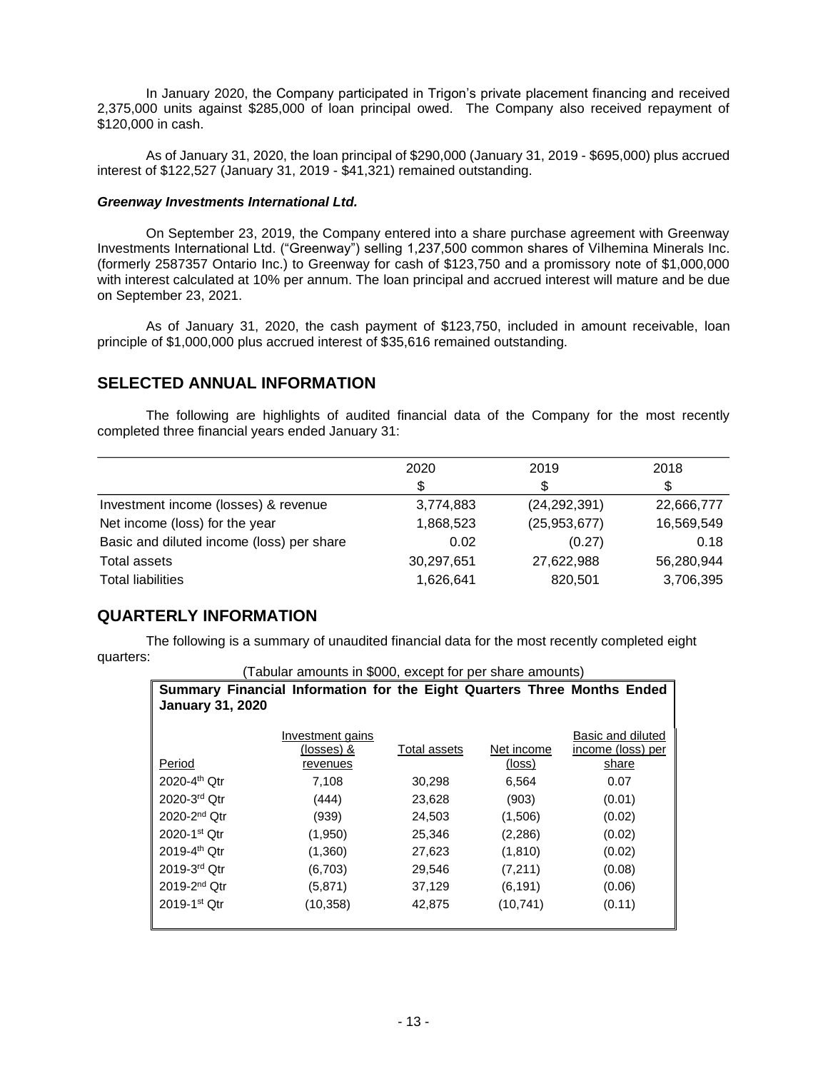In January 2020, the Company participated in Trigon's private placement financing and received 2,375,000 units against $285,000 of loan principal owed. The Company also received repayment of $120,000 in cash.

As of January 31, 2020, the loan principal of $290,000 (January 31, 2019 - $695,000) plus accrued interest of $122,527 (January 31, 2019 - $41,321) remained outstanding.

***Greenway Investments International Ltd.***

On September 23, 2019, the Company entered into a share purchase agreement with Greenway Investments International Ltd. ("Greenway") selling 1,237,500 common shares of Vilhemina Minerals Inc. (formerly 2587357 Ontario Inc.) to Greenway for cash of $123,750 and a promissory note of $1,000,000 with interest calculated at 10% per annum. The loan principal and accrued interest will mature and be due on September 23, 2021.

As of January 31, 2020, the cash payment of $123,750, included in amount receivable, loan principle of $1,000,000 plus accrued interest of $35,616 remained outstanding.

## SELECTED ANNUAL INFORMATION

The following are highlights of audited financial data of the Company for the most recently completed three financial years ended January 31:

| | 2020 | 2019 | 2018 |
|---|---|---|---|
| | $ | $ | $ |
| Investment income (losses) & revenue | 3,774,883 | (24,292,391) | 22,666,777 |
| Net income (loss) for the year | 1,868,523 | (25,953,677) | 16,569,549 |
| Basic and diluted income (loss) per share | 0.02 | (0.27) | 0.18 |
| Total assets | 30,297,651 | 27,622,988 | 56,280,944 |
| Total liabilities | 1,626,641 | 820,501 | 3,706,395 |

## QUARTERLY INFORMATION

The following is a summary of unaudited financial data for the most recently completed eight quarters:

(Tabular amounts in $000, except for per share amounts)

**Summary Financial Information for the Eight Quarters Three Months Ended January 31, 2020**

| Period | Investment gains (losses) & revenues | Total assets | Net income (loss) | Basic and diluted income (loss) per share |
|---|---|---|---|---|
| 2020-4th Qtr | 7,108 | 30,298 | 6,564 | 0.07 |
| 2020-3rd Qtr | (444) | 23,628 | (903) | (0.01) |
| 2020-2nd Qtr | (939) | 24,503 | (1,506) | (0.02) |
| 2020-1st Qtr | (1,950) | 25,346 | (2,286) | (0.02) |
| 2019-4th Qtr | (1,360) | 27,623 | (1,810) | (0.02) |
| 2019-3rd Qtr | (6,703) | 29,546 | (7,211) | (0.08) |
| 2019-2nd Qtr | (5,871) | 37,129 | (6,191) | (0.06) |
| 2019-1st Qtr | (10,358) | 42,875 | (10,741) | (0.11) |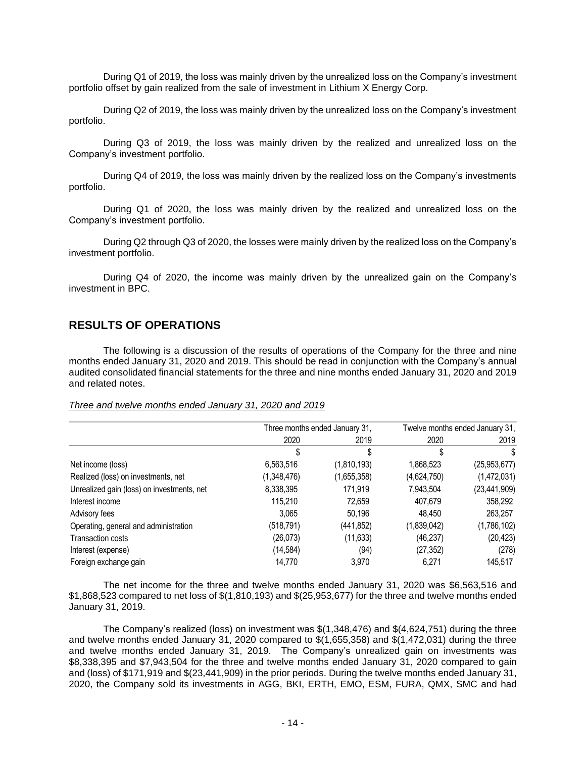During Q1 of 2019, the loss was mainly driven by the unrealized loss on the Company's investment portfolio offset by gain realized from the sale of investment in Lithium X Energy Corp.

During Q2 of 2019, the loss was mainly driven by the unrealized loss on the Company's investment portfolio.

During Q3 of 2019, the loss was mainly driven by the realized and unrealized loss on the Company's investment portfolio.

During Q4 of 2019, the loss was mainly driven by the realized loss on the Company's investments portfolio.

During Q1 of 2020, the loss was mainly driven by the realized and unrealized loss on the Company's investment portfolio.

During Q2 through Q3 of 2020, the losses were mainly driven by the realized loss on the Company's investment portfolio.

During Q4 of 2020, the income was mainly driven by the unrealized gain on the Company's investment in BPC.

## RESULTS OF OPERATIONS

The following is a discussion of the results of operations of the Company for the three and nine months ended January 31, 2020 and 2019. This should be read in conjunction with the Company's annual audited consolidated financial statements for the three and nine months ended January 31, 2020 and 2019 and related notes.

*Three and twelve months ended January 31, 2020 and 2019*

| | Three months ended January 31, | | Twelve months ended January 31, | |
|---|---|---|---|---|
| | 2020 | 2019 | 2020 | 2019 |
| | $ | $ | $ | $ |
| Net income (loss) | 6,563,516 | (1,810,193) | 1,868,523 | (25,953,677) |
| Realized (loss) on investments, net | (1,348,476) | (1,655,358) | (4,624,750) | (1,472,031) |
| Unrealized gain (loss) on investments, net | 8,338,395 | 171,919 | 7,943,504 | (23,441,909) |
| Interest income | 115,210 | 72,659 | 407,679 | 358,292 |
| Advisory fees | 3,065 | 50,196 | 48,450 | 263,257 |
| Operating, general and administration | (518,791) | (441,852) | (1,839,042) | (1,786,102) |
| Transaction costs | (26,073) | (11,633) | (46,237) | (20,423) |
| Interest (expense) | (14,584) | (94) | (27,352) | (278) |
| Foreign exchange gain | 14,770 | 3,970 | 6,271 | 145,517 |

The net income for the three and twelve months ended January 31, 2020 was $6,563,516 and $1,868,523 compared to net loss of $(1,810,193) and $(25,953,677) for the three and twelve months ended January 31, 2019.

The Company's realized (loss) on investment was $(1,348,476) and $(4,624,751) during the three and twelve months ended January 31, 2020 compared to $(1,655,358) and $(1,472,031) during the three and twelve months ended January 31, 2019. The Company's unrealized gain on investments was $8,338,395 and $7,943,504 for the three and twelve months ended January 31, 2020 compared to gain and (loss) of $171,919 and $(23,441,909) in the prior periods. During the twelve months ended January 31, 2020, the Company sold its investments in AGG, BKI, ERTH, EMO, ESM, FURA, QMX, SMC and had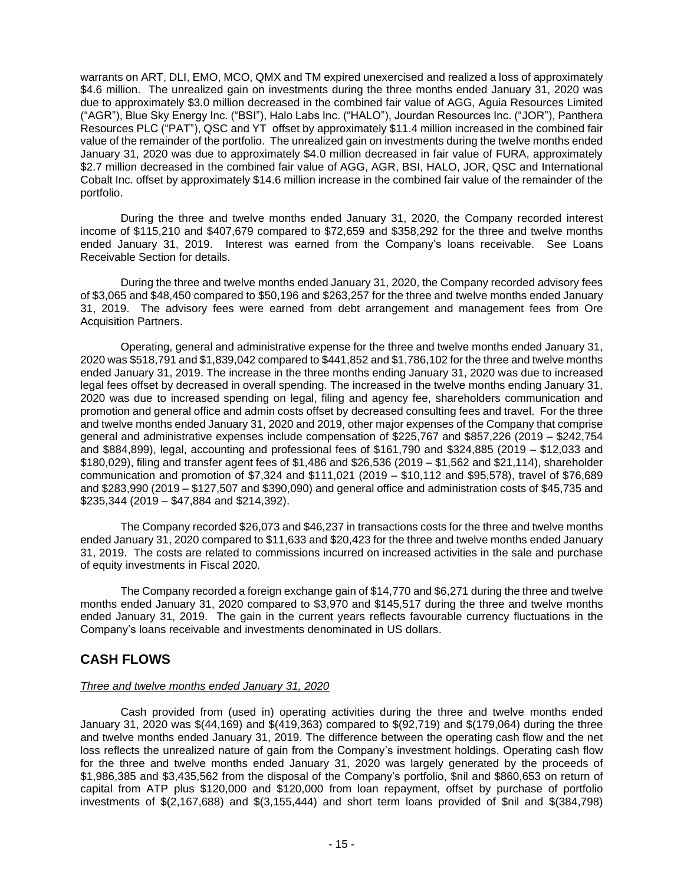warrants on ART, DLI, EMO, MCO, QMX and TM expired unexercised and realized a loss of approximately $4.6 million. The unrealized gain on investments during the three months ended January 31, 2020 was due to approximately $3.0 million decreased in the combined fair value of AGG, Aguia Resources Limited ("AGR"), Blue Sky Energy Inc. ("BSI"), Halo Labs Inc. ("HALO"), Jourdan Resources Inc. ("JOR"), Panthera Resources PLC ("PAT"), QSC and YT offset by approximately $11.4 million increased in the combined fair value of the remainder of the portfolio. The unrealized gain on investments during the twelve months ended January 31, 2020 was due to approximately $4.0 million decreased in fair value of FURA, approximately $2.7 million decreased in the combined fair value of AGG, AGR, BSI, HALO, JOR, QSC and International Cobalt Inc. offset by approximately $14.6 million increase in the combined fair value of the remainder of the portfolio.

During the three and twelve months ended January 31, 2020, the Company recorded interest income of $115,210 and $407,679 compared to $72,659 and $358,292 for the three and twelve months ended January 31, 2019. Interest was earned from the Company's loans receivable. See Loans Receivable Section for details.

During the three and twelve months ended January 31, 2020, the Company recorded advisory fees of $3,065 and $48,450 compared to $50,196 and $263,257 for the three and twelve months ended January 31, 2019. The advisory fees were earned from debt arrangement and management fees from Ore Acquisition Partners.

Operating, general and administrative expense for the three and twelve months ended January 31, 2020 was $518,791 and $1,839,042 compared to $441,852 and $1,786,102 for the three and twelve months ended January 31, 2019. The increase in the three months ending January 31, 2020 was due to increased legal fees offset by decreased in overall spending. The increased in the twelve months ending January 31, 2020 was due to increased spending on legal, filing and agency fee, shareholders communication and promotion and general office and admin costs offset by decreased consulting fees and travel. For the three and twelve months ended January 31, 2020 and 2019, other major expenses of the Company that comprise general and administrative expenses include compensation of $225,767 and $857,226 (2019 – $242,754 and $884,899), legal, accounting and professional fees of $161,790 and $324,885 (2019 – $12,033 and $180,029), filing and transfer agent fees of $1,486 and $26,536 (2019 – $1,562 and $21,114), shareholder communication and promotion of $7,324 and $111,021 (2019 – $10,112 and $95,578), travel of $76,689 and $283,990 (2019 – $127,507 and $390,090) and general office and administration costs of $45,735 and $235,344 (2019 – $47,884 and $214,392).

The Company recorded $26,073 and $46,237 in transactions costs for the three and twelve months ended January 31, 2020 compared to $11,633 and $20,423 for the three and twelve months ended January 31, 2019. The costs are related to commissions incurred on increased activities in the sale and purchase of equity investments in Fiscal 2020.

The Company recorded a foreign exchange gain of $14,770 and $6,271 during the three and twelve months ended January 31, 2020 compared to $3,970 and $145,517 during the three and twelve months ended January 31, 2019. The gain in the current years reflects favourable currency fluctuations in the Company's loans receivable and investments denominated in US dollars.

## CASH FLOWS

*Three and twelve months ended January 31, 2020*

Cash provided from (used in) operating activities during the three and twelve months ended January 31, 2020 was $(44,169) and $(419,363) compared to $(92,719) and $(179,064) during the three and twelve months ended January 31, 2019. The difference between the operating cash flow and the net loss reflects the unrealized nature of gain from the Company's investment holdings. Operating cash flow for the three and twelve months ended January 31, 2020 was largely generated by the proceeds of $1,986,385 and $3,435,562 from the disposal of the Company's portfolio, $nil and $860,653 on return of capital from ATP plus $120,000 and $120,000 from loan repayment, offset by purchase of portfolio investments of $(2,167,688) and $(3,155,444) and short term loans provided of $nil and $(384,798)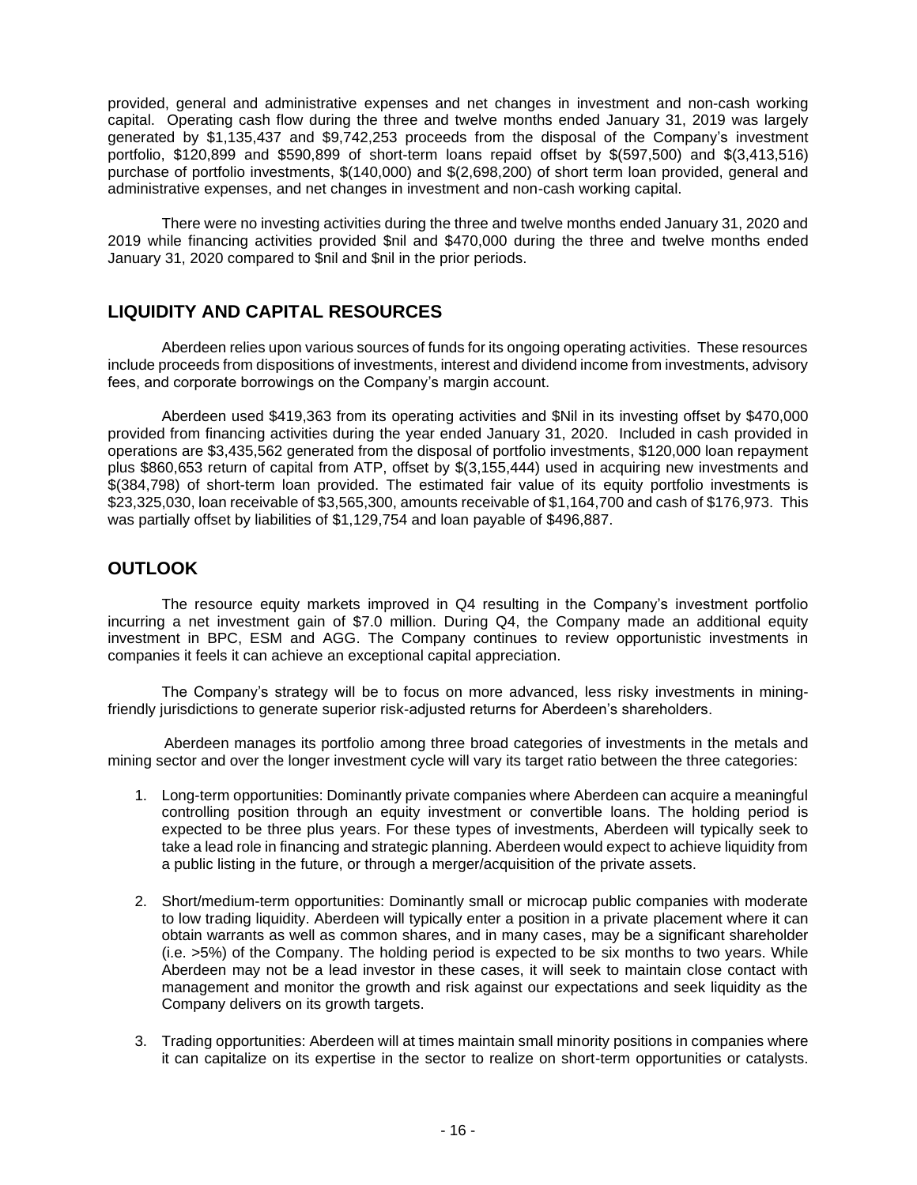provided, general and administrative expenses and net changes in investment and non-cash working capital. Operating cash flow during the three and twelve months ended January 31, 2019 was largely generated by $1,135,437 and $9,742,253 proceeds from the disposal of the Company's investment portfolio, $120,899 and $590,899 of short-term loans repaid offset by $(597,500) and $(3,413,516) purchase of portfolio investments, $(140,000) and $(2,698,200) of short term loan provided, general and administrative expenses, and net changes in investment and non-cash working capital.

There were no investing activities during the three and twelve months ended January 31, 2020 and 2019 while financing activities provided $nil and $470,000 during the three and twelve months ended January 31, 2020 compared to $nil and $nil in the prior periods.

## LIQUIDITY AND CAPITAL RESOURCES

Aberdeen relies upon various sources of funds for its ongoing operating activities. These resources include proceeds from dispositions of investments, interest and dividend income from investments, advisory fees, and corporate borrowings on the Company's margin account.

Aberdeen used $419,363 from its operating activities and $Nil in its investing offset by $470,000 provided from financing activities during the year ended January 31, 2020. Included in cash provided in operations are $3,435,562 generated from the disposal of portfolio investments, $120,000 loan repayment plus $860,653 return of capital from ATP, offset by $(3,155,444) used in acquiring new investments and $(384,798) of short-term loan provided. The estimated fair value of its equity portfolio investments is $23,325,030, loan receivable of $3,565,300, amounts receivable of $1,164,700 and cash of $176,973. This was partially offset by liabilities of $1,129,754 and loan payable of $496,887.

## OUTLOOK

The resource equity markets improved in Q4 resulting in the Company's investment portfolio incurring a net investment gain of $7.0 million. During Q4, the Company made an additional equity investment in BPC, ESM and AGG. The Company continues to review opportunistic investments in companies it feels it can achieve an exceptional capital appreciation.

The Company's strategy will be to focus on more advanced, less risky investments in mining-friendly jurisdictions to generate superior risk-adjusted returns for Aberdeen's shareholders.

Aberdeen manages its portfolio among three broad categories of investments in the metals and mining sector and over the longer investment cycle will vary its target ratio between the three categories:

1. Long-term opportunities: Dominantly private companies where Aberdeen can acquire a meaningful controlling position through an equity investment or convertible loans. The holding period is expected to be three plus years. For these types of investments, Aberdeen will typically seek to take a lead role in financing and strategic planning. Aberdeen would expect to achieve liquidity from a public listing in the future, or through a merger/acquisition of the private assets.

2. Short/medium-term opportunities: Dominantly small or microcap public companies with moderate to low trading liquidity. Aberdeen will typically enter a position in a private placement where it can obtain warrants as well as common shares, and in many cases, may be a significant shareholder (i.e. >5%) of the Company. The holding period is expected to be six months to two years. While Aberdeen may not be a lead investor in these cases, it will seek to maintain close contact with management and monitor the growth and risk against our expectations and seek liquidity as the Company delivers on its growth targets.

3. Trading opportunities: Aberdeen will at times maintain small minority positions in companies where it can capitalize on its expertise in the sector to realize on short-term opportunities or catalysts.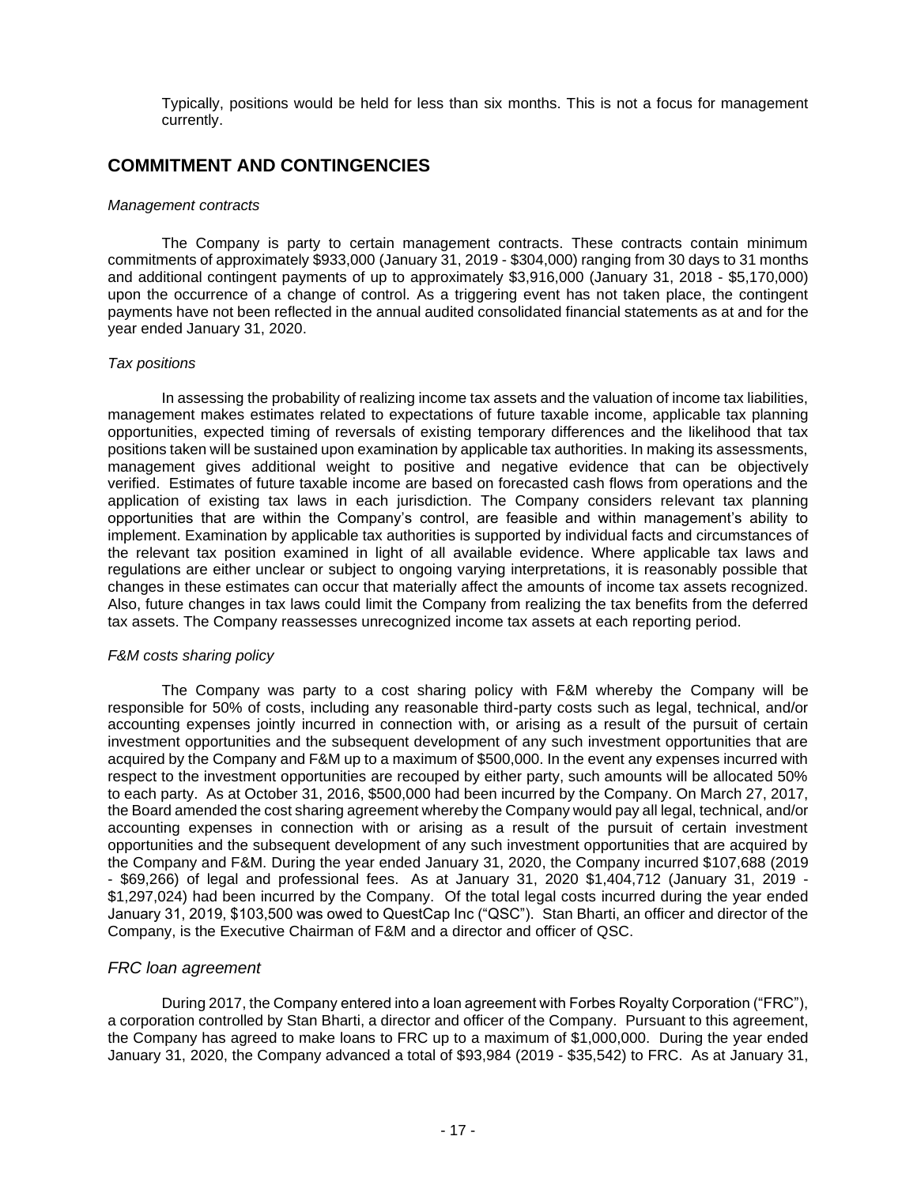Typically, positions would be held for less than six months. This is not a focus for management currently.

## COMMITMENT AND CONTINGENCIES

*Management contracts*

The Company is party to certain management contracts. These contracts contain minimum commitments of approximately $933,000 (January 31, 2019 - $304,000) ranging from 30 days to 31 months and additional contingent payments of up to approximately $3,916,000 (January 31, 2018 - $5,170,000) upon the occurrence of a change of control. As a triggering event has not taken place, the contingent payments have not been reflected in the annual audited consolidated financial statements as at and for the year ended January 31, 2020.

*Tax positions*

In assessing the probability of realizing income tax assets and the valuation of income tax liabilities, management makes estimates related to expectations of future taxable income, applicable tax planning opportunities, expected timing of reversals of existing temporary differences and the likelihood that tax positions taken will be sustained upon examination by applicable tax authorities. In making its assessments, management gives additional weight to positive and negative evidence that can be objectively verified. Estimates of future taxable income are based on forecasted cash flows from operations and the application of existing tax laws in each jurisdiction. The Company considers relevant tax planning opportunities that are within the Company's control, are feasible and within management's ability to implement. Examination by applicable tax authorities is supported by individual facts and circumstances of the relevant tax position examined in light of all available evidence. Where applicable tax laws and regulations are either unclear or subject to ongoing varying interpretations, it is reasonably possible that changes in these estimates can occur that materially affect the amounts of income tax assets recognized. Also, future changes in tax laws could limit the Company from realizing the tax benefits from the deferred tax assets. The Company reassesses unrecognized income tax assets at each reporting period.

*F&M costs sharing policy*

The Company was party to a cost sharing policy with F&M whereby the Company will be responsible for 50% of costs, including any reasonable third-party costs such as legal, technical, and/or accounting expenses jointly incurred in connection with, or arising as a result of the pursuit of certain investment opportunities and the subsequent development of any such investment opportunities that are acquired by the Company and F&M up to a maximum of $500,000. In the event any expenses incurred with respect to the investment opportunities are recouped by either party, such amounts will be allocated 50% to each party. As at October 31, 2016, $500,000 had been incurred by the Company. On March 27, 2017, the Board amended the cost sharing agreement whereby the Company would pay all legal, technical, and/or accounting expenses in connection with or arising as a result of the pursuit of certain investment opportunities and the subsequent development of any such investment opportunities that are acquired by the Company and F&M. During the year ended January 31, 2020, the Company incurred $107,688 (2019 - $69,266) of legal and professional fees. As at January 31, 2020 $1,404,712 (January 31, 2019 - $1,297,024) had been incurred by the Company. Of the total legal costs incurred during the year ended January 31, 2019, $103,500 was owed to QuestCap Inc ("QSC"). Stan Bharti, an officer and director of the Company, is the Executive Chairman of F&M and a director and officer of QSC.

*FRC loan agreement*

During 2017, the Company entered into a loan agreement with Forbes Royalty Corporation ("FRC"), a corporation controlled by Stan Bharti, a director and officer of the Company. Pursuant to this agreement, the Company has agreed to make loans to FRC up to a maximum of $1,000,000. During the year ended January 31, 2020, the Company advanced a total of $93,984 (2019 - $35,542) to FRC. As at January 31,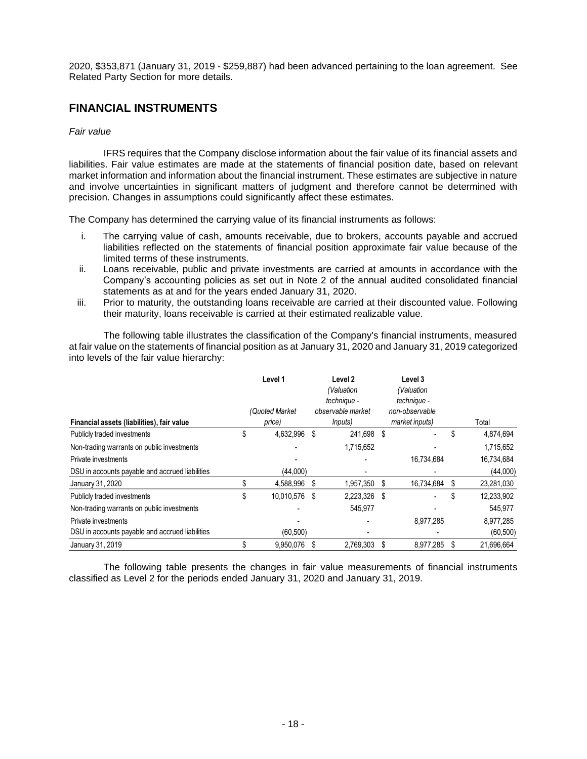2020, $353,871 (January 31, 2019 - $259,887) had been advanced pertaining to the loan agreement. See Related Party Section for more details.

## FINANCIAL INSTRUMENTS

*Fair value*

IFRS requires that the Company disclose information about the fair value of its financial assets and liabilities. Fair value estimates are made at the statements of financial position date, based on relevant market information and information about the financial instrument. These estimates are subjective in nature and involve uncertainties in significant matters of judgment and therefore cannot be determined with precision. Changes in assumptions could significantly affect these estimates.

The Company has determined the carrying value of its financial instruments as follows:

i. The carrying value of cash, amounts receivable, due to brokers, accounts payable and accrued liabilities reflected on the statements of financial position approximate fair value because of the limited terms of these instruments.
ii. Loans receivable, public and private investments are carried at amounts in accordance with the Company's accounting policies as set out in Note 2 of the annual audited consolidated financial statements as at and for the years ended January 31, 2020.
iii. Prior to maturity, the outstanding loans receivable are carried at their discounted value. Following their maturity, loans receivable is carried at their estimated realizable value.

The following table illustrates the classification of the Company's financial instruments, measured at fair value on the statements of financial position as at January 31, 2020 and January 31, 2019 categorized into levels of the fair value hierarchy:

| Financial assets (liabilities), fair value | Level 1 *(Quoted Market price)* | Level 2 *(Valuation technique - observable market Inputs)* | Level 3 *(Valuation technique - non-observable market inputs)* | Total |
|---|---|---|---|---|
| Publicly traded investments | $ 4,632,996 | $ 241,698 | $ - | $ 4,874,694 |
| Non-trading warrants on public investments | - | 1,715,652 | - | 1,715,652 |
| Private investments | - | - | 16,734,684 | 16,734,684 |
| DSU in accounts payable and accrued liabilities | (44,000) | - | - | (44,000) |
| January 31, 2020 | $ 4,588,996 | $ 1,957,350 | $ 16,734,684 | $ 23,281,030 |
| Publicly traded investments | $ 10,010,576 | $ 2,223,326 | $ - | $ 12,233,902 |
| Non-trading warrants on public investments | - | 545,977 | - | 545,977 |
| Private investments | - | - | 8,977,285 | 8,977,285 |
| DSU in accounts payable and accrued liabilities | (60,500) | - | - | (60,500) |
| January 31, 2019 | $ 9,950,076 | $ 2,769,303 | $ 8,977,285 | $ 21,696,664 |

The following table presents the changes in fair value measurements of financial instruments classified as Level 2 for the periods ended January 31, 2020 and January 31, 2019.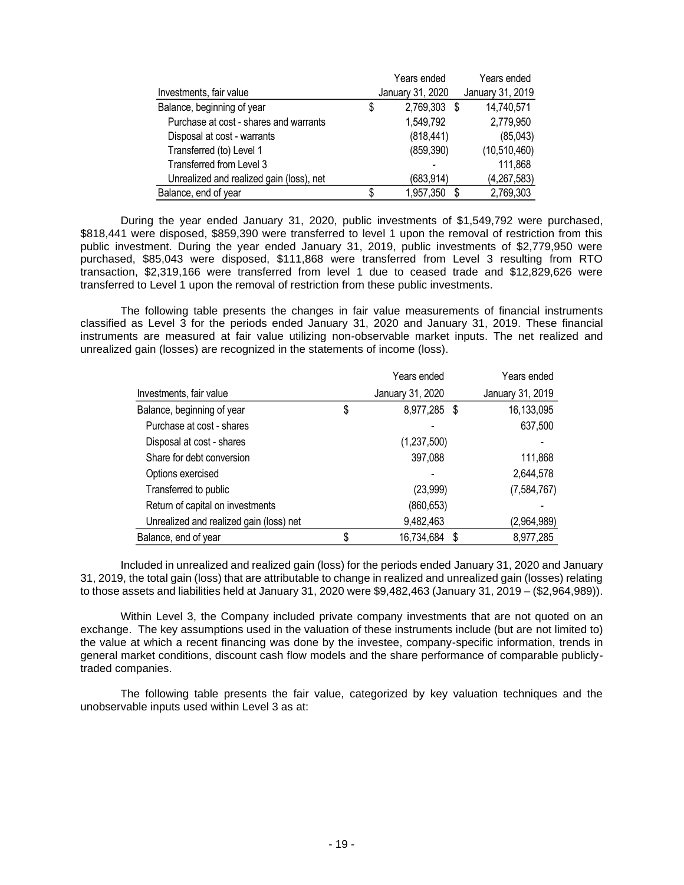| Investments, fair value | Years ended January 31, 2020 | Years ended January 31, 2019 |
|---|---|---|
| Balance, beginning of year | $ 2,769,303 | $ 14,740,571 |
| Purchase at cost - shares and warrants | 1,549,792 | 2,779,950 |
| Disposal at cost - warrants | (818,441) | (85,043) |
| Transferred (to) Level 1 | (859,390) | (10,510,460) |
| Transferred from Level 3 | - | 111,868 |
| Unrealized and realized gain (loss), net | (683,914) | (4,267,583) |
| Balance, end of year | $ 1,957,350 | $ 2,769,303 |

During the year ended January 31, 2020, public investments of $1,549,792 were purchased, $818,441 were disposed, $859,390 were transferred to level 1 upon the removal of restriction from this public investment. During the year ended January 31, 2019, public investments of $2,779,950 were purchased, $85,043 were disposed, $111,868 were transferred from Level 3 resulting from RTO transaction, $2,319,166 were transferred from level 1 due to ceased trade and $12,829,626 were transferred to Level 1 upon the removal of restriction from these public investments.

The following table presents the changes in fair value measurements of financial instruments classified as Level 3 for the periods ended January 31, 2020 and January 31, 2019. These financial instruments are measured at fair value utilizing non-observable market inputs. The net realized and unrealized gain (losses) are recognized in the statements of income (loss).

| Investments, fair value | Years ended January 31, 2020 | Years ended January 31, 2019 |
|---|---|---|
| Balance, beginning of year | $ 8,977,285 | $ 16,133,095 |
| Purchase at cost - shares | - | 637,500 |
| Disposal at cost - shares | (1,237,500) | - |
| Share for debt conversion | 397,088 | 111,868 |
| Options exercised | - | 2,644,578 |
| Transferred to public | (23,999) | (7,584,767) |
| Return of capital on investments | (860,653) | - |
| Unrealized and realized gain (loss) net | 9,482,463 | (2,964,989) |
| Balance, end of year | $ 16,734,684 | $ 8,977,285 |

Included in unrealized and realized gain (loss) for the periods ended January 31, 2020 and January 31, 2019, the total gain (loss) that are attributable to change in realized and unrealized gain (losses) relating to those assets and liabilities held at January 31, 2020 were $9,482,463 (January 31, 2019 – ($2,964,989)).

Within Level 3, the Company included private company investments that are not quoted on an exchange. The key assumptions used in the valuation of these instruments include (but are not limited to) the value at which a recent financing was done by the investee, company-specific information, trends in general market conditions, discount cash flow models and the share performance of comparable publicly-traded companies.

The following table presents the fair value, categorized by key valuation techniques and the unobservable inputs used within Level 3 as at: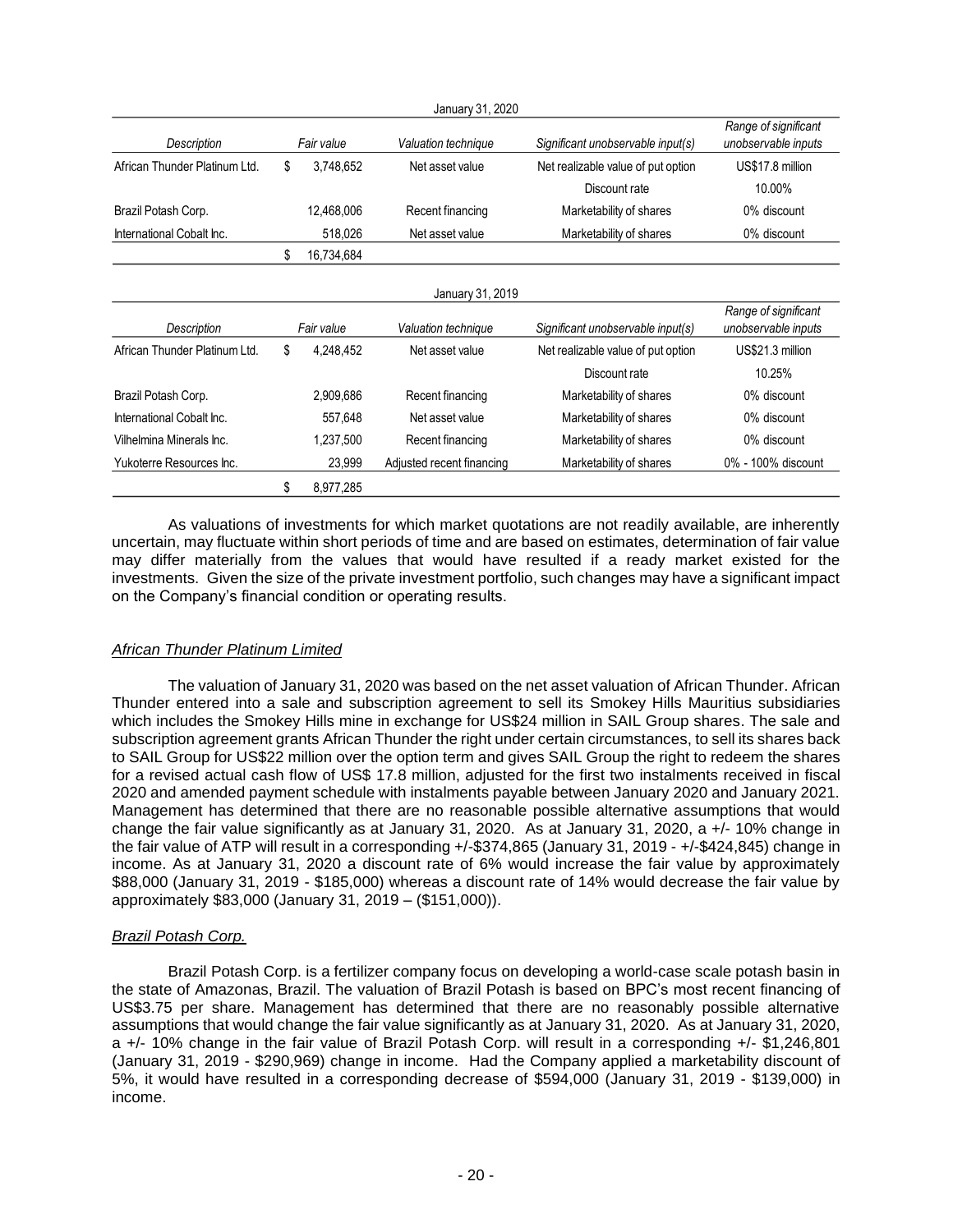| January 31, 2020 | | | | |
|---|---|---|---|---|
| *Description* | *Fair value* | *Valuation technique* | *Significant unobservable input(s)* | *Range of significant unobservable inputs* |
| African Thunder Platinum Ltd. | $ 3,748,652 | Net asset value | Net realizable value of put option | US$17.8 million |
| | | | Discount rate | 10.00% |
| Brazil Potash Corp. | 12,468,006 | Recent financing | Marketability of shares | 0% discount |
| International Cobalt Inc. | 518,026 | Net asset value | Marketability of shares | 0% discount |
| | $ 16,734,684 | | | |

| January 31, 2019 | | | | |
|---|---|---|---|---|
| *Description* | *Fair value* | *Valuation technique* | *Significant unobservable input(s)* | *Range of significant unobservable inputs* |
| African Thunder Platinum Ltd. | $ 4,248,452 | Net asset value | Net realizable value of put option | US$21.3 million |
| | | | Discount rate | 10.25% |
| Brazil Potash Corp. | 2,909,686 | Recent financing | Marketability of shares | 0% discount |
| International Cobalt Inc. | 557,648 | Net asset value | Marketability of shares | 0% discount |
| Vilhelmina Minerals Inc. | 1,237,500 | Recent financing | Marketability of shares | 0% discount |
| Yukoterre Resources Inc. | 23,999 | Adjusted recent financing | Marketability of shares | 0% - 100% discount |
| | $ 8,977,285 | | | |

As valuations of investments for which market quotations are not readily available, are inherently uncertain, may fluctuate within short periods of time and are based on estimates, determination of fair value may differ materially from the values that would have resulted if a ready market existed for the investments. Given the size of the private investment portfolio, such changes may have a significant impact on the Company's financial condition or operating results.

*African Thunder Platinum Limited*

The valuation of January 31, 2020 was based on the net asset valuation of African Thunder. African Thunder entered into a sale and subscription agreement to sell its Smokey Hills Mauritius subsidiaries which includes the Smokey Hills mine in exchange for US$24 million in SAIL Group shares. The sale and subscription agreement grants African Thunder the right under certain circumstances, to sell its shares back to SAIL Group for US$22 million over the option term and gives SAIL Group the right to redeem the shares for a revised actual cash flow of US$ 17.8 million, adjusted for the first two instalments received in fiscal 2020 and amended payment schedule with instalments payable between January 2020 and January 2021. Management has determined that there are no reasonable possible alternative assumptions that would change the fair value significantly as at January 31, 2020. As at January 31, 2020, a +/- 10% change in the fair value of ATP will result in a corresponding +/-$374,865 (January 31, 2019 - +/-$424,845) change in income. As at January 31, 2020 a discount rate of 6% would increase the fair value by approximately $88,000 (January 31, 2019 - $185,000) whereas a discount rate of 14% would decrease the fair value by approximately $83,000 (January 31, 2019 – ($151,000)).

*Brazil Potash Corp.*

Brazil Potash Corp. is a fertilizer company focus on developing a world-case scale potash basin in the state of Amazonas, Brazil. The valuation of Brazil Potash is based on BPC's most recent financing of US$3.75 per share. Management has determined that there are no reasonably possible alternative assumptions that would change the fair value significantly as at January 31, 2020. As at January 31, 2020, a +/- 10% change in the fair value of Brazil Potash Corp. will result in a corresponding +/- $1,246,801 (January 31, 2019 - $290,969) change in income. Had the Company applied a marketability discount of 5%, it would have resulted in a corresponding decrease of $594,000 (January 31, 2019 - $139,000) in income.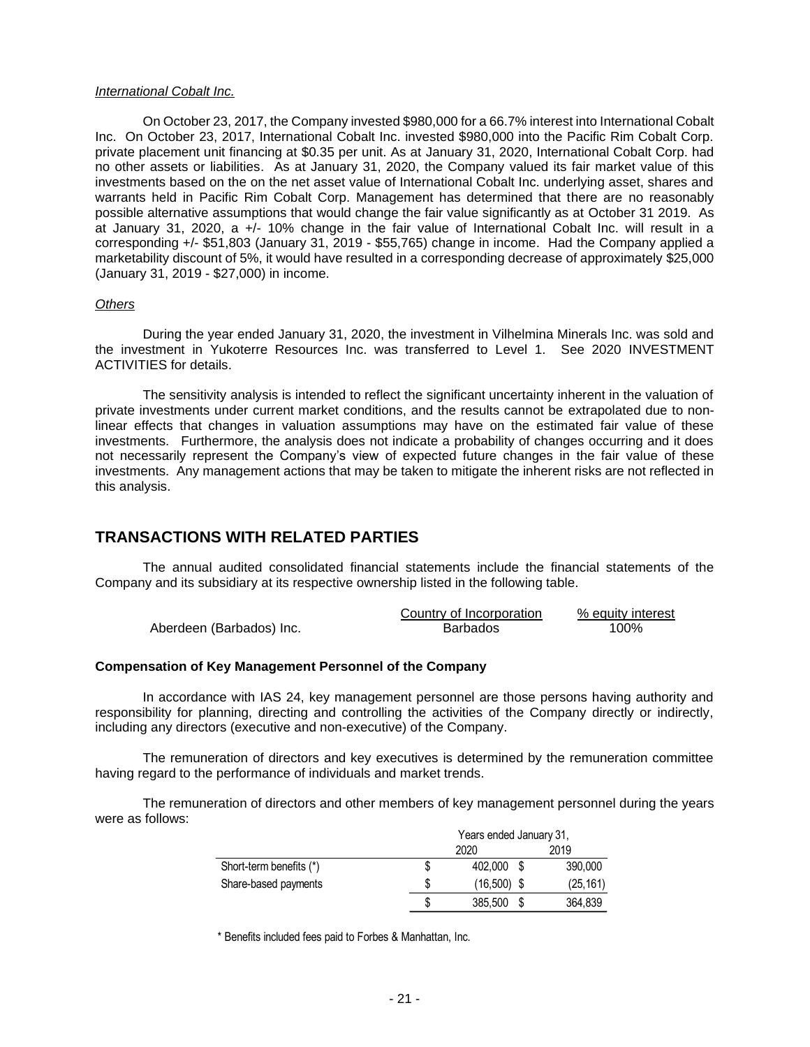*International Cobalt Inc.*

On October 23, 2017, the Company invested $980,000 for a 66.7% interest into International Cobalt Inc. On October 23, 2017, International Cobalt Inc. invested $980,000 into the Pacific Rim Cobalt Corp. private placement unit financing at $0.35 per unit. As at January 31, 2020, International Cobalt Corp. had no other assets or liabilities. As at January 31, 2020, the Company valued its fair market value of this investments based on the on the net asset value of International Cobalt Inc. underlying asset, shares and warrants held in Pacific Rim Cobalt Corp. Management has determined that there are no reasonably possible alternative assumptions that would change the fair value significantly as at October 31 2019. As at January 31, 2020, a +/- 10% change in the fair value of International Cobalt Inc. will result in a corresponding +/- $51,803 (January 31, 2019 - $55,765) change in income. Had the Company applied a marketability discount of 5%, it would have resulted in a corresponding decrease of approximately $25,000 (January 31, 2019 - $27,000) in income.

*Others*

During the year ended January 31, 2020, the investment in Vilhelmina Minerals Inc. was sold and the investment in Yukoterre Resources Inc. was transferred to Level 1. See 2020 INVESTMENT ACTIVITIES for details.

The sensitivity analysis is intended to reflect the significant uncertainty inherent in the valuation of private investments under current market conditions, and the results cannot be extrapolated due to non-linear effects that changes in valuation assumptions may have on the estimated fair value of these investments. Furthermore, the analysis does not indicate a probability of changes occurring and it does not necessarily represent the Company's view of expected future changes in the fair value of these investments. Any management actions that may be taken to mitigate the inherent risks are not reflected in this analysis.

## TRANSACTIONS WITH RELATED PARTIES

The annual audited consolidated financial statements include the financial statements of the Company and its subsidiary at its respective ownership listed in the following table.

| | Country of Incorporation | % equity interest |
|---|---|---|
| Aberdeen (Barbados) Inc. | Barbados | 100% |

**Compensation of Key Management Personnel of the Company**

In accordance with IAS 24, key management personnel are those persons having authority and responsibility for planning, directing and controlling the activities of the Company directly or indirectly, including any directors (executive and non-executive) of the Company.

The remuneration of directors and key executives is determined by the remuneration committee having regard to the performance of individuals and market trends.

The remuneration of directors and other members of key management personnel during the years were as follows:

| | Years ended January 31, 2020 | 2019 |
|---|---|---|
| Short-term benefits (*) | $ 402,000 | $ 390,000 |
| Share-based payments | $ (16,500) | $ (25,161) |
| | $ 385,500 | $ 364,839 |

\* Benefits included fees paid to Forbes & Manhattan, Inc.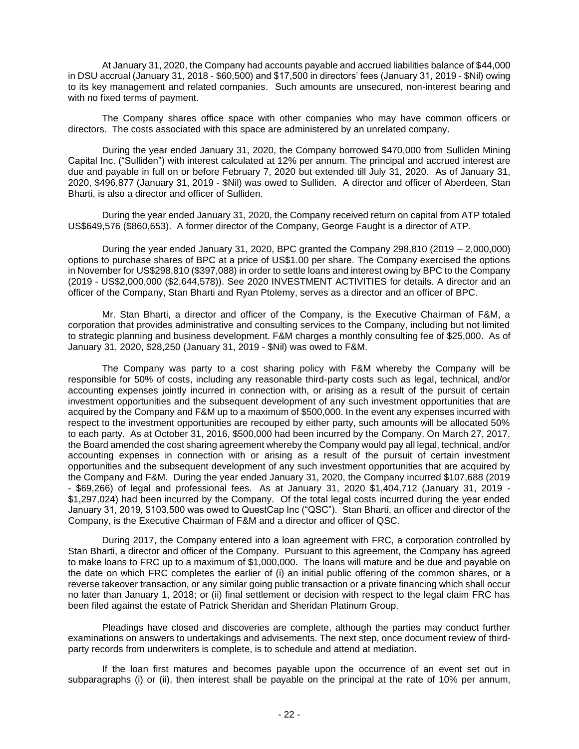At January 31, 2020, the Company had accounts payable and accrued liabilities balance of $44,000 in DSU accrual (January 31, 2018 - $60,500) and $17,500 in directors' fees (January 31, 2019 - $Nil) owing to its key management and related companies. Such amounts are unsecured, non-interest bearing and with no fixed terms of payment.

The Company shares office space with other companies who may have common officers or directors. The costs associated with this space are administered by an unrelated company.

During the year ended January 31, 2020, the Company borrowed $470,000 from Sulliden Mining Capital Inc. ("Sulliden") with interest calculated at 12% per annum. The principal and accrued interest are due and payable in full on or before February 7, 2020 but extended till July 31, 2020. As of January 31, 2020, $496,877 (January 31, 2019 - $Nil) was owed to Sulliden. A director and officer of Aberdeen, Stan Bharti, is also a director and officer of Sulliden.

During the year ended January 31, 2020, the Company received return on capital from ATP totaled US$649,576 ($860,653). A former director of the Company, George Faught is a director of ATP.

During the year ended January 31, 2020, BPC granted the Company 298,810 (2019 – 2,000,000) options to purchase shares of BPC at a price of US$1.00 per share. The Company exercised the options in November for US$298,810 ($397,088) in order to settle loans and interest owing by BPC to the Company (2019 - US$2,000,000 ($2,644,578)). See 2020 INVESTMENT ACTIVITIES for details. A director and an officer of the Company, Stan Bharti and Ryan Ptolemy, serves as a director and an officer of BPC.

Mr. Stan Bharti, a director and officer of the Company, is the Executive Chairman of F&M, a corporation that provides administrative and consulting services to the Company, including but not limited to strategic planning and business development. F&M charges a monthly consulting fee of $25,000. As of January 31, 2020, $28,250 (January 31, 2019 - $Nil) was owed to F&M.

The Company was party to a cost sharing policy with F&M whereby the Company will be responsible for 50% of costs, including any reasonable third-party costs such as legal, technical, and/or accounting expenses jointly incurred in connection with, or arising as a result of the pursuit of certain investment opportunities and the subsequent development of any such investment opportunities that are acquired by the Company and F&M up to a maximum of $500,000. In the event any expenses incurred with respect to the investment opportunities are recouped by either party, such amounts will be allocated 50% to each party. As at October 31, 2016, $500,000 had been incurred by the Company. On March 27, 2017, the Board amended the cost sharing agreement whereby the Company would pay all legal, technical, and/or accounting expenses in connection with or arising as a result of the pursuit of certain investment opportunities and the subsequent development of any such investment opportunities that are acquired by the Company and F&M. During the year ended January 31, 2020, the Company incurred $107,688 (2019 - $69,266) of legal and professional fees. As at January 31, 2020 $1,404,712 (January 31, 2019 - $1,297,024) had been incurred by the Company. Of the total legal costs incurred during the year ended January 31, 2019, $103,500 was owed to QuestCap Inc ("QSC"). Stan Bharti, an officer and director of the Company, is the Executive Chairman of F&M and a director and officer of QSC.

During 2017, the Company entered into a loan agreement with FRC, a corporation controlled by Stan Bharti, a director and officer of the Company. Pursuant to this agreement, the Company has agreed to make loans to FRC up to a maximum of $1,000,000. The loans will mature and be due and payable on the date on which FRC completes the earlier of (i) an initial public offering of the common shares, or a reverse takeover transaction, or any similar going public transaction or a private financing which shall occur no later than January 1, 2018; or (ii) final settlement or decision with respect to the legal claim FRC has been filed against the estate of Patrick Sheridan and Sheridan Platinum Group.

Pleadings have closed and discoveries are complete, although the parties may conduct further examinations on answers to undertakings and advisements. The next step, once document review of third-party records from underwriters is complete, is to schedule and attend at mediation.

If the loan first matures and becomes payable upon the occurrence of an event set out in subparagraphs (i) or (ii), then interest shall be payable on the principal at the rate of 10% per annum,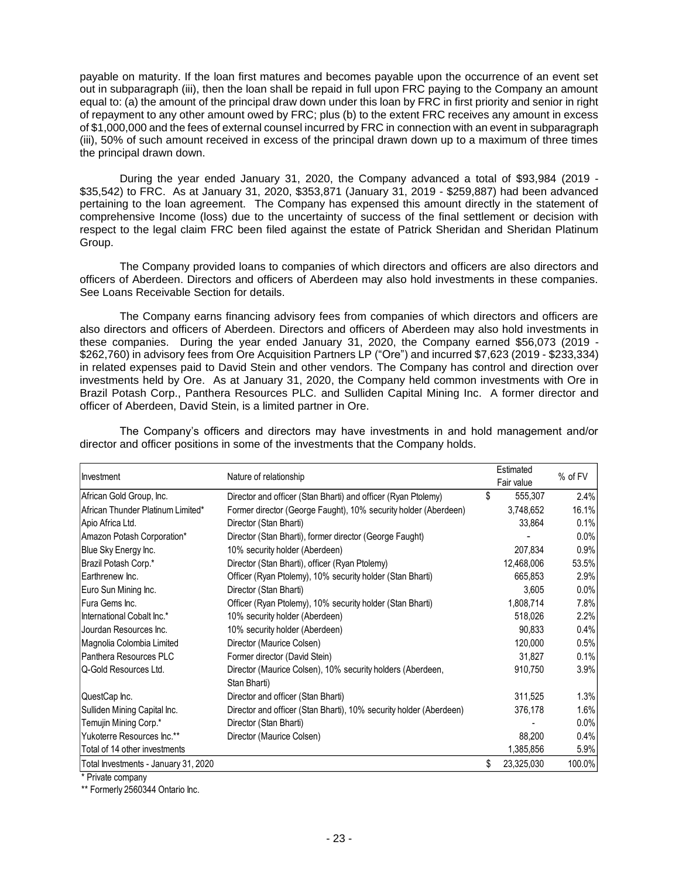payable on maturity. If the loan first matures and becomes payable upon the occurrence of an event set out in subparagraph (iii), then the loan shall be repaid in full upon FRC paying to the Company an amount equal to: (a) the amount of the principal draw down under this loan by FRC in first priority and senior in right of repayment to any other amount owed by FRC; plus (b) to the extent FRC receives any amount in excess of $1,000,000 and the fees of external counsel incurred by FRC in connection with an event in subparagraph (iii), 50% of such amount received in excess of the principal drawn down up to a maximum of three times the principal drawn down.

During the year ended January 31, 2020, the Company advanced a total of $93,984 (2019 - $35,542) to FRC. As at January 31, 2020, $353,871 (January 31, 2019 - $259,887) had been advanced pertaining to the loan agreement. The Company has expensed this amount directly in the statement of comprehensive Income (loss) due to the uncertainty of success of the final settlement or decision with respect to the legal claim FRC been filed against the estate of Patrick Sheridan and Sheridan Platinum Group.

The Company provided loans to companies of which directors and officers are also directors and officers of Aberdeen. Directors and officers of Aberdeen may also hold investments in these companies. See Loans Receivable Section for details.

The Company earns financing advisory fees from companies of which directors and officers are also directors and officers of Aberdeen. Directors and officers of Aberdeen may also hold investments in these companies. During the year ended January 31, 2020, the Company earned $56,073 (2019 - $262,760) in advisory fees from Ore Acquisition Partners LP ("Ore") and incurred $7,623 (2019 - $233,334) in related expenses paid to David Stein and other vendors. The Company has control and direction over investments held by Ore. As at January 31, 2020, the Company held common investments with Ore in Brazil Potash Corp., Panthera Resources PLC. and Sulliden Capital Mining Inc. A former director and officer of Aberdeen, David Stein, is a limited partner in Ore.

The Company's officers and directors may have investments in and hold management and/or director and officer positions in some of the investments that the Company holds.

| Investment | Nature of relationship | Estimated Fair value | % of FV |
|---|---|---|---|
| African Gold Group, Inc. | Director and officer (Stan Bharti) and officer (Ryan Ptolemy) | $ 555,307 | 2.4% |
| African Thunder Platinum Limited* | Former director (George Faught), 10% security holder (Aberdeen) | 3,748,652 | 16.1% |
| Apio Africa Ltd. | Director (Stan Bharti) | 33,864 | 0.1% |
| Amazon Potash Corporation* | Director (Stan Bharti), former director (George Faught) | - | 0.0% |
| Blue Sky Energy Inc. | 10% security holder (Aberdeen) | 207,834 | 0.9% |
| Brazil Potash Corp.* | Director (Stan Bharti), officer (Ryan Ptolemy) | 12,468,006 | 53.5% |
| Earthrenew Inc. | Officer (Ryan Ptolemy), 10% security holder (Stan Bharti) | 665,853 | 2.9% |
| Euro Sun Mining Inc. | Director (Stan Bharti) | 3,605 | 0.0% |
| Fura Gems Inc. | Officer (Ryan Ptolemy), 10% security holder (Stan Bharti) | 1,808,714 | 7.8% |
| International Cobalt Inc.* | 10% security holder (Aberdeen) | 518,026 | 2.2% |
| Jourdan Resources Inc. | 10% security holder (Aberdeen) | 90,833 | 0.4% |
| Magnolia Colombia Limited | Director (Maurice Colsen) | 120,000 | 0.5% |
| Panthera Resources PLC | Former director (David Stein) | 31,827 | 0.1% |
| Q-Gold Resources Ltd. | Director (Maurice Colsen), 10% security holders (Aberdeen, Stan Bharti) | 910,750 | 3.9% |
| QuestCap Inc. | Director and officer (Stan Bharti) | 311,525 | 1.3% |
| Sulliden Mining Capital Inc. | Director and officer (Stan Bharti), 10% security holder (Aberdeen) | 376,178 | 1.6% |
| Temujin Mining Corp.* | Director (Stan Bharti) | - | 0.0% |
| Yukoterre Resources Inc.** | Director (Maurice Colsen) | 88,200 | 0.4% |
| Total of 14 other investments | | 1,385,856 | 5.9% |
| Total Investments - January 31, 2020 | | $ 23,325,030 | 100.0% |

\* Private company

\*\* Formerly 2560344 Ontario Inc.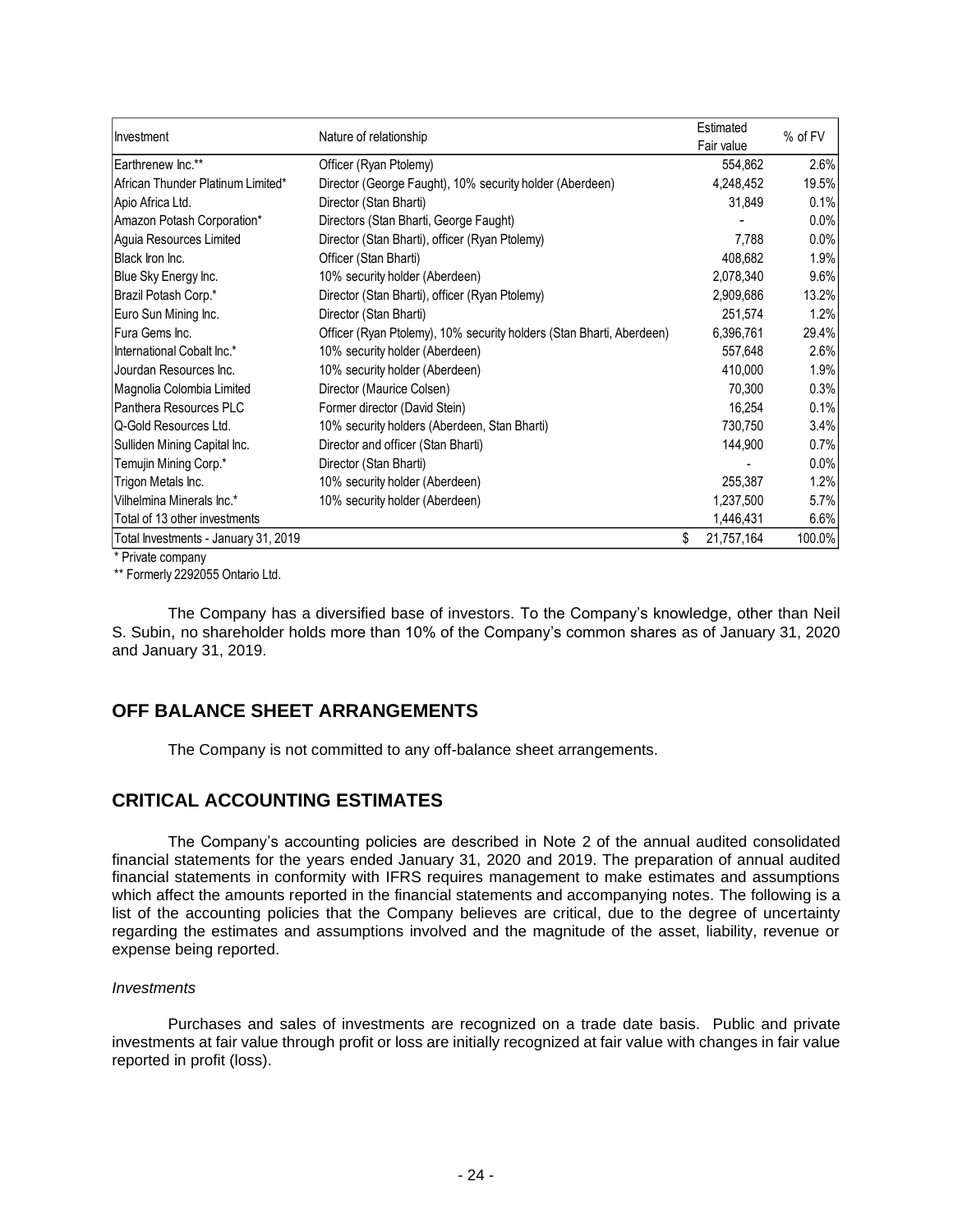| Investment | Nature of relationship | Estimated Fair value | % of FV |
|---|---|---|---|
| Earthrenew Inc.** | Officer (Ryan Ptolemy) | 554,862 | 2.6% |
| African Thunder Platinum Limited* | Director (George Faught), 10% security holder (Aberdeen) | 4,248,452 | 19.5% |
| Apio Africa Ltd. | Director (Stan Bharti) | 31,849 | 0.1% |
| Amazon Potash Corporation* | Directors (Stan Bharti, George Faught) | - | 0.0% |
| Aguia Resources Limited | Director (Stan Bharti), officer (Ryan Ptolemy) | 7,788 | 0.0% |
| Black Iron Inc. | Officer (Stan Bharti) | 408,682 | 1.9% |
| Blue Sky Energy Inc. | 10% security holder (Aberdeen) | 2,078,340 | 9.6% |
| Brazil Potash Corp.* | Director (Stan Bharti), officer (Ryan Ptolemy) | 2,909,686 | 13.2% |
| Euro Sun Mining Inc. | Director (Stan Bharti) | 251,574 | 1.2% |
| Fura Gems Inc. | Officer (Ryan Ptolemy), 10% security holders (Stan Bharti, Aberdeen) | 6,396,761 | 29.4% |
| International Cobalt Inc.* | 10% security holder (Aberdeen) | 557,648 | 2.6% |
| Jourdan Resources Inc. | 10% security holder (Aberdeen) | 410,000 | 1.9% |
| Magnolia Colombia Limited | Director (Maurice Colsen) | 70,300 | 0.3% |
| Panthera Resources PLC | Former director (David Stein) | 16,254 | 0.1% |
| Q-Gold Resources Ltd. | 10% security holders (Aberdeen, Stan Bharti) | 730,750 | 3.4% |
| Sulliden Mining Capital Inc. | Director and officer (Stan Bharti) | 144,900 | 0.7% |
| Temujin Mining Corp.* | Director (Stan Bharti) | - | 0.0% |
| Trigon Metals Inc. | 10% security holder (Aberdeen) | 255,387 | 1.2% |
| Vilhelmina Minerals Inc.* | 10% security holder (Aberdeen) | 1,237,500 | 5.7% |
| Total of 13 other investments | | 1,446,431 | 6.6% |
| Total Investments - January 31, 2019 | | $ 21,757,164 | 100.0% |

\* Private company

** Formerly 2292055 Ontario Ltd.

The Company has a diversified base of investors. To the Company's knowledge, other than Neil S. Subin, no shareholder holds more than 10% of the Company's common shares as of January 31, 2020 and January 31, 2019.

## OFF BALANCE SHEET ARRANGEMENTS

The Company is not committed to any off-balance sheet arrangements.

## CRITICAL ACCOUNTING ESTIMATES

The Company's accounting policies are described in Note 2 of the annual audited consolidated financial statements for the years ended January 31, 2020 and 2019. The preparation of annual audited financial statements in conformity with IFRS requires management to make estimates and assumptions which affect the amounts reported in the financial statements and accompanying notes. The following is a list of the accounting policies that the Company believes are critical, due to the degree of uncertainty regarding the estimates and assumptions involved and the magnitude of the asset, liability, revenue or expense being reported.

*Investments*

Purchases and sales of investments are recognized on a trade date basis. Public and private investments at fair value through profit or loss are initially recognized at fair value with changes in fair value reported in profit (loss).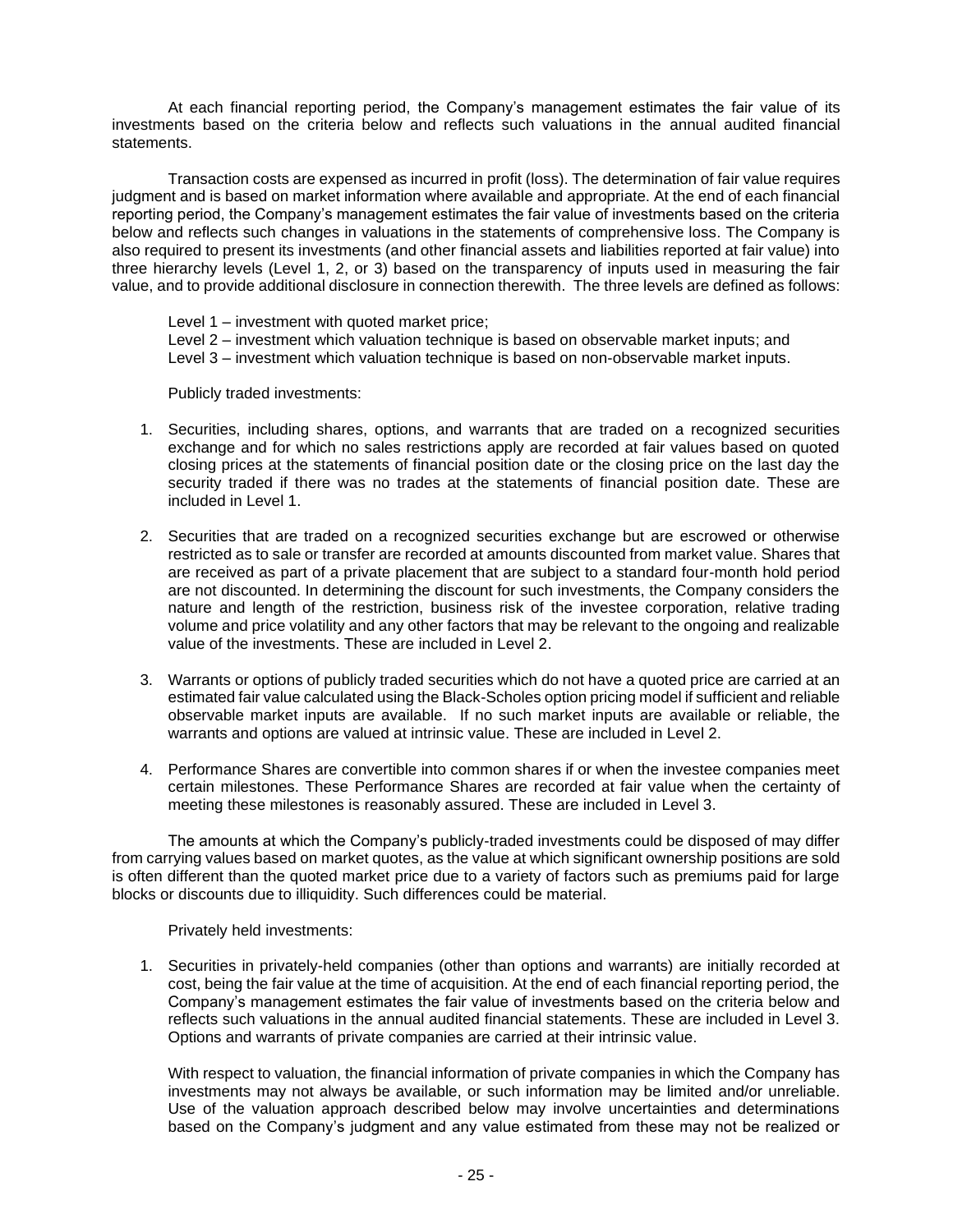At each financial reporting period, the Company's management estimates the fair value of its investments based on the criteria below and reflects such valuations in the annual audited financial statements.

Transaction costs are expensed as incurred in profit (loss). The determination of fair value requires judgment and is based on market information where available and appropriate. At the end of each financial reporting period, the Company's management estimates the fair value of investments based on the criteria below and reflects such changes in valuations in the statements of comprehensive loss. The Company is also required to present its investments (and other financial assets and liabilities reported at fair value) into three hierarchy levels (Level 1, 2, or 3) based on the transparency of inputs used in measuring the fair value, and to provide additional disclosure in connection therewith. The three levels are defined as follows:

Level 1 – investment with quoted market price;
Level 2 – investment which valuation technique is based on observable market inputs; and
Level 3 – investment which valuation technique is based on non-observable market inputs.

Publicly traded investments:

1. Securities, including shares, options, and warrants that are traded on a recognized securities exchange and for which no sales restrictions apply are recorded at fair values based on quoted closing prices at the statements of financial position date or the closing price on the last day the security traded if there was no trades at the statements of financial position date. These are included in Level 1.

2. Securities that are traded on a recognized securities exchange but are escrowed or otherwise restricted as to sale or transfer are recorded at amounts discounted from market value. Shares that are received as part of a private placement that are subject to a standard four-month hold period are not discounted. In determining the discount for such investments, the Company considers the nature and length of the restriction, business risk of the investee corporation, relative trading volume and price volatility and any other factors that may be relevant to the ongoing and realizable value of the investments. These are included in Level 2.

3. Warrants or options of publicly traded securities which do not have a quoted price are carried at an estimated fair value calculated using the Black-Scholes option pricing model if sufficient and reliable observable market inputs are available. If no such market inputs are available or reliable, the warrants and options are valued at intrinsic value. These are included in Level 2.

4. Performance Shares are convertible into common shares if or when the investee companies meet certain milestones. These Performance Shares are recorded at fair value when the certainty of meeting these milestones is reasonably assured. These are included in Level 3.

The amounts at which the Company's publicly-traded investments could be disposed of may differ from carrying values based on market quotes, as the value at which significant ownership positions are sold is often different than the quoted market price due to a variety of factors such as premiums paid for large blocks or discounts due to illiquidity. Such differences could be material.

Privately held investments:

1. Securities in privately-held companies (other than options and warrants) are initially recorded at cost, being the fair value at the time of acquisition. At the end of each financial reporting period, the Company's management estimates the fair value of investments based on the criteria below and reflects such valuations in the annual audited financial statements. These are included in Level 3. Options and warrants of private companies are carried at their intrinsic value.

   With respect to valuation, the financial information of private companies in which the Company has investments may not always be available, or such information may be limited and/or unreliable. Use of the valuation approach described below may involve uncertainties and determinations based on the Company's judgment and any value estimated from these may not be realized or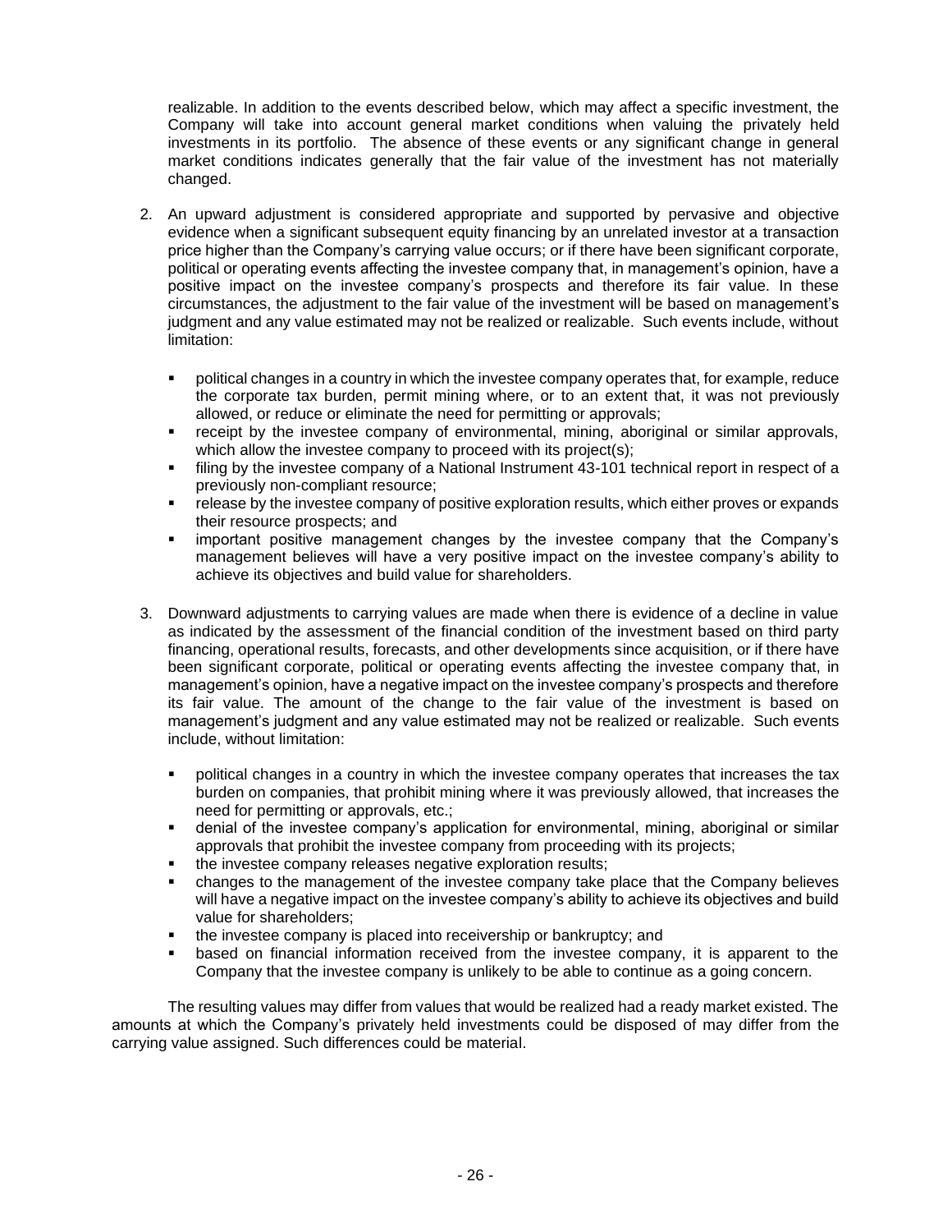realizable. In addition to the events described below, which may affect a specific investment, the Company will take into account general market conditions when valuing the privately held investments in its portfolio. The absence of these events or any significant change in general market conditions indicates generally that the fair value of the investment has not materially changed.

2. An upward adjustment is considered appropriate and supported by pervasive and objective evidence when a significant subsequent equity financing by an unrelated investor at a transaction price higher than the Company's carrying value occurs; or if there have been significant corporate, political or operating events affecting the investee company that, in management's opinion, have a positive impact on the investee company's prospects and therefore its fair value. In these circumstances, the adjustment to the fair value of the investment will be based on management's judgment and any value estimated may not be realized or realizable. Such events include, without limitation:

   - political changes in a country in which the investee company operates that, for example, reduce the corporate tax burden, permit mining where, or to an extent that, it was not previously allowed, or reduce or eliminate the need for permitting or approvals;
   - receipt by the investee company of environmental, mining, aboriginal or similar approvals, which allow the investee company to proceed with its project(s);
   - filing by the investee company of a National Instrument 43-101 technical report in respect of a previously non-compliant resource;
   - release by the investee company of positive exploration results, which either proves or expands their resource prospects; and
   - important positive management changes by the investee company that the Company's management believes will have a very positive impact on the investee company's ability to achieve its objectives and build value for shareholders.

3. Downward adjustments to carrying values are made when there is evidence of a decline in value as indicated by the assessment of the financial condition of the investment based on third party financing, operational results, forecasts, and other developments since acquisition, or if there have been significant corporate, political or operating events affecting the investee company that, in management's opinion, have a negative impact on the investee company's prospects and therefore its fair value. The amount of the change to the fair value of the investment is based on management's judgment and any value estimated may not be realized or realizable. Such events include, without limitation:

   - political changes in a country in which the investee company operates that increases the tax burden on companies, that prohibit mining where it was previously allowed, that increases the need for permitting or approvals, etc.;
   - denial of the investee company's application for environmental, mining, aboriginal or similar approvals that prohibit the investee company from proceeding with its projects;
   - the investee company releases negative exploration results;
   - changes to the management of the investee company take place that the Company believes will have a negative impact on the investee company's ability to achieve its objectives and build value for shareholders;
   - the investee company is placed into receivership or bankruptcy; and
   - based on financial information received from the investee company, it is apparent to the Company that the investee company is unlikely to be able to continue as a going concern.

The resulting values may differ from values that would be realized had a ready market existed. The amounts at which the Company's privately held investments could be disposed of may differ from the carrying value assigned. Such differences could be material.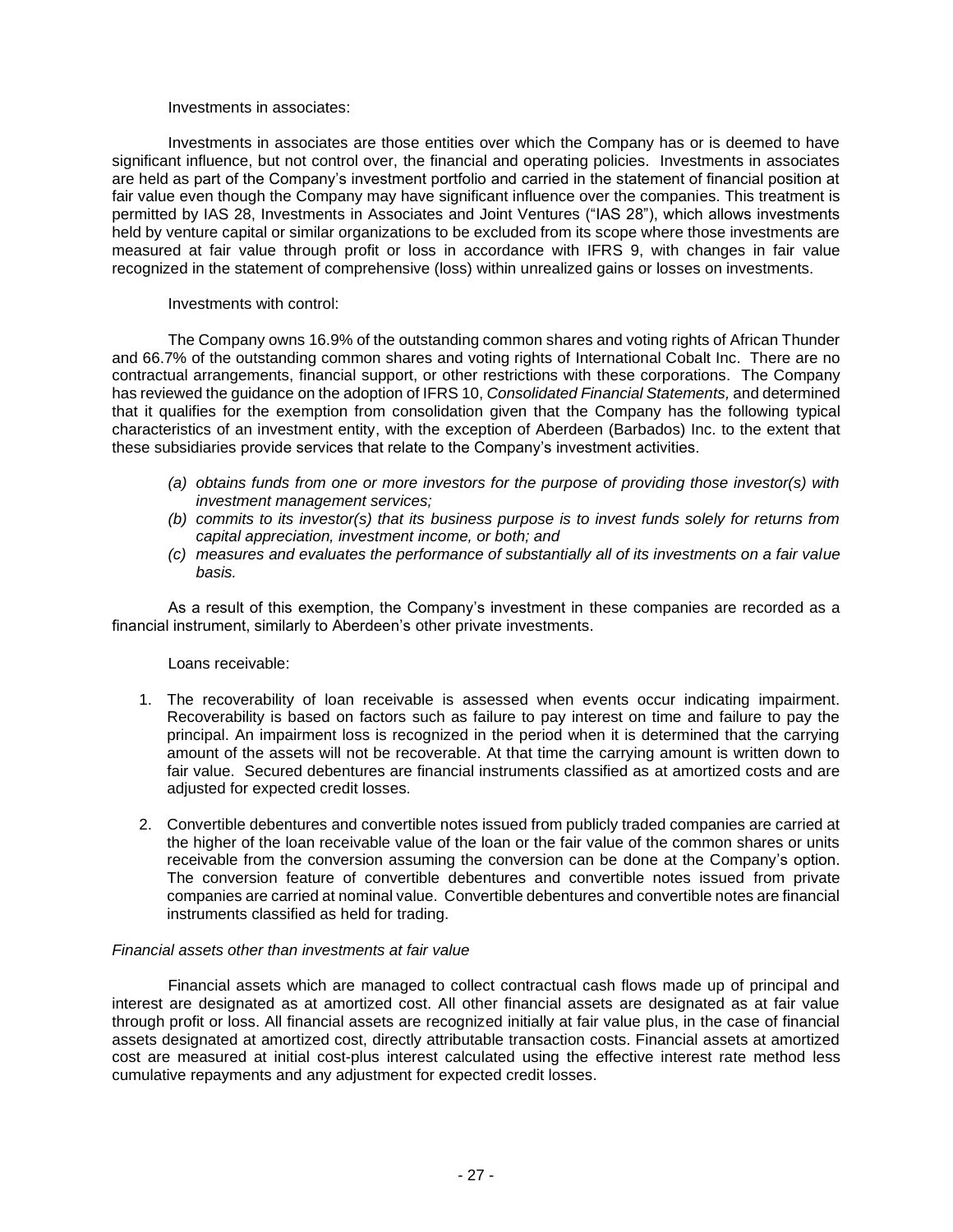Investments in associates:

Investments in associates are those entities over which the Company has or is deemed to have significant influence, but not control over, the financial and operating policies. Investments in associates are held as part of the Company's investment portfolio and carried in the statement of financial position at fair value even though the Company may have significant influence over the companies. This treatment is permitted by IAS 28, Investments in Associates and Joint Ventures ("IAS 28"), which allows investments held by venture capital or similar organizations to be excluded from its scope where those investments are measured at fair value through profit or loss in accordance with IFRS 9, with changes in fair value recognized in the statement of comprehensive (loss) within unrealized gains or losses on investments.

Investments with control:

The Company owns 16.9% of the outstanding common shares and voting rights of African Thunder and 66.7% of the outstanding common shares and voting rights of International Cobalt Inc. There are no contractual arrangements, financial support, or other restrictions with these corporations. The Company has reviewed the guidance on the adoption of IFRS 10, *Consolidated Financial Statements,* and determined that it qualifies for the exemption from consolidation given that the Company has the following typical characteristics of an investment entity, with the exception of Aberdeen (Barbados) Inc. to the extent that these subsidiaries provide services that relate to the Company's investment activities.

*(a) obtains funds from one or more investors for the purpose of providing those investor(s) with investment management services;*
*(b) commits to its investor(s) that its business purpose is to invest funds solely for returns from capital appreciation, investment income, or both; and*
*(c) measures and evaluates the performance of substantially all of its investments on a fair value basis.*

As a result of this exemption, the Company's investment in these companies are recorded as a financial instrument, similarly to Aberdeen's other private investments.

Loans receivable:

1. The recoverability of loan receivable is assessed when events occur indicating impairment. Recoverability is based on factors such as failure to pay interest on time and failure to pay the principal. An impairment loss is recognized in the period when it is determined that the carrying amount of the assets will not be recoverable. At that time the carrying amount is written down to fair value. Secured debentures are financial instruments classified as at amortized costs and are adjusted for expected credit losses.

2. Convertible debentures and convertible notes issued from publicly traded companies are carried at the higher of the loan receivable value of the loan or the fair value of the common shares or units receivable from the conversion assuming the conversion can be done at the Company's option. The conversion feature of convertible debentures and convertible notes issued from private companies are carried at nominal value. Convertible debentures and convertible notes are financial instruments classified as held for trading.

*Financial assets other than investments at fair value*

Financial assets which are managed to collect contractual cash flows made up of principal and interest are designated as at amortized cost. All other financial assets are designated as at fair value through profit or loss. All financial assets are recognized initially at fair value plus, in the case of financial assets designated at amortized cost, directly attributable transaction costs. Financial assets at amortized cost are measured at initial cost-plus interest calculated using the effective interest rate method less cumulative repayments and any adjustment for expected credit losses.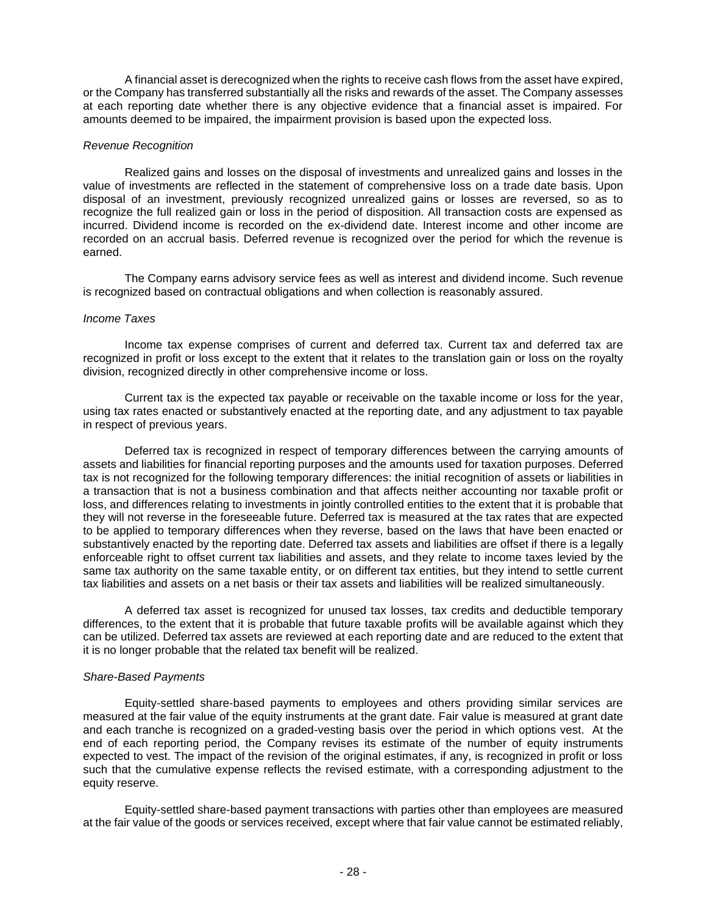A financial asset is derecognized when the rights to receive cash flows from the asset have expired, or the Company has transferred substantially all the risks and rewards of the asset. The Company assesses at each reporting date whether there is any objective evidence that a financial asset is impaired. For amounts deemed to be impaired, the impairment provision is based upon the expected loss.

*Revenue Recognition*

Realized gains and losses on the disposal of investments and unrealized gains and losses in the value of investments are reflected in the statement of comprehensive loss on a trade date basis. Upon disposal of an investment, previously recognized unrealized gains or losses are reversed, so as to recognize the full realized gain or loss in the period of disposition. All transaction costs are expensed as incurred. Dividend income is recorded on the ex-dividend date. Interest income and other income are recorded on an accrual basis. Deferred revenue is recognized over the period for which the revenue is earned.

The Company earns advisory service fees as well as interest and dividend income. Such revenue is recognized based on contractual obligations and when collection is reasonably assured.

*Income Taxes*

Income tax expense comprises of current and deferred tax. Current tax and deferred tax are recognized in profit or loss except to the extent that it relates to the translation gain or loss on the royalty division, recognized directly in other comprehensive income or loss.

Current tax is the expected tax payable or receivable on the taxable income or loss for the year, using tax rates enacted or substantively enacted at the reporting date, and any adjustment to tax payable in respect of previous years.

Deferred tax is recognized in respect of temporary differences between the carrying amounts of assets and liabilities for financial reporting purposes and the amounts used for taxation purposes. Deferred tax is not recognized for the following temporary differences: the initial recognition of assets or liabilities in a transaction that is not a business combination and that affects neither accounting nor taxable profit or loss, and differences relating to investments in jointly controlled entities to the extent that it is probable that they will not reverse in the foreseeable future. Deferred tax is measured at the tax rates that are expected to be applied to temporary differences when they reverse, based on the laws that have been enacted or substantively enacted by the reporting date. Deferred tax assets and liabilities are offset if there is a legally enforceable right to offset current tax liabilities and assets, and they relate to income taxes levied by the same tax authority on the same taxable entity, or on different tax entities, but they intend to settle current tax liabilities and assets on a net basis or their tax assets and liabilities will be realized simultaneously.

A deferred tax asset is recognized for unused tax losses, tax credits and deductible temporary differences, to the extent that it is probable that future taxable profits will be available against which they can be utilized. Deferred tax assets are reviewed at each reporting date and are reduced to the extent that it is no longer probable that the related tax benefit will be realized.

*Share-Based Payments*

Equity-settled share-based payments to employees and others providing similar services are measured at the fair value of the equity instruments at the grant date. Fair value is measured at grant date and each tranche is recognized on a graded-vesting basis over the period in which options vest. At the end of each reporting period, the Company revises its estimate of the number of equity instruments expected to vest. The impact of the revision of the original estimates, if any, is recognized in profit or loss such that the cumulative expense reflects the revised estimate, with a corresponding adjustment to the equity reserve.

Equity-settled share-based payment transactions with parties other than employees are measured at the fair value of the goods or services received, except where that fair value cannot be estimated reliably,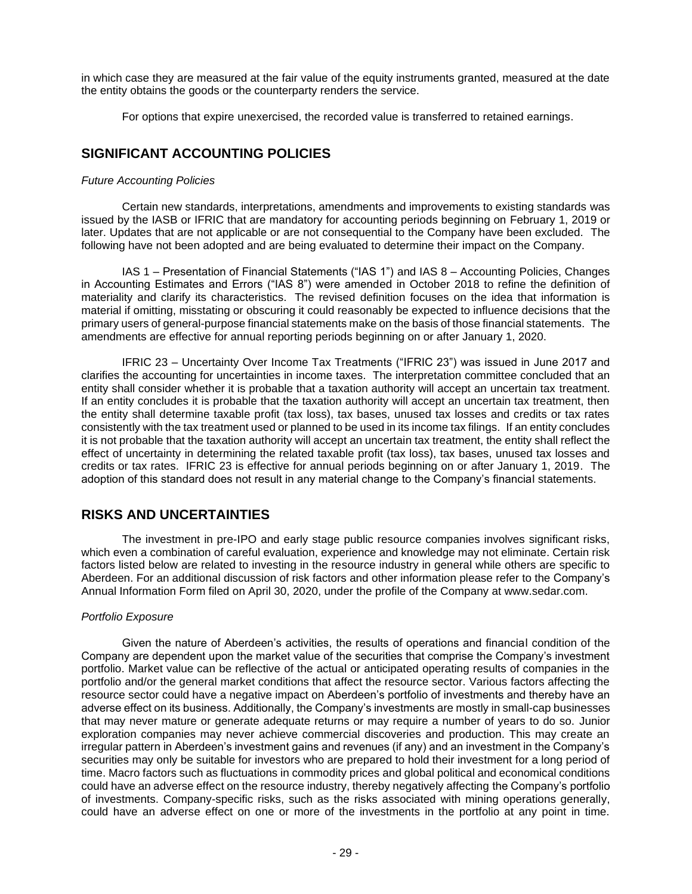in which case they are measured at the fair value of the equity instruments granted, measured at the date the entity obtains the goods or the counterparty renders the service.

For options that expire unexercised, the recorded value is transferred to retained earnings.

## SIGNIFICANT ACCOUNTING POLICIES

*Future Accounting Policies*

Certain new standards, interpretations, amendments and improvements to existing standards was issued by the IASB or IFRIC that are mandatory for accounting periods beginning on February 1, 2019 or later. Updates that are not applicable or are not consequential to the Company have been excluded. The following have not been adopted and are being evaluated to determine their impact on the Company.

IAS 1 – Presentation of Financial Statements ("IAS 1") and IAS 8 – Accounting Policies, Changes in Accounting Estimates and Errors ("IAS 8") were amended in October 2018 to refine the definition of materiality and clarify its characteristics. The revised definition focuses on the idea that information is material if omitting, misstating or obscuring it could reasonably be expected to influence decisions that the primary users of general-purpose financial statements make on the basis of those financial statements. The amendments are effective for annual reporting periods beginning on or after January 1, 2020.

IFRIC 23 – Uncertainty Over Income Tax Treatments ("IFRIC 23") was issued in June 2017 and clarifies the accounting for uncertainties in income taxes. The interpretation committee concluded that an entity shall consider whether it is probable that a taxation authority will accept an uncertain tax treatment. If an entity concludes it is probable that the taxation authority will accept an uncertain tax treatment, then the entity shall determine taxable profit (tax loss), tax bases, unused tax losses and credits or tax rates consistently with the tax treatment used or planned to be used in its income tax filings. If an entity concludes it is not probable that the taxation authority will accept an uncertain tax treatment, the entity shall reflect the effect of uncertainty in determining the related taxable profit (tax loss), tax bases, unused tax losses and credits or tax rates. IFRIC 23 is effective for annual periods beginning on or after January 1, 2019. The adoption of this standard does not result in any material change to the Company's financial statements.

## RISKS AND UNCERTAINTIES

The investment in pre-IPO and early stage public resource companies involves significant risks, which even a combination of careful evaluation, experience and knowledge may not eliminate. Certain risk factors listed below are related to investing in the resource industry in general while others are specific to Aberdeen. For an additional discussion of risk factors and other information please refer to the Company's Annual Information Form filed on April 30, 2020, under the profile of the Company at www.sedar.com.

*Portfolio Exposure*

Given the nature of Aberdeen's activities, the results of operations and financial condition of the Company are dependent upon the market value of the securities that comprise the Company's investment portfolio. Market value can be reflective of the actual or anticipated operating results of companies in the portfolio and/or the general market conditions that affect the resource sector. Various factors affecting the resource sector could have a negative impact on Aberdeen's portfolio of investments and thereby have an adverse effect on its business. Additionally, the Company's investments are mostly in small-cap businesses that may never mature or generate adequate returns or may require a number of years to do so. Junior exploration companies may never achieve commercial discoveries and production. This may create an irregular pattern in Aberdeen's investment gains and revenues (if any) and an investment in the Company's securities may only be suitable for investors who are prepared to hold their investment for a long period of time. Macro factors such as fluctuations in commodity prices and global political and economical conditions could have an adverse effect on the resource industry, thereby negatively affecting the Company's portfolio of investments. Company-specific risks, such as the risks associated with mining operations generally, could have an adverse effect on one or more of the investments in the portfolio at any point in time.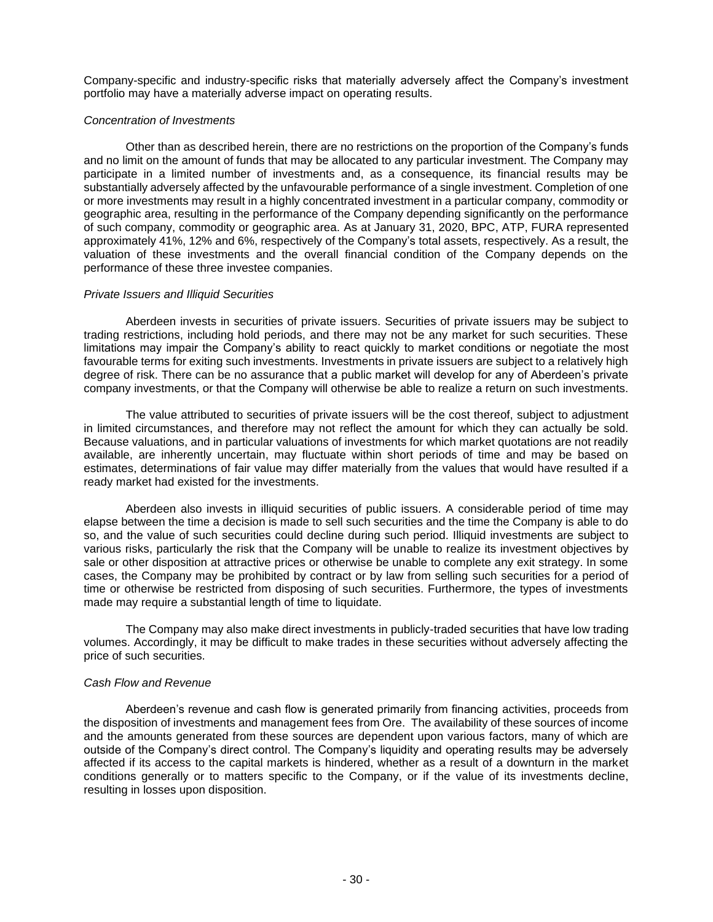Company-specific and industry-specific risks that materially adversely affect the Company's investment portfolio may have a materially adverse impact on operating results.

*Concentration of Investments*

Other than as described herein, there are no restrictions on the proportion of the Company's funds and no limit on the amount of funds that may be allocated to any particular investment. The Company may participate in a limited number of investments and, as a consequence, its financial results may be substantially adversely affected by the unfavourable performance of a single investment. Completion of one or more investments may result in a highly concentrated investment in a particular company, commodity or geographic area, resulting in the performance of the Company depending significantly on the performance of such company, commodity or geographic area. As at January 31, 2020, BPC, ATP, FURA represented approximately 41%, 12% and 6%, respectively of the Company's total assets, respectively. As a result, the valuation of these investments and the overall financial condition of the Company depends on the performance of these three investee companies.

*Private Issuers and Illiquid Securities*

Aberdeen invests in securities of private issuers. Securities of private issuers may be subject to trading restrictions, including hold periods, and there may not be any market for such securities. These limitations may impair the Company's ability to react quickly to market conditions or negotiate the most favourable terms for exiting such investments. Investments in private issuers are subject to a relatively high degree of risk. There can be no assurance that a public market will develop for any of Aberdeen's private company investments, or that the Company will otherwise be able to realize a return on such investments.

The value attributed to securities of private issuers will be the cost thereof, subject to adjustment in limited circumstances, and therefore may not reflect the amount for which they can actually be sold. Because valuations, and in particular valuations of investments for which market quotations are not readily available, are inherently uncertain, may fluctuate within short periods of time and may be based on estimates, determinations of fair value may differ materially from the values that would have resulted if a ready market had existed for the investments.

Aberdeen also invests in illiquid securities of public issuers. A considerable period of time may elapse between the time a decision is made to sell such securities and the time the Company is able to do so, and the value of such securities could decline during such period. Illiquid investments are subject to various risks, particularly the risk that the Company will be unable to realize its investment objectives by sale or other disposition at attractive prices or otherwise be unable to complete any exit strategy. In some cases, the Company may be prohibited by contract or by law from selling such securities for a period of time or otherwise be restricted from disposing of such securities. Furthermore, the types of investments made may require a substantial length of time to liquidate.

The Company may also make direct investments in publicly-traded securities that have low trading volumes. Accordingly, it may be difficult to make trades in these securities without adversely affecting the price of such securities.

*Cash Flow and Revenue*

Aberdeen's revenue and cash flow is generated primarily from financing activities, proceeds from the disposition of investments and management fees from Ore. The availability of these sources of income and the amounts generated from these sources are dependent upon various factors, many of which are outside of the Company's direct control. The Company's liquidity and operating results may be adversely affected if its access to the capital markets is hindered, whether as a result of a downturn in the market conditions generally or to matters specific to the Company, or if the value of its investments decline, resulting in losses upon disposition.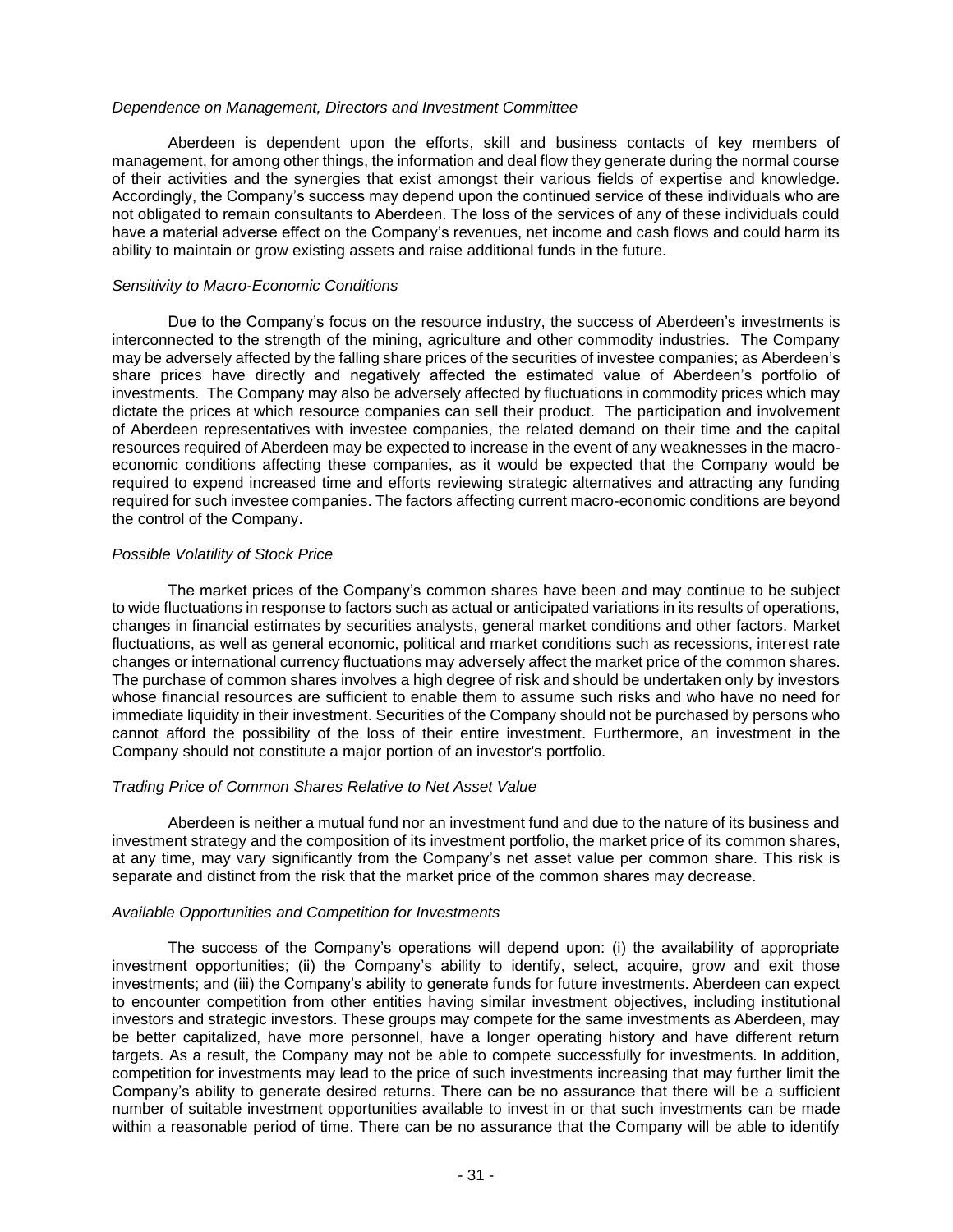*Dependence on Management, Directors and Investment Committee*

Aberdeen is dependent upon the efforts, skill and business contacts of key members of management, for among other things, the information and deal flow they generate during the normal course of their activities and the synergies that exist amongst their various fields of expertise and knowledge. Accordingly, the Company's success may depend upon the continued service of these individuals who are not obligated to remain consultants to Aberdeen. The loss of the services of any of these individuals could have a material adverse effect on the Company's revenues, net income and cash flows and could harm its ability to maintain or grow existing assets and raise additional funds in the future.

*Sensitivity to Macro-Economic Conditions*

Due to the Company's focus on the resource industry, the success of Aberdeen's investments is interconnected to the strength of the mining, agriculture and other commodity industries. The Company may be adversely affected by the falling share prices of the securities of investee companies; as Aberdeen's share prices have directly and negatively affected the estimated value of Aberdeen's portfolio of investments. The Company may also be adversely affected by fluctuations in commodity prices which may dictate the prices at which resource companies can sell their product. The participation and involvement of Aberdeen representatives with investee companies, the related demand on their time and the capital resources required of Aberdeen may be expected to increase in the event of any weaknesses in the macro-economic conditions affecting these companies, as it would be expected that the Company would be required to expend increased time and efforts reviewing strategic alternatives and attracting any funding required for such investee companies. The factors affecting current macro-economic conditions are beyond the control of the Company.

*Possible Volatility of Stock Price*

The market prices of the Company's common shares have been and may continue to be subject to wide fluctuations in response to factors such as actual or anticipated variations in its results of operations, changes in financial estimates by securities analysts, general market conditions and other factors. Market fluctuations, as well as general economic, political and market conditions such as recessions, interest rate changes or international currency fluctuations may adversely affect the market price of the common shares. The purchase of common shares involves a high degree of risk and should be undertaken only by investors whose financial resources are sufficient to enable them to assume such risks and who have no need for immediate liquidity in their investment. Securities of the Company should not be purchased by persons who cannot afford the possibility of the loss of their entire investment. Furthermore, an investment in the Company should not constitute a major portion of an investor's portfolio.

*Trading Price of Common Shares Relative to Net Asset Value*

Aberdeen is neither a mutual fund nor an investment fund and due to the nature of its business and investment strategy and the composition of its investment portfolio, the market price of its common shares, at any time, may vary significantly from the Company's net asset value per common share. This risk is separate and distinct from the risk that the market price of the common shares may decrease.

*Available Opportunities and Competition for Investments*

The success of the Company's operations will depend upon: (i) the availability of appropriate investment opportunities; (ii) the Company's ability to identify, select, acquire, grow and exit those investments; and (iii) the Company's ability to generate funds for future investments. Aberdeen can expect to encounter competition from other entities having similar investment objectives, including institutional investors and strategic investors. These groups may compete for the same investments as Aberdeen, may be better capitalized, have more personnel, have a longer operating history and have different return targets. As a result, the Company may not be able to compete successfully for investments. In addition, competition for investments may lead to the price of such investments increasing that may further limit the Company's ability to generate desired returns. There can be no assurance that there will be a sufficient number of suitable investment opportunities available to invest in or that such investments can be made within a reasonable period of time. There can be no assurance that the Company will be able to identify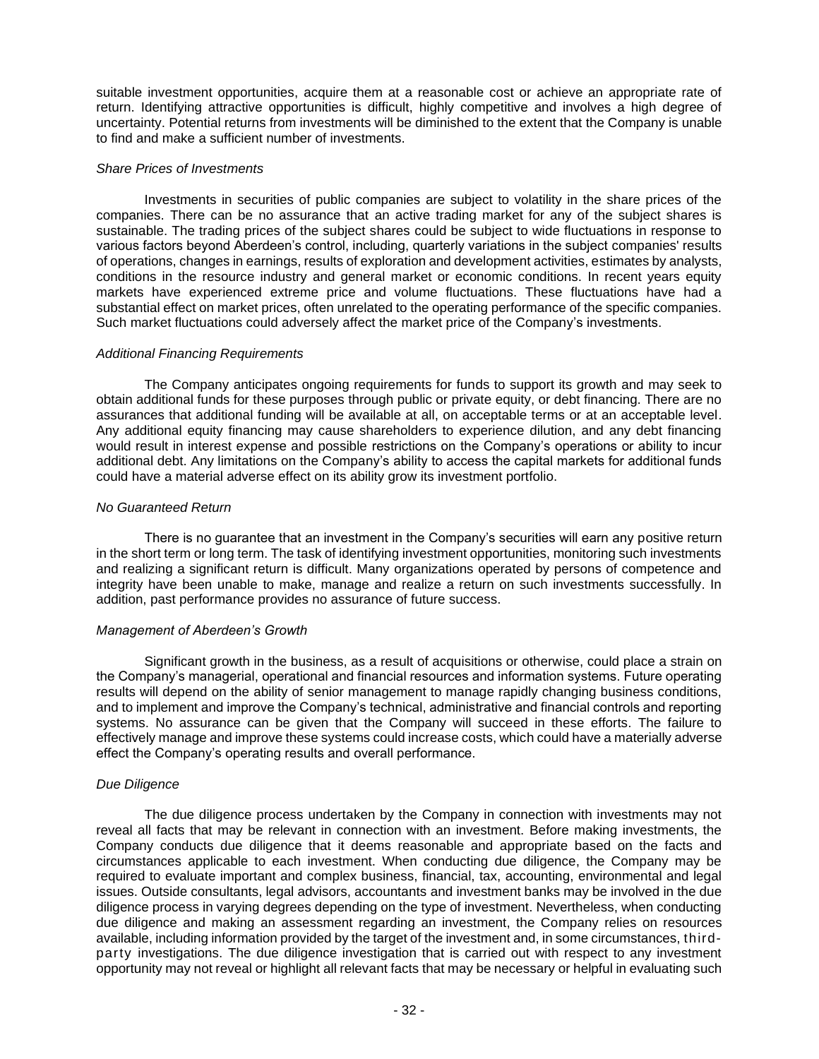suitable investment opportunities, acquire them at a reasonable cost or achieve an appropriate rate of return. Identifying attractive opportunities is difficult, highly competitive and involves a high degree of uncertainty. Potential returns from investments will be diminished to the extent that the Company is unable to find and make a sufficient number of investments.

*Share Prices of Investments*

Investments in securities of public companies are subject to volatility in the share prices of the companies. There can be no assurance that an active trading market for any of the subject shares is sustainable. The trading prices of the subject shares could be subject to wide fluctuations in response to various factors beyond Aberdeen's control, including, quarterly variations in the subject companies' results of operations, changes in earnings, results of exploration and development activities, estimates by analysts, conditions in the resource industry and general market or economic conditions. In recent years equity markets have experienced extreme price and volume fluctuations. These fluctuations have had a substantial effect on market prices, often unrelated to the operating performance of the specific companies. Such market fluctuations could adversely affect the market price of the Company's investments.

*Additional Financing Requirements*

The Company anticipates ongoing requirements for funds to support its growth and may seek to obtain additional funds for these purposes through public or private equity, or debt financing. There are no assurances that additional funding will be available at all, on acceptable terms or at an acceptable level. Any additional equity financing may cause shareholders to experience dilution, and any debt financing would result in interest expense and possible restrictions on the Company's operations or ability to incur additional debt. Any limitations on the Company's ability to access the capital markets for additional funds could have a material adverse effect on its ability grow its investment portfolio.

*No Guaranteed Return*

There is no guarantee that an investment in the Company's securities will earn any positive return in the short term or long term. The task of identifying investment opportunities, monitoring such investments and realizing a significant return is difficult. Many organizations operated by persons of competence and integrity have been unable to make, manage and realize a return on such investments successfully. In addition, past performance provides no assurance of future success.

*Management of Aberdeen's Growth*

Significant growth in the business, as a result of acquisitions or otherwise, could place a strain on the Company's managerial, operational and financial resources and information systems. Future operating results will depend on the ability of senior management to manage rapidly changing business conditions, and to implement and improve the Company's technical, administrative and financial controls and reporting systems. No assurance can be given that the Company will succeed in these efforts. The failure to effectively manage and improve these systems could increase costs, which could have a materially adverse effect the Company's operating results and overall performance.

*Due Diligence*

The due diligence process undertaken by the Company in connection with investments may not reveal all facts that may be relevant in connection with an investment. Before making investments, the Company conducts due diligence that it deems reasonable and appropriate based on the facts and circumstances applicable to each investment. When conducting due diligence, the Company may be required to evaluate important and complex business, financial, tax, accounting, environmental and legal issues. Outside consultants, legal advisors, accountants and investment banks may be involved in the due diligence process in varying degrees depending on the type of investment. Nevertheless, when conducting due diligence and making an assessment regarding an investment, the Company relies on resources available, including information provided by the target of the investment and, in some circumstances, third-party investigations. The due diligence investigation that is carried out with respect to any investment opportunity may not reveal or highlight all relevant facts that may be necessary or helpful in evaluating such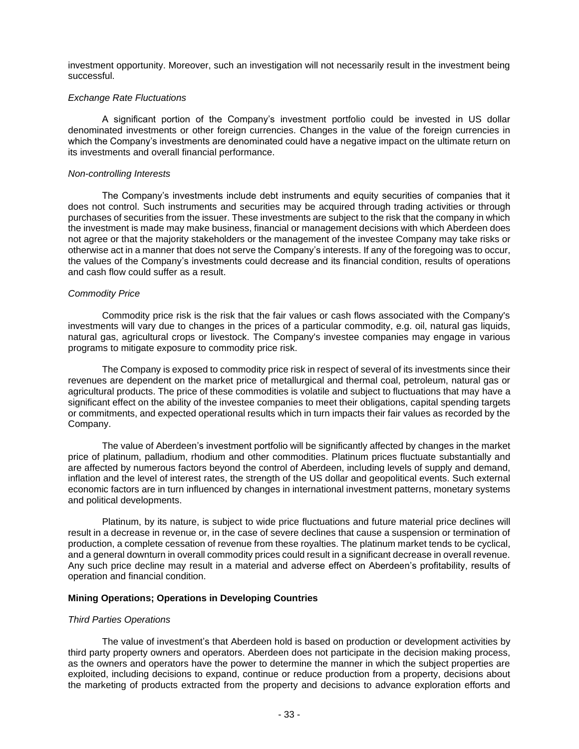investment opportunity. Moreover, such an investigation will not necessarily result in the investment being successful.

*Exchange Rate Fluctuations*

A significant portion of the Company's investment portfolio could be invested in US dollar denominated investments or other foreign currencies. Changes in the value of the foreign currencies in which the Company's investments are denominated could have a negative impact on the ultimate return on its investments and overall financial performance.

*Non-controlling Interests*

The Company's investments include debt instruments and equity securities of companies that it does not control. Such instruments and securities may be acquired through trading activities or through purchases of securities from the issuer. These investments are subject to the risk that the company in which the investment is made may make business, financial or management decisions with which Aberdeen does not agree or that the majority stakeholders or the management of the investee Company may take risks or otherwise act in a manner that does not serve the Company's interests. If any of the foregoing was to occur, the values of the Company's investments could decrease and its financial condition, results of operations and cash flow could suffer as a result.

*Commodity Price*

Commodity price risk is the risk that the fair values or cash flows associated with the Company's investments will vary due to changes in the prices of a particular commodity, e.g. oil, natural gas liquids, natural gas, agricultural crops or livestock. The Company's investee companies may engage in various programs to mitigate exposure to commodity price risk.

The Company is exposed to commodity price risk in respect of several of its investments since their revenues are dependent on the market price of metallurgical and thermal coal, petroleum, natural gas or agricultural products. The price of these commodities is volatile and subject to fluctuations that may have a significant effect on the ability of the investee companies to meet their obligations, capital spending targets or commitments, and expected operational results which in turn impacts their fair values as recorded by the Company.

The value of Aberdeen's investment portfolio will be significantly affected by changes in the market price of platinum, palladium, rhodium and other commodities. Platinum prices fluctuate substantially and are affected by numerous factors beyond the control of Aberdeen, including levels of supply and demand, inflation and the level of interest rates, the strength of the US dollar and geopolitical events. Such external economic factors are in turn influenced by changes in international investment patterns, monetary systems and political developments.

Platinum, by its nature, is subject to wide price fluctuations and future material price declines will result in a decrease in revenue or, in the case of severe declines that cause a suspension or termination of production, a complete cessation of revenue from these royalties. The platinum market tends to be cyclical, and a general downturn in overall commodity prices could result in a significant decrease in overall revenue. Any such price decline may result in a material and adverse effect on Aberdeen's profitability, results of operation and financial condition.

**Mining Operations; Operations in Developing Countries**

*Third Parties Operations*

The value of investment's that Aberdeen hold is based on production or development activities by third party property owners and operators. Aberdeen does not participate in the decision making process, as the owners and operators have the power to determine the manner in which the subject properties are exploited, including decisions to expand, continue or reduce production from a property, decisions about the marketing of products extracted from the property and decisions to advance exploration efforts and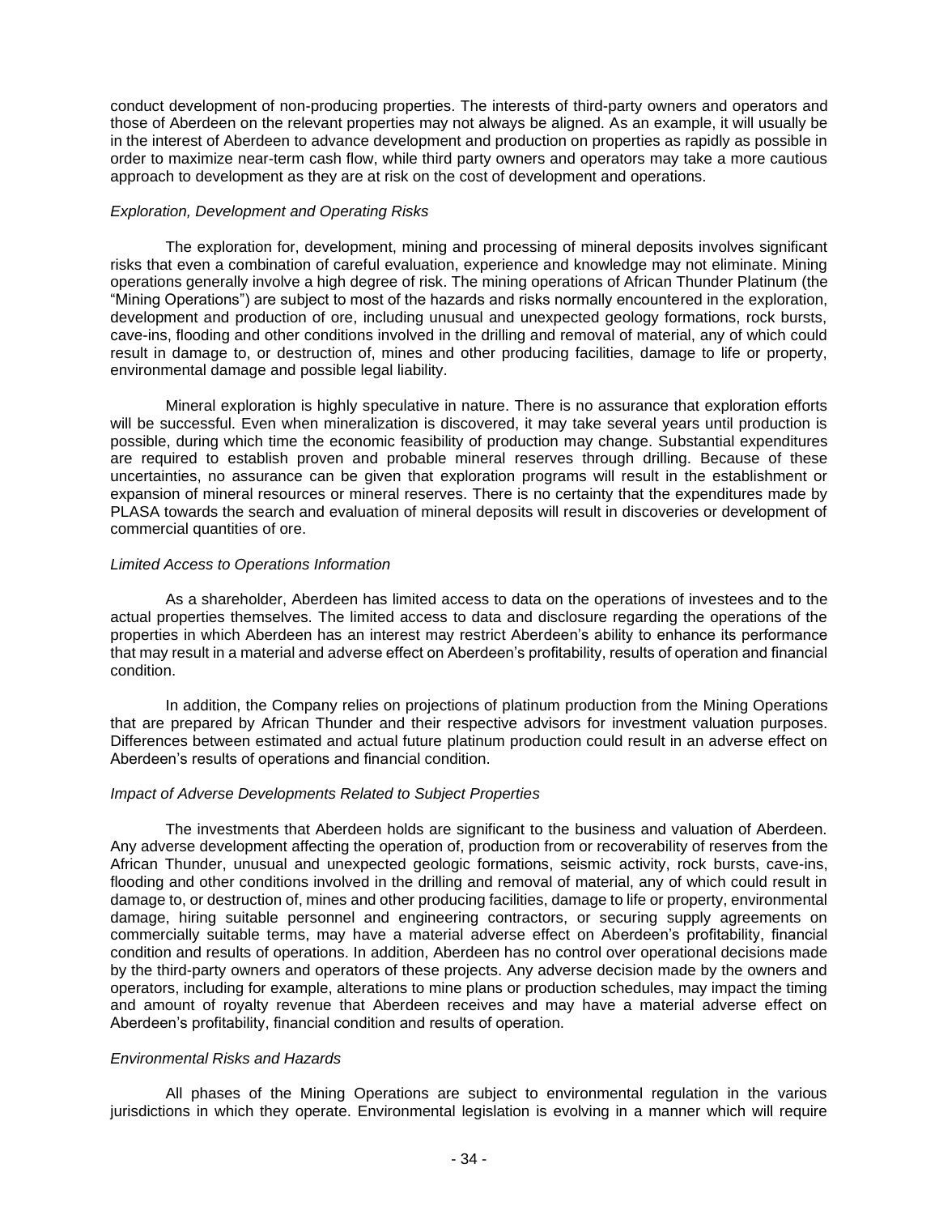conduct development of non-producing properties. The interests of third-party owners and operators and those of Aberdeen on the relevant properties may not always be aligned. As an example, it will usually be in the interest of Aberdeen to advance development and production on properties as rapidly as possible in order to maximize near-term cash flow, while third party owners and operators may take a more cautious approach to development as they are at risk on the cost of development and operations.

*Exploration, Development and Operating Risks*

The exploration for, development, mining and processing of mineral deposits involves significant risks that even a combination of careful evaluation, experience and knowledge may not eliminate. Mining operations generally involve a high degree of risk. The mining operations of African Thunder Platinum (the "Mining Operations") are subject to most of the hazards and risks normally encountered in the exploration, development and production of ore, including unusual and unexpected geology formations, rock bursts, cave-ins, flooding and other conditions involved in the drilling and removal of material, any of which could result in damage to, or destruction of, mines and other producing facilities, damage to life or property, environmental damage and possible legal liability.

Mineral exploration is highly speculative in nature. There is no assurance that exploration efforts will be successful. Even when mineralization is discovered, it may take several years until production is possible, during which time the economic feasibility of production may change. Substantial expenditures are required to establish proven and probable mineral reserves through drilling. Because of these uncertainties, no assurance can be given that exploration programs will result in the establishment or expansion of mineral resources or mineral reserves. There is no certainty that the expenditures made by PLASA towards the search and evaluation of mineral deposits will result in discoveries or development of commercial quantities of ore.

*Limited Access to Operations Information*

As a shareholder, Aberdeen has limited access to data on the operations of investees and to the actual properties themselves. The limited access to data and disclosure regarding the operations of the properties in which Aberdeen has an interest may restrict Aberdeen's ability to enhance its performance that may result in a material and adverse effect on Aberdeen's profitability, results of operation and financial condition.

In addition, the Company relies on projections of platinum production from the Mining Operations that are prepared by African Thunder and their respective advisors for investment valuation purposes. Differences between estimated and actual future platinum production could result in an adverse effect on Aberdeen's results of operations and financial condition.

*Impact of Adverse Developments Related to Subject Properties*

The investments that Aberdeen holds are significant to the business and valuation of Aberdeen. Any adverse development affecting the operation of, production from or recoverability of reserves from the African Thunder, unusual and unexpected geologic formations, seismic activity, rock bursts, cave-ins, flooding and other conditions involved in the drilling and removal of material, any of which could result in damage to, or destruction of, mines and other producing facilities, damage to life or property, environmental damage, hiring suitable personnel and engineering contractors, or securing supply agreements on commercially suitable terms, may have a material adverse effect on Aberdeen's profitability, financial condition and results of operations. In addition, Aberdeen has no control over operational decisions made by the third-party owners and operators of these projects. Any adverse decision made by the owners and operators, including for example, alterations to mine plans or production schedules, may impact the timing and amount of royalty revenue that Aberdeen receives and may have a material adverse effect on Aberdeen's profitability, financial condition and results of operation.

*Environmental Risks and Hazards*

All phases of the Mining Operations are subject to environmental regulation in the various jurisdictions in which they operate. Environmental legislation is evolving in a manner which will require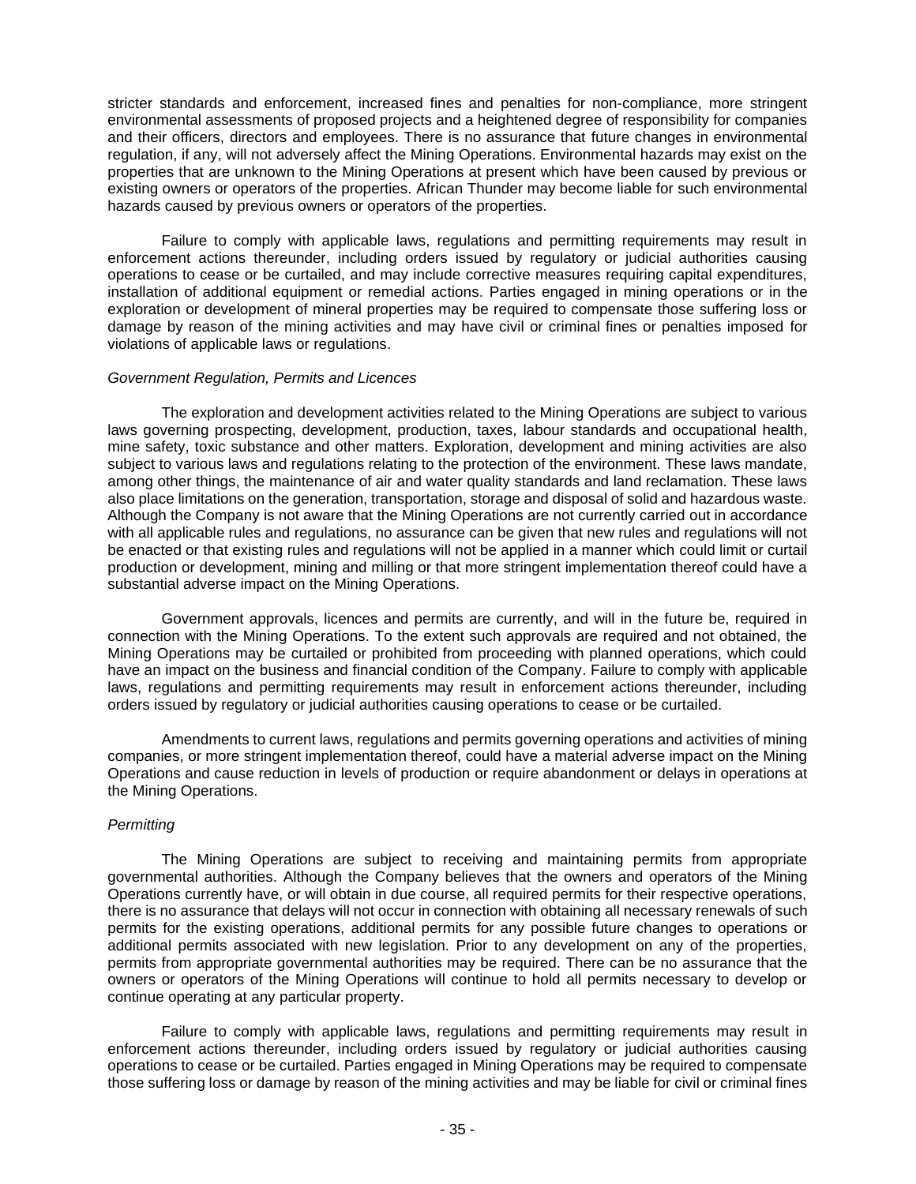stricter standards and enforcement, increased fines and penalties for non-compliance, more stringent environmental assessments of proposed projects and a heightened degree of responsibility for companies and their officers, directors and employees. There is no assurance that future changes in environmental regulation, if any, will not adversely affect the Mining Operations. Environmental hazards may exist on the properties that are unknown to the Mining Operations at present which have been caused by previous or existing owners or operators of the properties. African Thunder may become liable for such environmental hazards caused by previous owners or operators of the properties.

Failure to comply with applicable laws, regulations and permitting requirements may result in enforcement actions thereunder, including orders issued by regulatory or judicial authorities causing operations to cease or be curtailed, and may include corrective measures requiring capital expenditures, installation of additional equipment or remedial actions. Parties engaged in mining operations or in the exploration or development of mineral properties may be required to compensate those suffering loss or damage by reason of the mining activities and may have civil or criminal fines or penalties imposed for violations of applicable laws or regulations.

*Government Regulation, Permits and Licences*

The exploration and development activities related to the Mining Operations are subject to various laws governing prospecting, development, production, taxes, labour standards and occupational health, mine safety, toxic substance and other matters. Exploration, development and mining activities are also subject to various laws and regulations relating to the protection of the environment. These laws mandate, among other things, the maintenance of air and water quality standards and land reclamation. These laws also place limitations on the generation, transportation, storage and disposal of solid and hazardous waste. Although the Company is not aware that the Mining Operations are not currently carried out in accordance with all applicable rules and regulations, no assurance can be given that new rules and regulations will not be enacted or that existing rules and regulations will not be applied in a manner which could limit or curtail production or development, mining and milling or that more stringent implementation thereof could have a substantial adverse impact on the Mining Operations.

Government approvals, licences and permits are currently, and will in the future be, required in connection with the Mining Operations. To the extent such approvals are required and not obtained, the Mining Operations may be curtailed or prohibited from proceeding with planned operations, which could have an impact on the business and financial condition of the Company. Failure to comply with applicable laws, regulations and permitting requirements may result in enforcement actions thereunder, including orders issued by regulatory or judicial authorities causing operations to cease or be curtailed.

Amendments to current laws, regulations and permits governing operations and activities of mining companies, or more stringent implementation thereof, could have a material adverse impact on the Mining Operations and cause reduction in levels of production or require abandonment or delays in operations at the Mining Operations.

*Permitting*

The Mining Operations are subject to receiving and maintaining permits from appropriate governmental authorities. Although the Company believes that the owners and operators of the Mining Operations currently have, or will obtain in due course, all required permits for their respective operations, there is no assurance that delays will not occur in connection with obtaining all necessary renewals of such permits for the existing operations, additional permits for any possible future changes to operations or additional permits associated with new legislation. Prior to any development on any of the properties, permits from appropriate governmental authorities may be required. There can be no assurance that the owners or operators of the Mining Operations will continue to hold all permits necessary to develop or continue operating at any particular property.

Failure to comply with applicable laws, regulations and permitting requirements may result in enforcement actions thereunder, including orders issued by regulatory or judicial authorities causing operations to cease or be curtailed. Parties engaged in Mining Operations may be required to compensate those suffering loss or damage by reason of the mining activities and may be liable for civil or criminal fines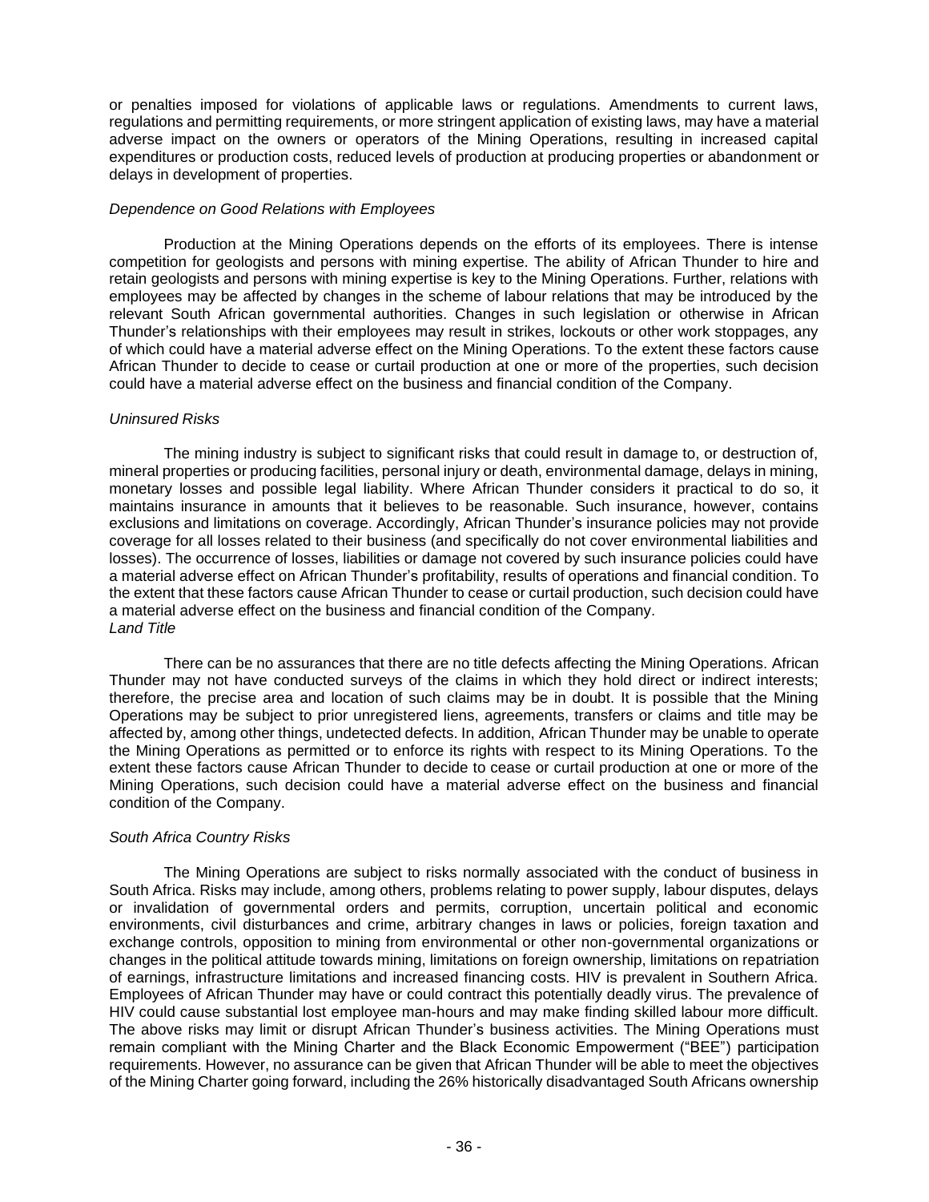or penalties imposed for violations of applicable laws or regulations. Amendments to current laws, regulations and permitting requirements, or more stringent application of existing laws, may have a material adverse impact on the owners or operators of the Mining Operations, resulting in increased capital expenditures or production costs, reduced levels of production at producing properties or abandonment or delays in development of properties.

*Dependence on Good Relations with Employees*

Production at the Mining Operations depends on the efforts of its employees. There is intense competition for geologists and persons with mining expertise. The ability of African Thunder to hire and retain geologists and persons with mining expertise is key to the Mining Operations. Further, relations with employees may be affected by changes in the scheme of labour relations that may be introduced by the relevant South African governmental authorities. Changes in such legislation or otherwise in African Thunder's relationships with their employees may result in strikes, lockouts or other work stoppages, any of which could have a material adverse effect on the Mining Operations. To the extent these factors cause African Thunder to decide to cease or curtail production at one or more of the properties, such decision could have a material adverse effect on the business and financial condition of the Company.

*Uninsured Risks*

The mining industry is subject to significant risks that could result in damage to, or destruction of, mineral properties or producing facilities, personal injury or death, environmental damage, delays in mining, monetary losses and possible legal liability. Where African Thunder considers it practical to do so, it maintains insurance in amounts that it believes to be reasonable. Such insurance, however, contains exclusions and limitations on coverage. Accordingly, African Thunder's insurance policies may not provide coverage for all losses related to their business (and specifically do not cover environmental liabilities and losses). The occurrence of losses, liabilities or damage not covered by such insurance policies could have a material adverse effect on African Thunder's profitability, results of operations and financial condition. To the extent that these factors cause African Thunder to cease or curtail production, such decision could have a material adverse effect on the business and financial condition of the Company.

*Land Title*

There can be no assurances that there are no title defects affecting the Mining Operations. African Thunder may not have conducted surveys of the claims in which they hold direct or indirect interests; therefore, the precise area and location of such claims may be in doubt. It is possible that the Mining Operations may be subject to prior unregistered liens, agreements, transfers or claims and title may be affected by, among other things, undetected defects. In addition, African Thunder may be unable to operate the Mining Operations as permitted or to enforce its rights with respect to its Mining Operations. To the extent these factors cause African Thunder to decide to cease or curtail production at one or more of the Mining Operations, such decision could have a material adverse effect on the business and financial condition of the Company.

*South Africa Country Risks*

The Mining Operations are subject to risks normally associated with the conduct of business in South Africa. Risks may include, among others, problems relating to power supply, labour disputes, delays or invalidation of governmental orders and permits, corruption, uncertain political and economic environments, civil disturbances and crime, arbitrary changes in laws or policies, foreign taxation and exchange controls, opposition to mining from environmental or other non-governmental organizations or changes in the political attitude towards mining, limitations on foreign ownership, limitations on repatriation of earnings, infrastructure limitations and increased financing costs. HIV is prevalent in Southern Africa. Employees of African Thunder may have or could contract this potentially deadly virus. The prevalence of HIV could cause substantial lost employee man-hours and may make finding skilled labour more difficult. The above risks may limit or disrupt African Thunder's business activities. The Mining Operations must remain compliant with the Mining Charter and the Black Economic Empowerment ("BEE") participation requirements. However, no assurance can be given that African Thunder will be able to meet the objectives of the Mining Charter going forward, including the 26% historically disadvantaged South Africans ownership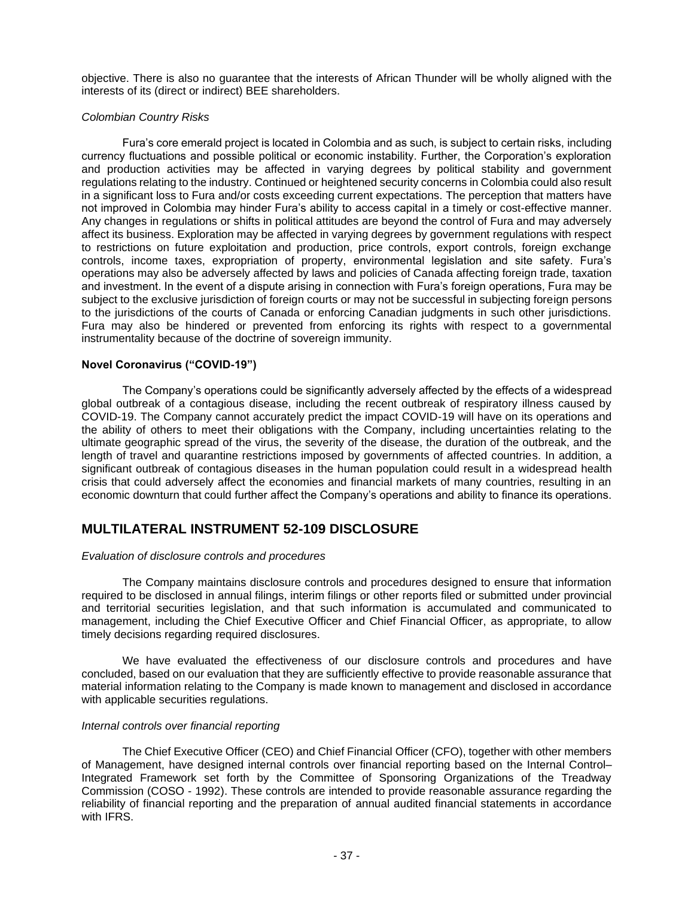objective. There is also no guarantee that the interests of African Thunder will be wholly aligned with the interests of its (direct or indirect) BEE shareholders.

*Colombian Country Risks*

Fura's core emerald project is located in Colombia and as such, is subject to certain risks, including currency fluctuations and possible political or economic instability. Further, the Corporation's exploration and production activities may be affected in varying degrees by political stability and government regulations relating to the industry. Continued or heightened security concerns in Colombia could also result in a significant loss to Fura and/or costs exceeding current expectations. The perception that matters have not improved in Colombia may hinder Fura's ability to access capital in a timely or cost-effective manner. Any changes in regulations or shifts in political attitudes are beyond the control of Fura and may adversely affect its business. Exploration may be affected in varying degrees by government regulations with respect to restrictions on future exploitation and production, price controls, export controls, foreign exchange controls, income taxes, expropriation of property, environmental legislation and site safety. Fura's operations may also be adversely affected by laws and policies of Canada affecting foreign trade, taxation and investment. In the event of a dispute arising in connection with Fura's foreign operations, Fura may be subject to the exclusive jurisdiction of foreign courts or may not be successful in subjecting foreign persons to the jurisdictions of the courts of Canada or enforcing Canadian judgments in such other jurisdictions. Fura may also be hindered or prevented from enforcing its rights with respect to a governmental instrumentality because of the doctrine of sovereign immunity.

**Novel Coronavirus ("COVID-19")**

The Company's operations could be significantly adversely affected by the effects of a widespread global outbreak of a contagious disease, including the recent outbreak of respiratory illness caused by COVID-19. The Company cannot accurately predict the impact COVID-19 will have on its operations and the ability of others to meet their obligations with the Company, including uncertainties relating to the ultimate geographic spread of the virus, the severity of the disease, the duration of the outbreak, and the length of travel and quarantine restrictions imposed by governments of affected countries. In addition, a significant outbreak of contagious diseases in the human population could result in a widespread health crisis that could adversely affect the economies and financial markets of many countries, resulting in an economic downturn that could further affect the Company's operations and ability to finance its operations.

## MULTILATERAL INSTRUMENT 52-109 DISCLOSURE

*Evaluation of disclosure controls and procedures*

The Company maintains disclosure controls and procedures designed to ensure that information required to be disclosed in annual filings, interim filings or other reports filed or submitted under provincial and territorial securities legislation, and that such information is accumulated and communicated to management, including the Chief Executive Officer and Chief Financial Officer, as appropriate, to allow timely decisions regarding required disclosures.

We have evaluated the effectiveness of our disclosure controls and procedures and have concluded, based on our evaluation that they are sufficiently effective to provide reasonable assurance that material information relating to the Company is made known to management and disclosed in accordance with applicable securities regulations.

*Internal controls over financial reporting*

The Chief Executive Officer (CEO) and Chief Financial Officer (CFO), together with other members of Management, have designed internal controls over financial reporting based on the Internal Control–Integrated Framework set forth by the Committee of Sponsoring Organizations of the Treadway Commission (COSO - 1992). These controls are intended to provide reasonable assurance regarding the reliability of financial reporting and the preparation of annual audited financial statements in accordance with IFRS.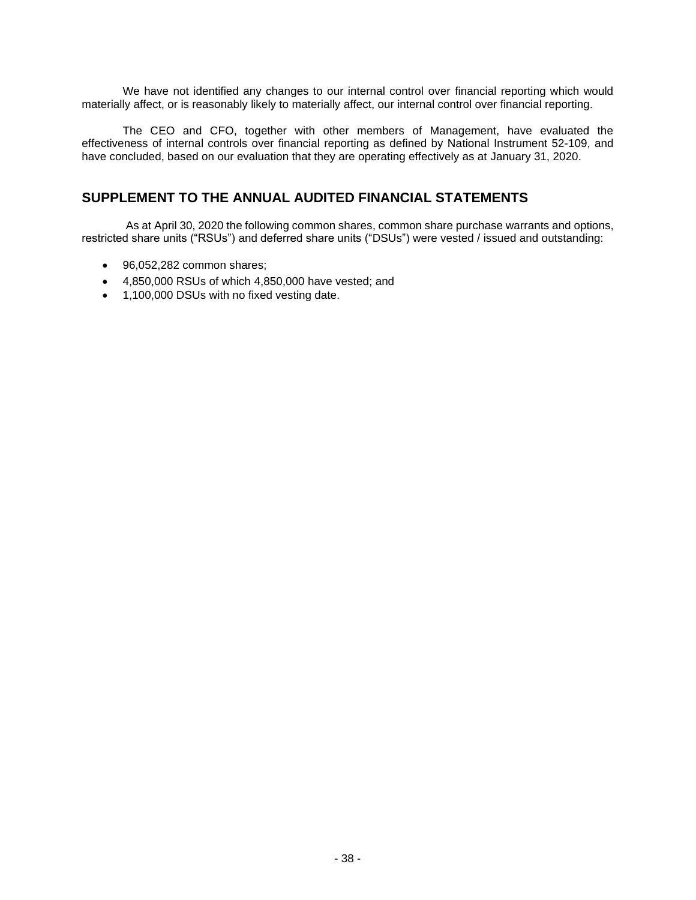We have not identified any changes to our internal control over financial reporting which would materially affect, or is reasonably likely to materially affect, our internal control over financial reporting.

The CEO and CFO, together with other members of Management, have evaluated the effectiveness of internal controls over financial reporting as defined by National Instrument 52-109, and have concluded, based on our evaluation that they are operating effectively as at January 31, 2020.

## SUPPLEMENT TO THE ANNUAL AUDITED FINANCIAL STATEMENTS

As at April 30, 2020 the following common shares, common share purchase warrants and options, restricted share units ("RSUs") and deferred share units ("DSUs") were vested / issued and outstanding:

- 96,052,282 common shares;
- 4,850,000 RSUs of which 4,850,000 have vested; and
- 1,100,000 DSUs with no fixed vesting date.